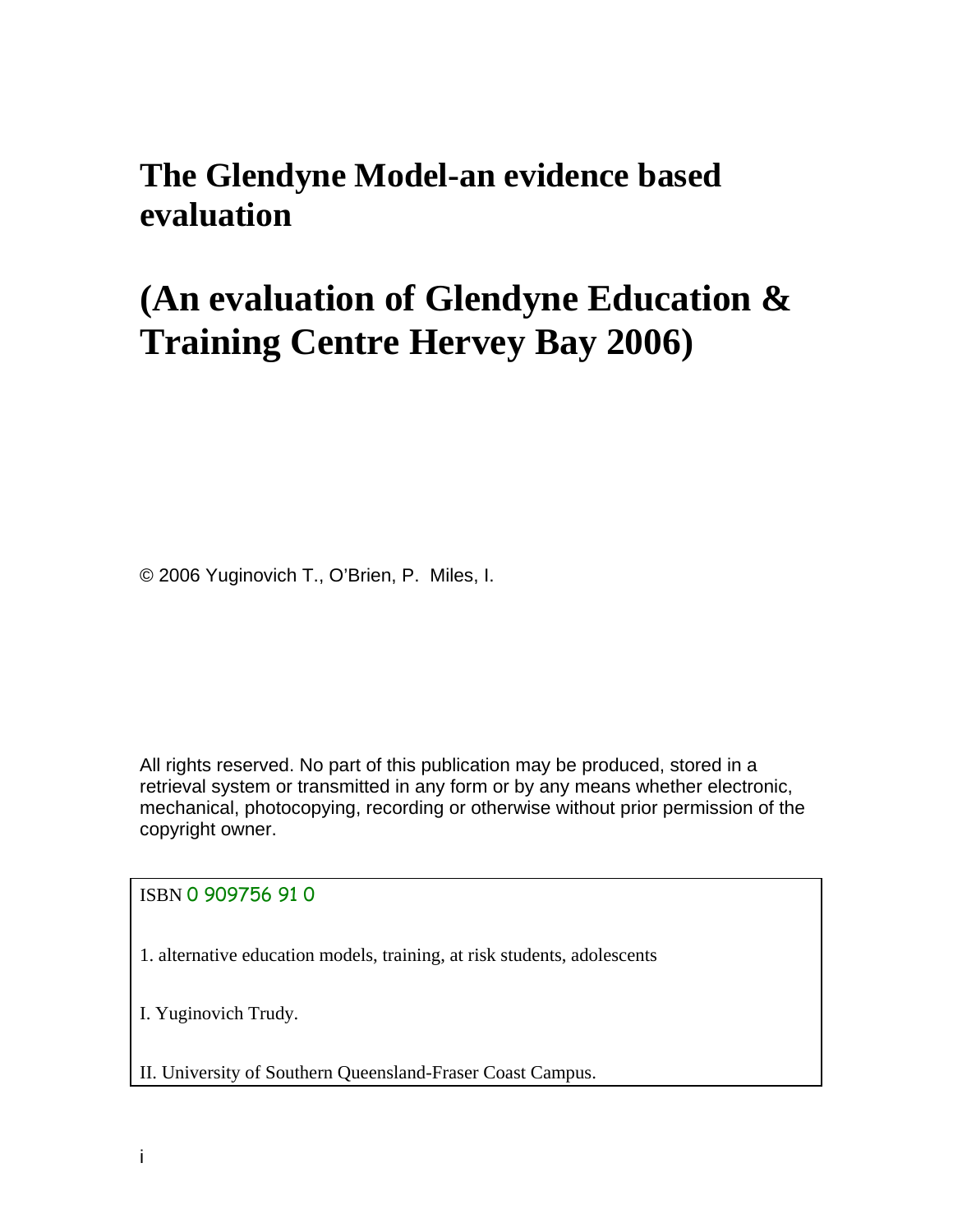# The Glendyne Model-an evidence based evaluation

# (An evaluation of Glendyne Education & Training Centre Hervey Bay 2006)

© 2006 Yuginovich T., O'Brien, P. Miles, I.

All rights reserved. No part of this publication may be produced, stored in a retrieval system or transmitted in any form or by any means whether electronic, mechanical, photocopying, recording or otherwise without prior permission of the copyright owner.

ISBN 0 909756 91 0

1. alternative education models, training, at risk students, adolescents

I. Yuginovich Trudy.

II. University of Southern Queensland-Fraser Coast Campus.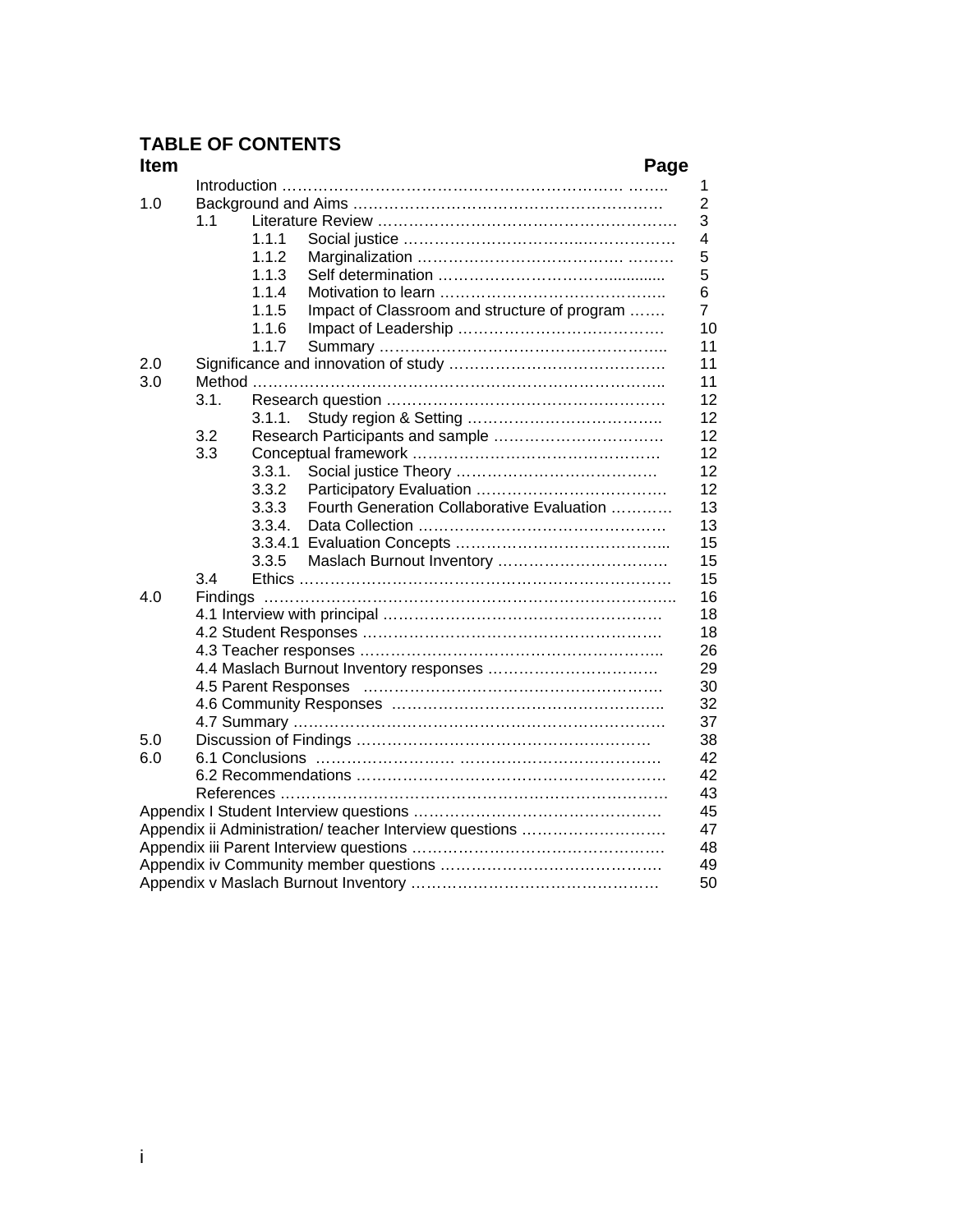## TABLE OF CONTENTS

| Item | | | | Page |
|---|---|---|---|---|
| | Introduction | | | 1 |
| 1.0 | Background and Aims | | | 2 |
| | 1.1 | Literature Review | | 3 |
| | | 1.1.1 | Social justice | 4 |
| | | 1.1.2 | Marginalization | 5 |
| | | 1.1.3 | Self determination | 5 |
| | | 1.1.4 | Motivation to learn | 6 |
| | | 1.1.5 | Impact of Classroom and structure of program | 7 |
| | | 1.1.6 | Impact of Leadership | 10 |
| | | 1.1.7 | Summary | 11 |
| 2.0 | Significance and innovation of study | | | 11 |
| 3.0 | Method | | | 11 |
| | 3.1. | Research question | | 12 |
| | | 3.1.1. | Study region & Setting | 12 |
| | 3.2 | Research Participants and sample | | 12 |
| | 3.3 | Conceptual framework | | 12 |
| | | 3.3.1. | Social justice Theory | 12 |
| | | 3.3.2 | Participatory Evaluation | 12 |
| | | 3.3.3 | Fourth Generation Collaborative Evaluation | 13 |
| | | 3.3.4. | Data Collection | 13 |
| | | 3.3.4.1 | Evaluation Concepts | 15 |
| | | 3.3.5 | Maslach Burnout Inventory | 15 |
| | 3.4 | Ethics | | 15 |
| 4.0 | Findings | | | 16 |
| | 4.1 Interview with principal | | | 18 |
| | 4.2 Student Responses | | | 18 |
| | 4.3 Teacher responses | | | 26 |
| | 4.4 Maslach Burnout Inventory responses | | | 29 |
| | 4.5 Parent Responses | | | 30 |
| | 4.6 Community Responses | | | 32 |
| | 4.7 Summary | | | 37 |
| 5.0 | Discussion of Findings | | | 38 |
| 6.0 | 6.1 Conclusions | | | 42 |
| | 6.2 Recommendations | | | 42 |
| | References | | | 43 |
| Appendix I Student Interview questions | | | | 45 |
| Appendix ii Administration/ teacher Interview questions | | | | 47 |
| Appendix iii Parent Interview questions | | | | 48 |
| Appendix iv Community member questions | | | | 49 |
| Appendix v Maslach Burnout Inventory | | | | 50 |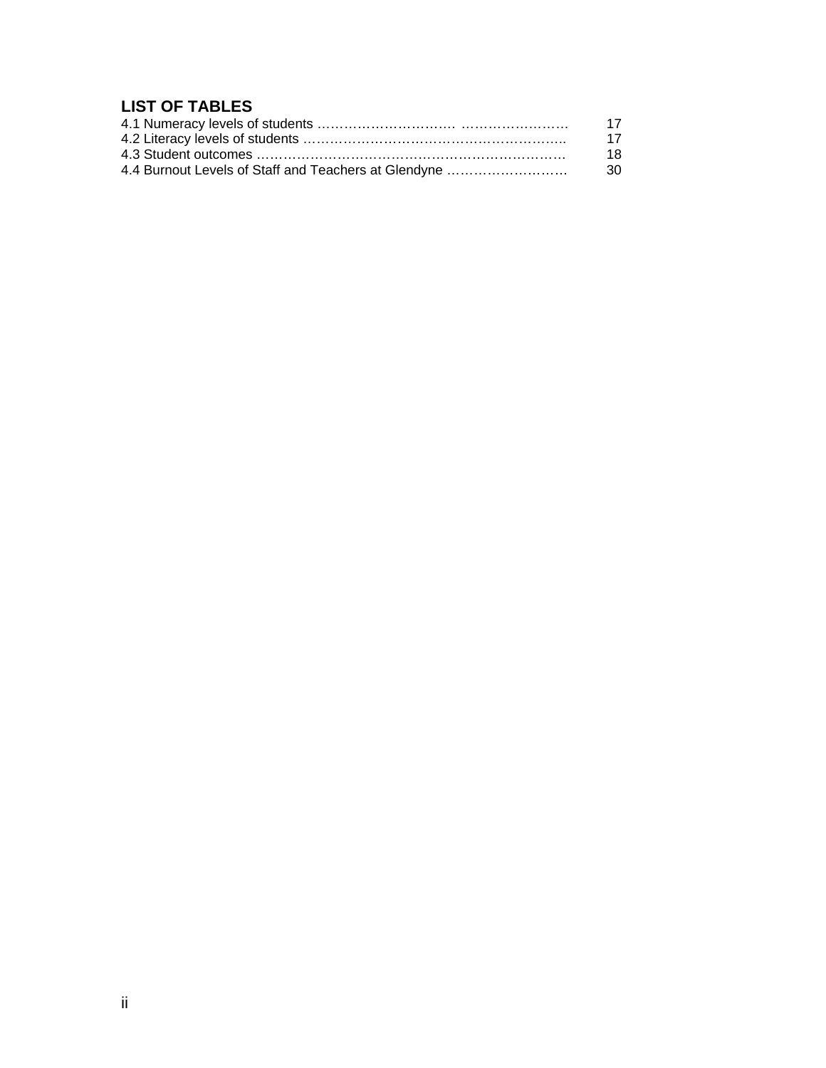## LIST OF TABLES

4.1 Numeracy levels of students …………………………. …………………… 17
4.2 Literacy levels of students ………………………………………………….. 17
4.3 Student outcomes …………………………………………………………… 18
4.4 Burnout Levels of Staff and Teachers at Glendyne ……………………… 30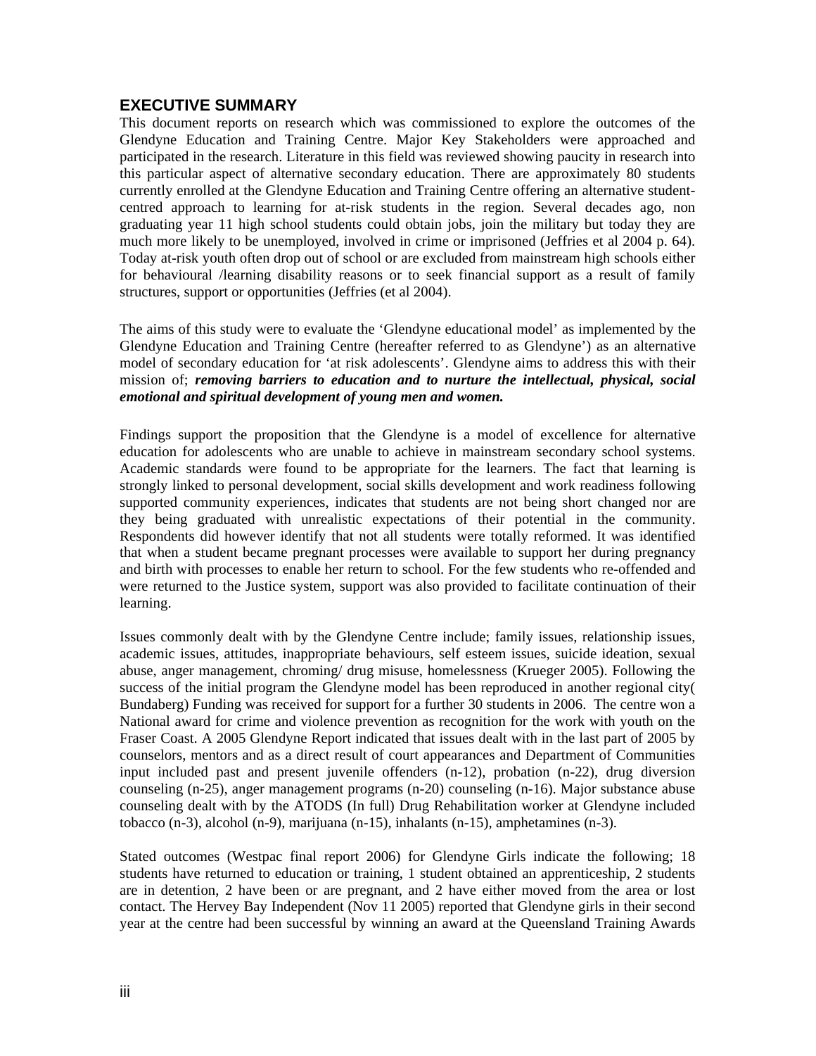## EXECUTIVE SUMMARY

This document reports on research which was commissioned to explore the outcomes of the Glendyne Education and Training Centre. Major Key Stakeholders were approached and participated in the research. Literature in this field was reviewed showing paucity in research into this particular aspect of alternative secondary education. There are approximately 80 students currently enrolled at the Glendyne Education and Training Centre offering an alternative student-centred approach to learning for at-risk students in the region. Several decades ago, non graduating year 11 high school students could obtain jobs, join the military but today they are much more likely to be unemployed, involved in crime or imprisoned (Jeffries et al 2004 p. 64). Today at-risk youth often drop out of school or are excluded from mainstream high schools either for behavioural /learning disability reasons or to seek financial support as a result of family structures, support or opportunities (Jeffries (et al 2004).

The aims of this study were to evaluate the 'Glendyne educational model' as implemented by the Glendyne Education and Training Centre (hereafter referred to as Glendyne') as an alternative model of secondary education for 'at risk adolescents'. Glendyne aims to address this with their mission of; ***removing barriers to education and to nurture the intellectual, physical, social emotional and spiritual development of young men and women.***

Findings support the proposition that the Glendyne is a model of excellence for alternative education for adolescents who are unable to achieve in mainstream secondary school systems. Academic standards were found to be appropriate for the learners. The fact that learning is strongly linked to personal development, social skills development and work readiness following supported community experiences, indicates that students are not being short changed nor are they being graduated with unrealistic expectations of their potential in the community. Respondents did however identify that not all students were totally reformed. It was identified that when a student became pregnant processes were available to support her during pregnancy and birth with processes to enable her return to school. For the few students who re-offended and were returned to the Justice system, support was also provided to facilitate continuation of their learning.

Issues commonly dealt with by the Glendyne Centre include; family issues, relationship issues, academic issues, attitudes, inappropriate behaviours, self esteem issues, suicide ideation, sexual abuse, anger management, chroming/ drug misuse, homelessness (Krueger 2005). Following the success of the initial program the Glendyne model has been reproduced in another regional city( Bundaberg) Funding was received for support for a further 30 students in 2006. The centre won a National award for crime and violence prevention as recognition for the work with youth on the Fraser Coast. A 2005 Glendyne Report indicated that issues dealt with in the last part of 2005 by counselors, mentors and as a direct result of court appearances and Department of Communities input included past and present juvenile offenders (n-12), probation (n-22), drug diversion counseling (n-25), anger management programs (n-20) counseling (n-16). Major substance abuse counseling dealt with by the ATODS (In full) Drug Rehabilitation worker at Glendyne included tobacco (n-3), alcohol (n-9), marijuana (n-15), inhalants (n-15), amphetamines (n-3).

Stated outcomes (Westpac final report 2006) for Glendyne Girls indicate the following; 18 students have returned to education or training, 1 student obtained an apprenticeship, 2 students are in detention, 2 have been or are pregnant, and 2 have either moved from the area or lost contact. The Hervey Bay Independent (Nov 11 2005) reported that Glendyne girls in their second year at the centre had been successful by winning an award at the Queensland Training Awards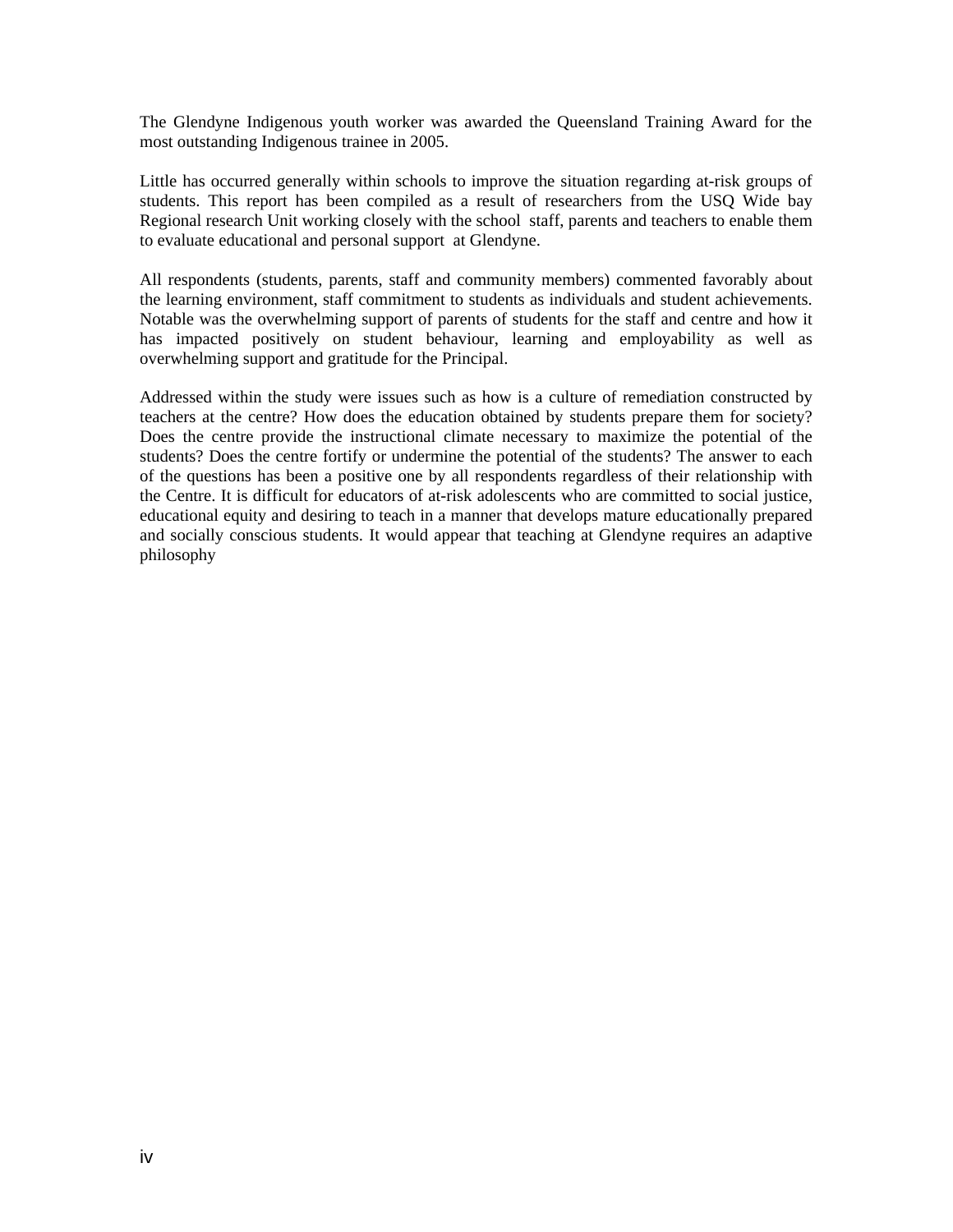The Glendyne Indigenous youth worker was awarded the Queensland Training Award for the most outstanding Indigenous trainee in 2005.

Little has occurred generally within schools to improve the situation regarding at-risk groups of students. This report has been compiled as a result of researchers from the USQ Wide bay Regional research Unit working closely with the school staff, parents and teachers to enable them to evaluate educational and personal support at Glendyne.

All respondents (students, parents, staff and community members) commented favorably about the learning environment, staff commitment to students as individuals and student achievements. Notable was the overwhelming support of parents of students for the staff and centre and how it has impacted positively on student behaviour, learning and employability as well as overwhelming support and gratitude for the Principal.

Addressed within the study were issues such as how is a culture of remediation constructed by teachers at the centre? How does the education obtained by students prepare them for society? Does the centre provide the instructional climate necessary to maximize the potential of the students? Does the centre fortify or undermine the potential of the students? The answer to each of the questions has been a positive one by all respondents regardless of their relationship with the Centre. It is difficult for educators of at-risk adolescents who are committed to social justice, educational equity and desiring to teach in a manner that develops mature educationally prepared and socially conscious students. It would appear that teaching at Glendyne requires an adaptive philosophy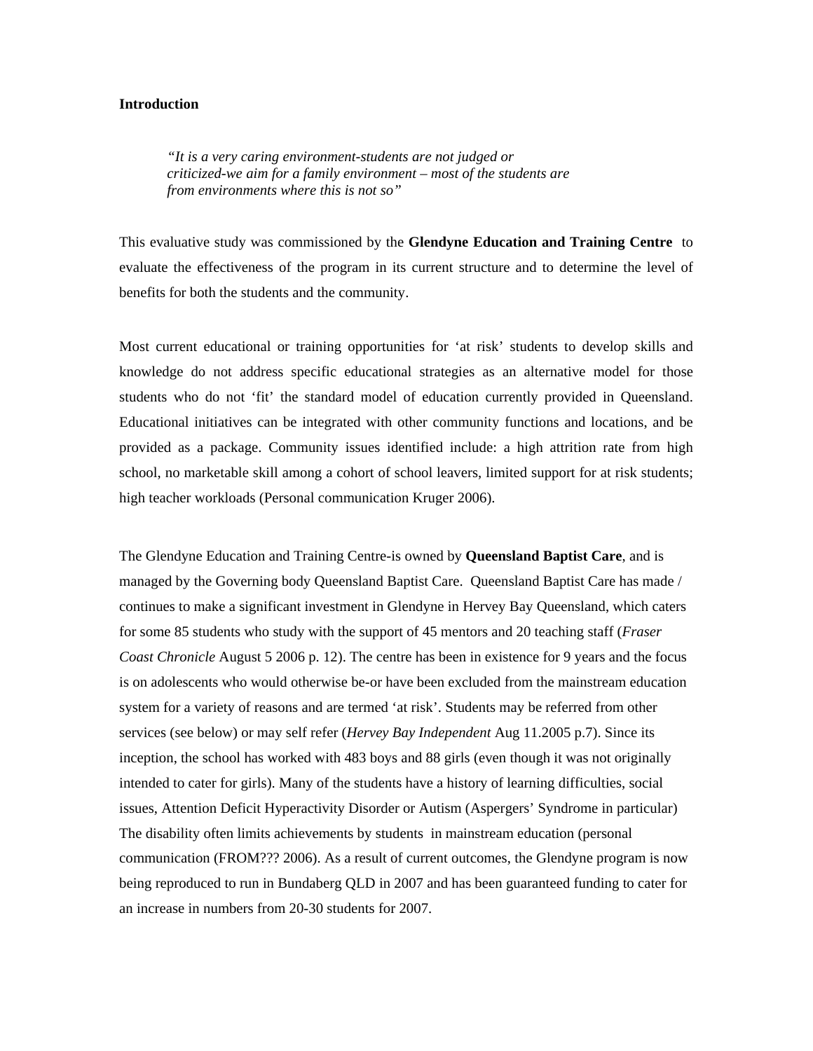**Introduction**

> *"It is a very caring environment-students are not judged or criticized-we aim for a family environment – most of the students are from environments where this is not so"*

This evaluative study was commissioned by the **Glendyne Education and Training Centre** to evaluate the effectiveness of the program in its current structure and to determine the level of benefits for both the students and the community.

Most current educational or training opportunities for 'at risk' students to develop skills and knowledge do not address specific educational strategies as an alternative model for those students who do not 'fit' the standard model of education currently provided in Queensland. Educational initiatives can be integrated with other community functions and locations, and be provided as a package. Community issues identified include: a high attrition rate from high school, no marketable skill among a cohort of school leavers, limited support for at risk students; high teacher workloads (Personal communication Kruger 2006).

The Glendyne Education and Training Centre-is owned by **Queensland Baptist Care**, and is managed by the Governing body Queensland Baptist Care. Queensland Baptist Care has made / continues to make a significant investment in Glendyne in Hervey Bay Queensland, which caters for some 85 students who study with the support of 45 mentors and 20 teaching staff (*Fraser Coast Chronicle* August 5 2006 p. 12). The centre has been in existence for 9 years and the focus is on adolescents who would otherwise be-or have been excluded from the mainstream education system for a variety of reasons and are termed 'at risk'. Students may be referred from other services (see below) or may self refer (*Hervey Bay Independent* Aug 11.2005 p.7). Since its inception, the school has worked with 483 boys and 88 girls (even though it was not originally intended to cater for girls). Many of the students have a history of learning difficulties, social issues, Attention Deficit Hyperactivity Disorder or Autism (Aspergers' Syndrome in particular) The disability often limits achievements by students in mainstream education (personal communication (FROM??? 2006). As a result of current outcomes, the Glendyne program is now being reproduced to run in Bundaberg QLD in 2007 and has been guaranteed funding to cater for an increase in numbers from 20-30 students for 2007.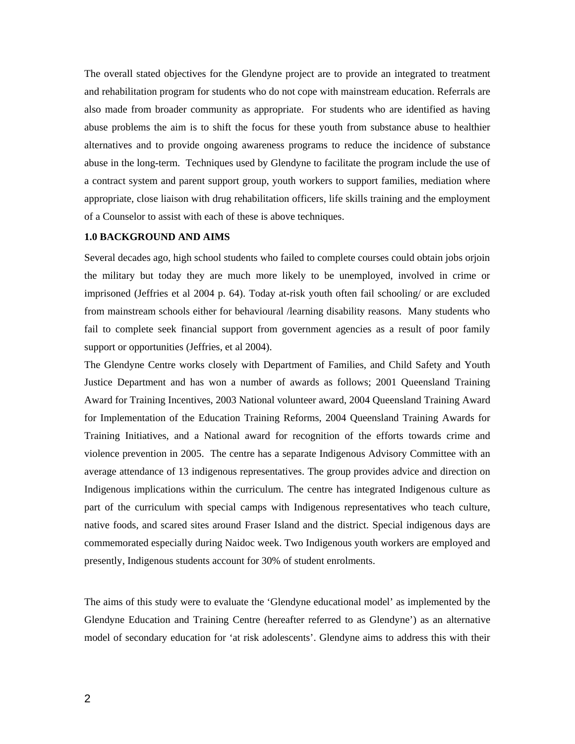The overall stated objectives for the Glendyne project are to provide an integrated to treatment and rehabilitation program for students who do not cope with mainstream education. Referrals are also made from broader community as appropriate. For students who are identified as having abuse problems the aim is to shift the focus for these youth from substance abuse to healthier alternatives and to provide ongoing awareness programs to reduce the incidence of substance abuse in the long-term. Techniques used by Glendyne to facilitate the program include the use of a contract system and parent support group, youth workers to support families, mediation where appropriate, close liaison with drug rehabilitation officers, life skills training and the employment of a Counselor to assist with each of these is above techniques.

**1.0 BACKGROUND AND AIMS**

Several decades ago, high school students who failed to complete courses could obtain jobs orjoin the military but today they are much more likely to be unemployed, involved in crime or imprisoned (Jeffries et al 2004 p. 64). Today at-risk youth often fail schooling/ or are excluded from mainstream schools either for behavioural /learning disability reasons. Many students who fail to complete seek financial support from government agencies as a result of poor family support or opportunities (Jeffries, et al 2004).

The Glendyne Centre works closely with Department of Families, and Child Safety and Youth Justice Department and has won a number of awards as follows; 2001 Queensland Training Award for Training Incentives, 2003 National volunteer award, 2004 Queensland Training Award for Implementation of the Education Training Reforms, 2004 Queensland Training Awards for Training Initiatives, and a National award for recognition of the efforts towards crime and violence prevention in 2005. The centre has a separate Indigenous Advisory Committee with an average attendance of 13 indigenous representatives. The group provides advice and direction on Indigenous implications within the curriculum. The centre has integrated Indigenous culture as part of the curriculum with special camps with Indigenous representatives who teach culture, native foods, and scared sites around Fraser Island and the district. Special indigenous days are commemorated especially during Naidoc week. Two Indigenous youth workers are employed and presently, Indigenous students account for 30% of student enrolments.

The aims of this study were to evaluate the 'Glendyne educational model' as implemented by the Glendyne Education and Training Centre (hereafter referred to as Glendyne') as an alternative model of secondary education for 'at risk adolescents'. Glendyne aims to address this with their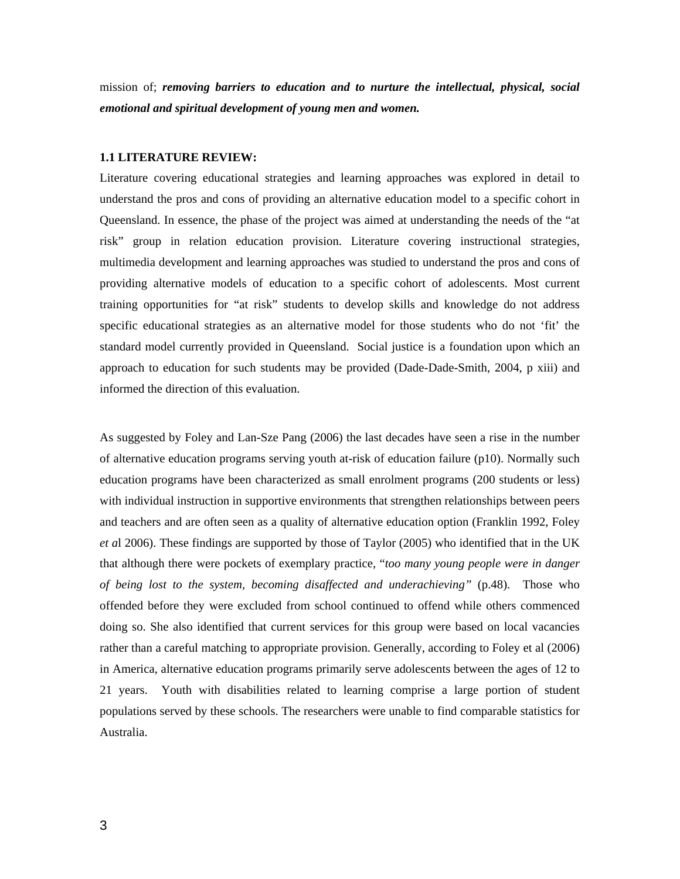mission of; ***removing barriers to education and to nurture the intellectual, physical, social emotional and spiritual development of young men and women.***

### 1.1 LITERATURE REVIEW:

Literature covering educational strategies and learning approaches was explored in detail to understand the pros and cons of providing an alternative education model to a specific cohort in Queensland. In essence, the phase of the project was aimed at understanding the needs of the "at risk" group in relation education provision. Literature covering instructional strategies, multimedia development and learning approaches was studied to understand the pros and cons of providing alternative models of education to a specific cohort of adolescents. Most current training opportunities for "at risk" students to develop skills and knowledge do not address specific educational strategies as an alternative model for those students who do not 'fit' the standard model currently provided in Queensland. Social justice is a foundation upon which an approach to education for such students may be provided (Dade-Dade-Smith, 2004, p xiii) and informed the direction of this evaluation.

As suggested by Foley and Lan-Sze Pang (2006) the last decades have seen a rise in the number of alternative education programs serving youth at-risk of education failure (p10). Normally such education programs have been characterized as small enrolment programs (200 students or less) with individual instruction in supportive environments that strengthen relationships between peers and teachers and are often seen as a quality of alternative education option (Franklin 1992, Foley *et a*l 2006). These findings are supported by those of Taylor (2005) who identified that in the UK that although there were pockets of exemplary practice, "*too many young people were in danger of being lost to the system, becoming disaffected and underachieving"* (p.48). Those who offended before they were excluded from school continued to offend while others commenced doing so. She also identified that current services for this group were based on local vacancies rather than a careful matching to appropriate provision. Generally, according to Foley et al (2006) in America, alternative education programs primarily serve adolescents between the ages of 12 to 21 years. Youth with disabilities related to learning comprise a large portion of student populations served by these schools. The researchers were unable to find comparable statistics for Australia.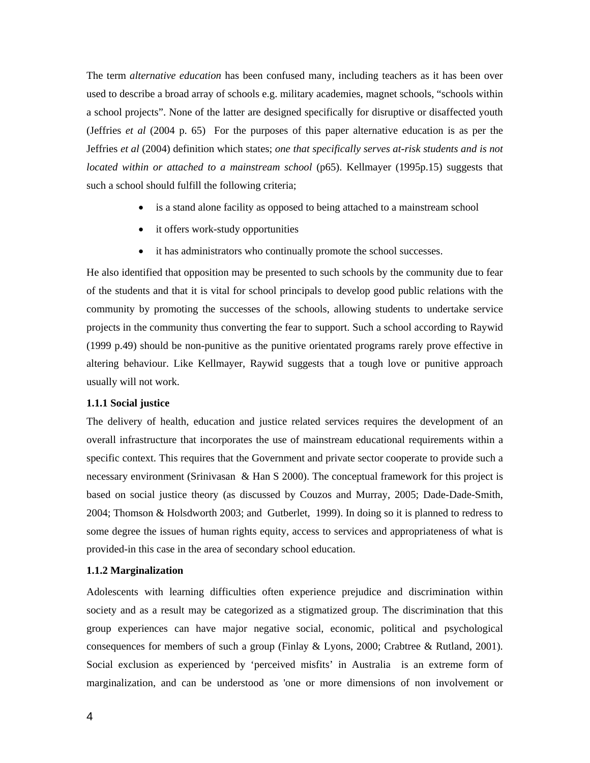The term *alternative education* has been confused many, including teachers as it has been over used to describe a broad array of schools e.g. military academies, magnet schools, "schools within a school projects". None of the latter are designed specifically for disruptive or disaffected youth (Jeffries *et al* (2004 p. 65) For the purposes of this paper alternative education is as per the Jeffries *et al* (2004) definition which states; *one that specifically serves at-risk students and is not located within or attached to a mainstream school* (p65). Kellmayer (1995p.15) suggests that such a school should fulfill the following criteria;

- is a stand alone facility as opposed to being attached to a mainstream school
- it offers work-study opportunities
- it has administrators who continually promote the school successes.

He also identified that opposition may be presented to such schools by the community due to fear of the students and that it is vital for school principals to develop good public relations with the community by promoting the successes of the schools, allowing students to undertake service projects in the community thus converting the fear to support. Such a school according to Raywid (1999 p.49) should be non-punitive as the punitive orientated programs rarely prove effective in altering behaviour. Like Kellmayer, Raywid suggests that a tough love or punitive approach usually will not work.

**1.1.1 Social justice**

The delivery of health, education and justice related services requires the development of an overall infrastructure that incorporates the use of mainstream educational requirements within a specific context. This requires that the Government and private sector cooperate to provide such a necessary environment (Srinivasan & Han S 2000). The conceptual framework for this project is based on social justice theory (as discussed by Couzos and Murray, 2005; Dade-Dade-Smith, 2004; Thomson & Holsdworth 2003; and Gutberlet, 1999). In doing so it is planned to redress to some degree the issues of human rights equity, access to services and appropriateness of what is provided-in this case in the area of secondary school education.

**1.1.2 Marginalization**

Adolescents with learning difficulties often experience prejudice and discrimination within society and as a result may be categorized as a stigmatized group. The discrimination that this group experiences can have major negative social, economic, political and psychological consequences for members of such a group (Finlay & Lyons, 2000; Crabtree & Rutland, 2001). Social exclusion as experienced by 'perceived misfits' in Australia is an extreme form of marginalization, and can be understood as 'one or more dimensions of non involvement or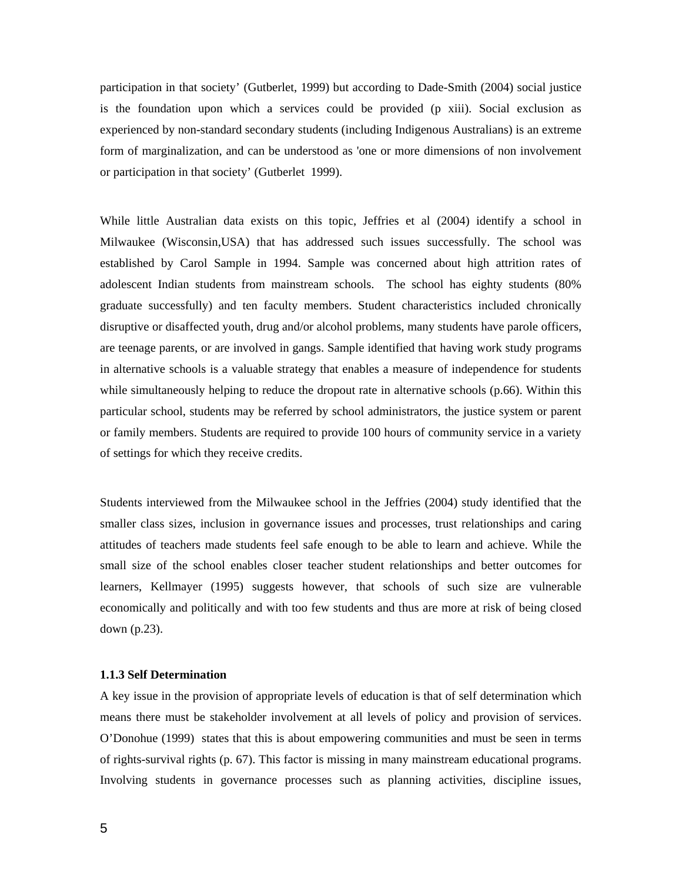participation in that society' (Gutberlet, 1999) but according to Dade-Smith (2004) social justice is the foundation upon which a services could be provided (p xiii). Social exclusion as experienced by non-standard secondary students (including Indigenous Australians) is an extreme form of marginalization, and can be understood as 'one or more dimensions of non involvement or participation in that society' (Gutberlet 1999).

While little Australian data exists on this topic, Jeffries et al (2004) identify a school in Milwaukee (Wisconsin,USA) that has addressed such issues successfully. The school was established by Carol Sample in 1994. Sample was concerned about high attrition rates of adolescent Indian students from mainstream schools. The school has eighty students (80% graduate successfully) and ten faculty members. Student characteristics included chronically disruptive or disaffected youth, drug and/or alcohol problems, many students have parole officers, are teenage parents, or are involved in gangs. Sample identified that having work study programs in alternative schools is a valuable strategy that enables a measure of independence for students while simultaneously helping to reduce the dropout rate in alternative schools (p.66). Within this particular school, students may be referred by school administrators, the justice system or parent or family members. Students are required to provide 100 hours of community service in a variety of settings for which they receive credits.

Students interviewed from the Milwaukee school in the Jeffries (2004) study identified that the smaller class sizes, inclusion in governance issues and processes, trust relationships and caring attitudes of teachers made students feel safe enough to be able to learn and achieve. While the small size of the school enables closer teacher student relationships and better outcomes for learners, Kellmayer (1995) suggests however, that schools of such size are vulnerable economically and politically and with too few students and thus are more at risk of being closed down (p.23).

#### 1.1.3 Self Determination

A key issue in the provision of appropriate levels of education is that of self determination which means there must be stakeholder involvement at all levels of policy and provision of services. O'Donohue (1999) states that this is about empowering communities and must be seen in terms of rights-survival rights (p. 67). This factor is missing in many mainstream educational programs. Involving students in governance processes such as planning activities, discipline issues,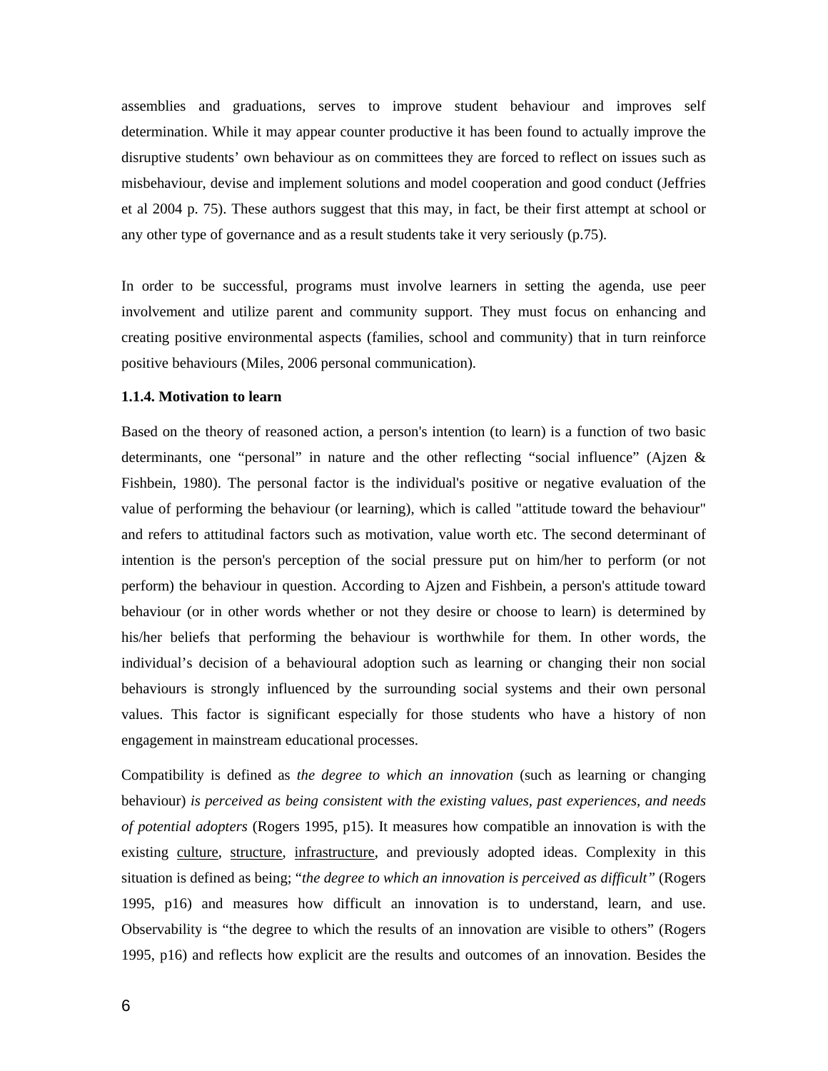assemblies and graduations, serves to improve student behaviour and improves self determination. While it may appear counter productive it has been found to actually improve the disruptive students' own behaviour as on committees they are forced to reflect on issues such as misbehaviour, devise and implement solutions and model cooperation and good conduct (Jeffries et al 2004 p. 75). These authors suggest that this may, in fact, be their first attempt at school or any other type of governance and as a result students take it very seriously (p.75).

In order to be successful, programs must involve learners in setting the agenda, use peer involvement and utilize parent and community support. They must focus on enhancing and creating positive environmental aspects (families, school and community) that in turn reinforce positive behaviours (Miles, 2006 personal communication).

**1.1.4. Motivation to learn**

Based on the theory of reasoned action, a person's intention (to learn) is a function of two basic determinants, one "personal" in nature and the other reflecting "social influence" (Ajzen & Fishbein, 1980). The personal factor is the individual's positive or negative evaluation of the value of performing the behaviour (or learning), which is called "attitude toward the behaviour" and refers to attitudinal factors such as motivation, value worth etc. The second determinant of intention is the person's perception of the social pressure put on him/her to perform (or not perform) the behaviour in question. According to Ajzen and Fishbein, a person's attitude toward behaviour (or in other words whether or not they desire or choose to learn) is determined by his/her beliefs that performing the behaviour is worthwhile for them. In other words, the individual's decision of a behavioural adoption such as learning or changing their non social behaviours is strongly influenced by the surrounding social systems and their own personal values. This factor is significant especially for those students who have a history of non engagement in mainstream educational processes.

Compatibility is defined as *the degree to which an innovation* (such as learning or changing behaviour) *is perceived as being consistent with the existing values, past experiences, and needs of potential adopters* (Rogers 1995, p15). It measures how compatible an innovation is with the existing culture, structure, infrastructure, and previously adopted ideas. Complexity in this situation is defined as being; "*the degree to which an innovation is perceived as difficult"* (Rogers 1995, p16) and measures how difficult an innovation is to understand, learn, and use. Observability is "the degree to which the results of an innovation are visible to others" (Rogers 1995, p16) and reflects how explicit are the results and outcomes of an innovation. Besides the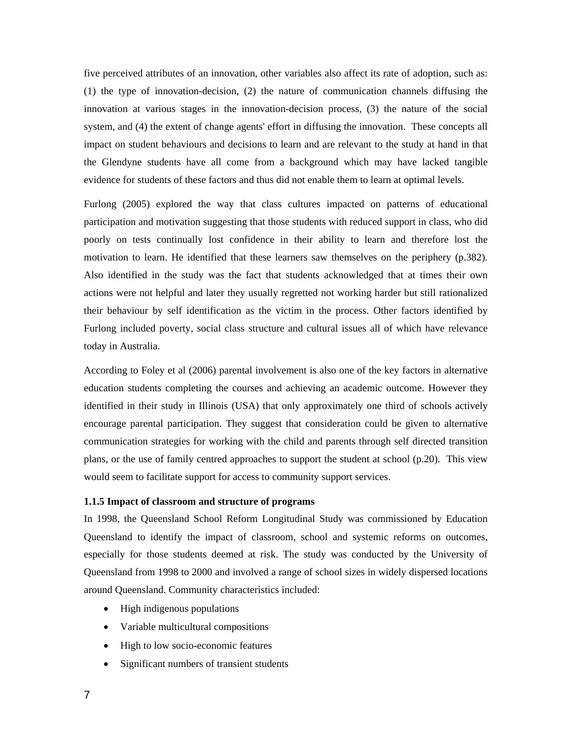five perceived attributes of an innovation, other variables also affect its rate of adoption, such as: (1) the type of innovation-decision, (2) the nature of communication channels diffusing the innovation at various stages in the innovation-decision process, (3) the nature of the social system, and (4) the extent of change agents' effort in diffusing the innovation. These concepts all impact on student behaviours and decisions to learn and are relevant to the study at hand in that the Glendyne students have all come from a background which may have lacked tangible evidence for students of these factors and thus did not enable them to learn at optimal levels.

Furlong (2005) explored the way that class cultures impacted on patterns of educational participation and motivation suggesting that those students with reduced support in class, who did poorly on tests continually lost confidence in their ability to learn and therefore lost the motivation to learn. He identified that these learners saw themselves on the periphery (p.382). Also identified in the study was the fact that students acknowledged that at times their own actions were not helpful and later they usually regretted not working harder but still rationalized their behaviour by self identification as the victim in the process. Other factors identified by Furlong included poverty, social class structure and cultural issues all of which have relevance today in Australia.

According to Foley et al (2006) parental involvement is also one of the key factors in alternative education students completing the courses and achieving an academic outcome. However they identified in their study in Illinois (USA) that only approximately one third of schools actively encourage parental participation. They suggest that consideration could be given to alternative communication strategies for working with the child and parents through self directed transition plans, or the use of family centred approaches to support the student at school (p.20). This view would seem to facilitate support for access to community support services.

### 1.1.5 Impact of classroom and structure of programs

In 1998, the Queensland School Reform Longitudinal Study was commissioned by Education Queensland to identify the impact of classroom, school and systemic reforms on outcomes, especially for those students deemed at risk. The study was conducted by the University of Queensland from 1998 to 2000 and involved a range of school sizes in widely dispersed locations around Queensland. Community characteristics included:

- High indigenous populations
- Variable multicultural compositions
- High to low socio-economic features
- Significant numbers of transient students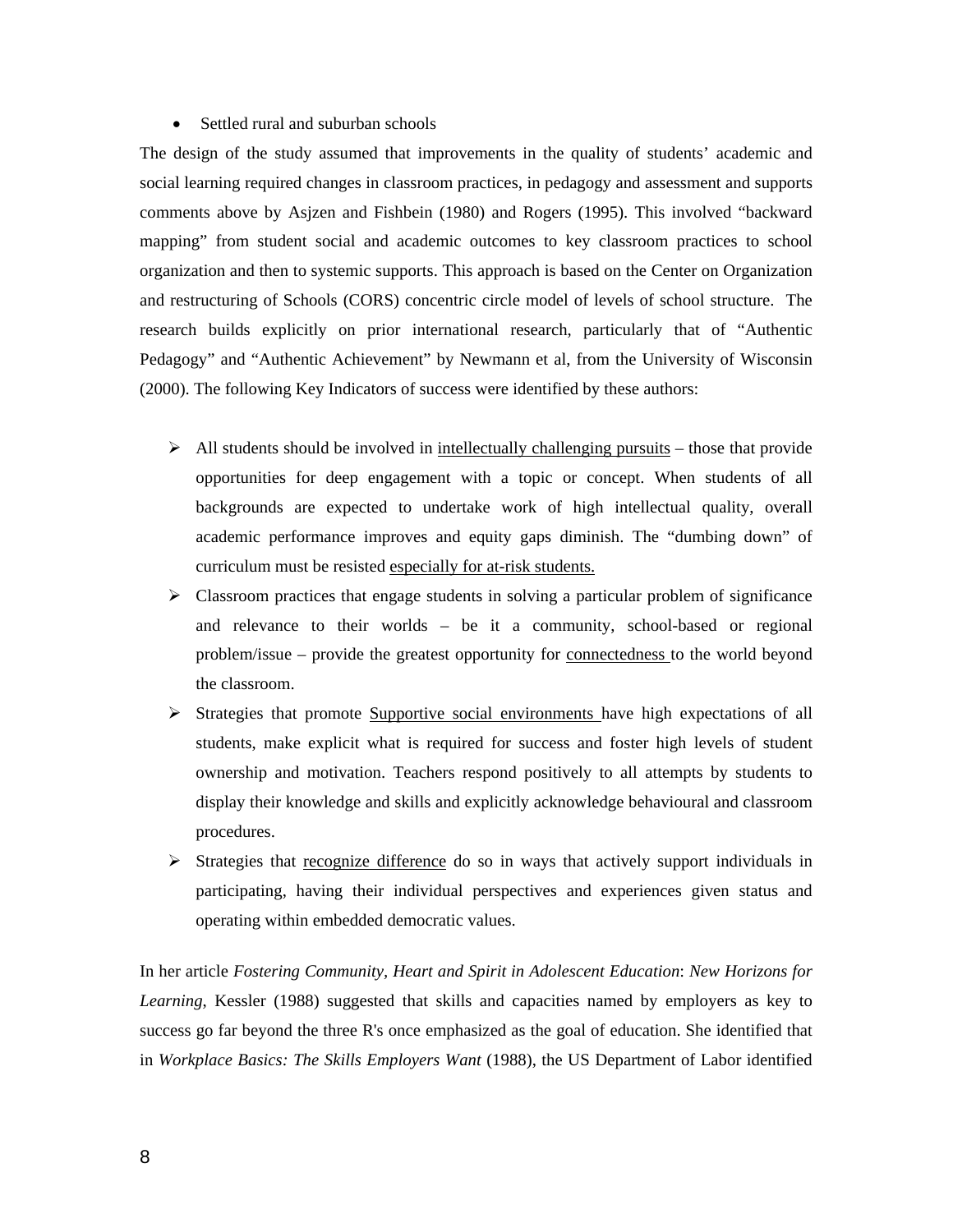- Settled rural and suburban schools

The design of the study assumed that improvements in the quality of students' academic and social learning required changes in classroom practices, in pedagogy and assessment and supports comments above by Asjzen and Fishbein (1980) and Rogers (1995). This involved "backward mapping" from student social and academic outcomes to key classroom practices to school organization and then to systemic supports. This approach is based on the Center on Organization and restructuring of Schools (CORS) concentric circle model of levels of school structure. The research builds explicitly on prior international research, particularly that of "Authentic Pedagogy" and "Authentic Achievement" by Newmann et al, from the University of Wisconsin (2000). The following Key Indicators of success were identified by these authors:

- All students should be involved in <u>intellectually challenging pursuits</u> – those that provide opportunities for deep engagement with a topic or concept. When students of all backgrounds are expected to undertake work of high intellectual quality, overall academic performance improves and equity gaps diminish. The "dumbing down" of curriculum must be resisted <u>especially for at-risk students.</u>
- Classroom practices that engage students in solving a particular problem of significance and relevance to their worlds – be it a community, school-based or regional problem/issue – provide the greatest opportunity for <u>connectedness</u> to the world beyond the classroom.
- Strategies that promote <u>Supportive social environments</u> have high expectations of all students, make explicit what is required for success and foster high levels of student ownership and motivation. Teachers respond positively to all attempts by students to display their knowledge and skills and explicitly acknowledge behavioural and classroom procedures.
- Strategies that <u>recognize difference</u> do so in ways that actively support individuals in participating, having their individual perspectives and experiences given status and operating within embedded democratic values.

In her article *Fostering Community, Heart and Spirit in Adolescent Education*: *New Horizons for Learning*, Kessler (1988) suggested that skills and capacities named by employers as key to success go far beyond the three R's once emphasized as the goal of education. She identified that in *Workplace Basics: The Skills Employers Want* (1988), the US Department of Labor identified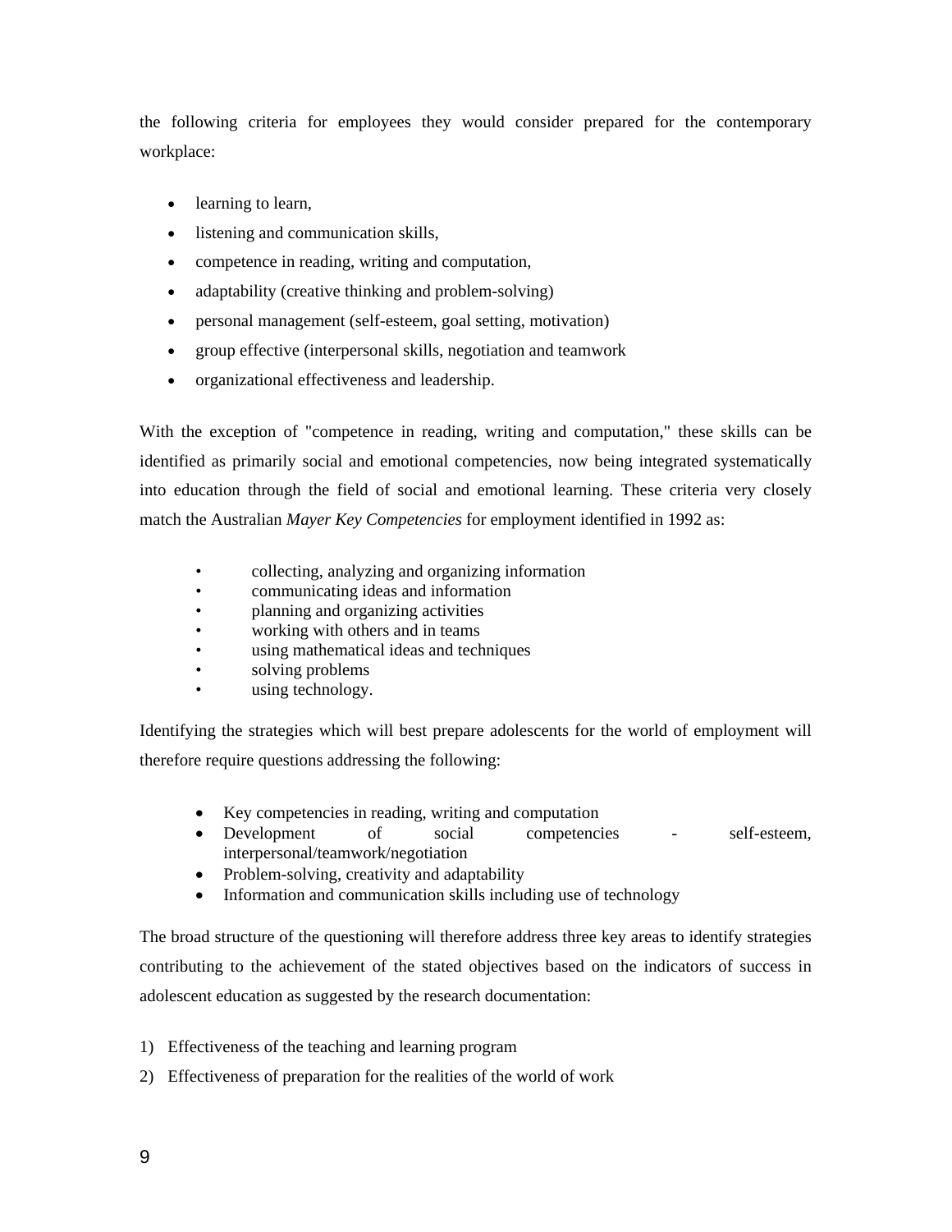the following criteria for employees they would consider prepared for the contemporary workplace:

- learning to learn,
- listening and communication skills,
- competence in reading, writing and computation,
- adaptability (creative thinking and problem-solving)
- personal management (self-esteem, goal setting, motivation)
- group effective (interpersonal skills, negotiation and teamwork
- organizational effectiveness and leadership.

With the exception of "competence in reading, writing and computation," these skills can be identified as primarily social and emotional competencies, now being integrated systematically into education through the field of social and emotional learning. These criteria very closely match the Australian *Mayer Key Competencies* for employment identified in 1992 as:

- collecting, analyzing and organizing information
- communicating ideas and information
- planning and organizing activities
- working with others and in teams
- using mathematical ideas and techniques
- solving problems
- using technology.

Identifying the strategies which will best prepare adolescents for the world of employment will therefore require questions addressing the following:

- Key competencies in reading, writing and computation
- Development of social competencies - self-esteem, interpersonal/teamwork/negotiation
- Problem-solving, creativity and adaptability
- Information and communication skills including use of technology

The broad structure of the questioning will therefore address three key areas to identify strategies contributing to the achievement of the stated objectives based on the indicators of success in adolescent education as suggested by the research documentation:

1) Effectiveness of the teaching and learning program
2) Effectiveness of preparation for the realities of the world of work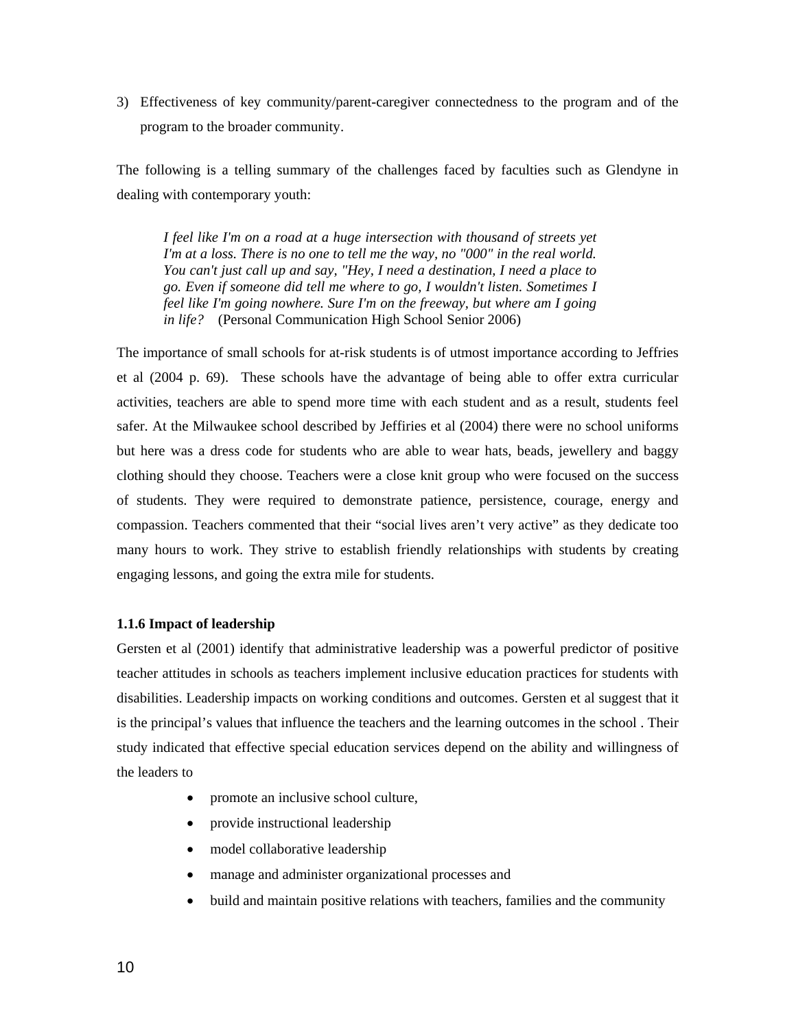3) Effectiveness of key community/parent-caregiver connectedness to the program and of the program to the broader community.

The following is a telling summary of the challenges faced by faculties such as Glendyne in dealing with contemporary youth:

> *I feel like I'm on a road at a huge intersection with thousand of streets yet I'm at a loss. There is no one to tell me the way, no "000" in the real world. You can't just call up and say, "Hey, I need a destination, I need a place to go. Even if someone did tell me where to go, I wouldn't listen. Sometimes I feel like I'm going nowhere. Sure I'm on the freeway, but where am I going in life?* (Personal Communication High School Senior 2006)

The importance of small schools for at-risk students is of utmost importance according to Jeffries et al (2004 p. 69). These schools have the advantage of being able to offer extra curricular activities, teachers are able to spend more time with each student and as a result, students feel safer. At the Milwaukee school described by Jeffiries et al (2004) there were no school uniforms but here was a dress code for students who are able to wear hats, beads, jewellery and baggy clothing should they choose. Teachers were a close knit group who were focused on the success of students. They were required to demonstrate patience, persistence, courage, energy and compassion. Teachers commented that their "social lives aren't very active" as they dedicate too many hours to work. They strive to establish friendly relationships with students by creating engaging lessons, and going the extra mile for students.

### 1.1.6 Impact of leadership

Gersten et al (2001) identify that administrative leadership was a powerful predictor of positive teacher attitudes in schools as teachers implement inclusive education practices for students with disabilities. Leadership impacts on working conditions and outcomes. Gersten et al suggest that it is the principal's values that influence the teachers and the learning outcomes in the school . Their study indicated that effective special education services depend on the ability and willingness of the leaders to

- promote an inclusive school culture,
- provide instructional leadership
- model collaborative leadership
- manage and administer organizational processes and
- build and maintain positive relations with teachers, families and the community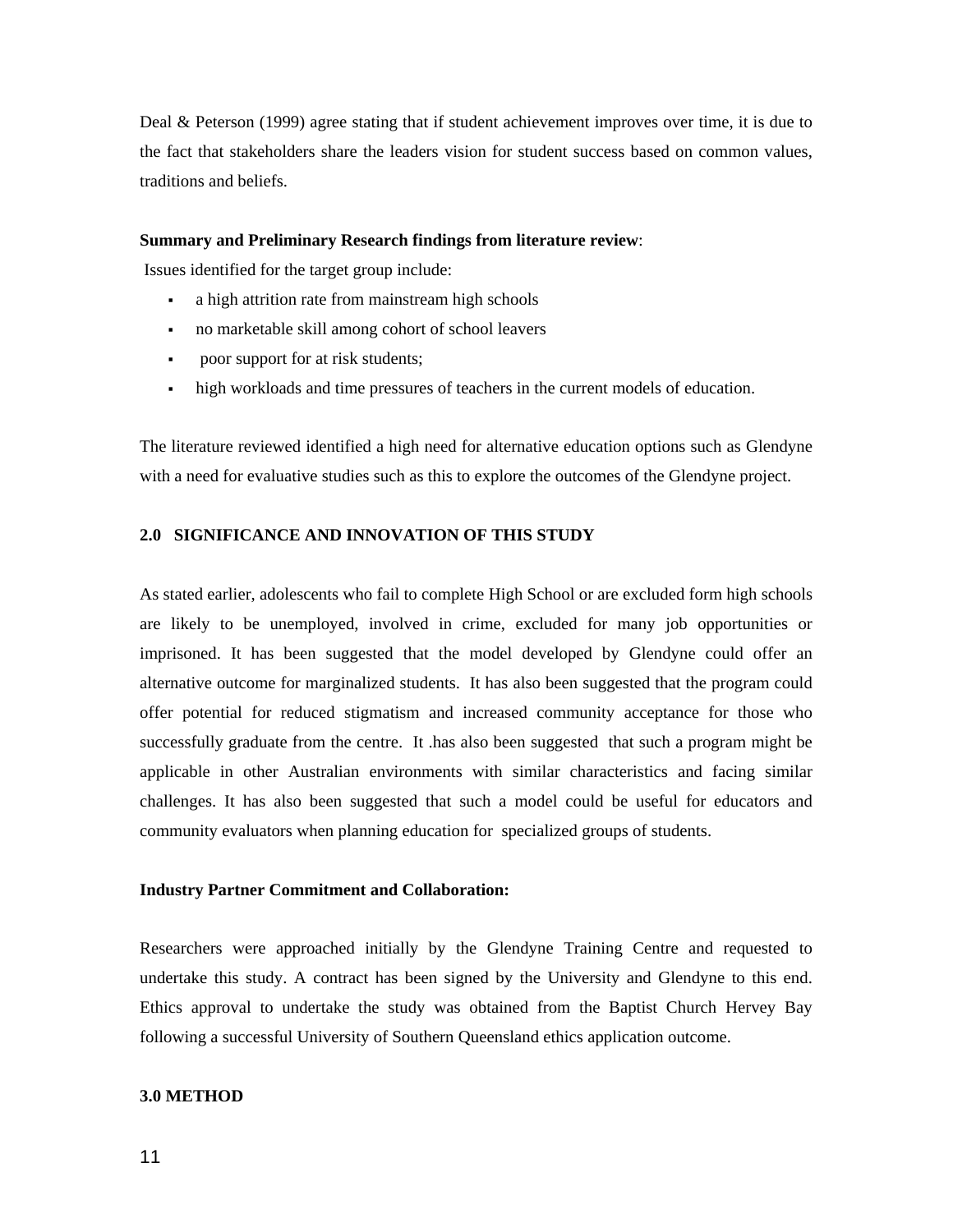Deal & Peterson (1999) agree stating that if student achievement improves over time, it is due to the fact that stakeholders share the leaders vision for student success based on common values, traditions and beliefs.

**Summary and Preliminary Research findings from literature review**:

Issues identified for the target group include:

- a high attrition rate from mainstream high schools
- no marketable skill among cohort of school leavers
- poor support for at risk students;
- high workloads and time pressures of teachers in the current models of education.

The literature reviewed identified a high need for alternative education options such as Glendyne with a need for evaluative studies such as this to explore the outcomes of the Glendyne project.

## 2.0 SIGNIFICANCE AND INNOVATION OF THIS STUDY

As stated earlier, adolescents who fail to complete High School or are excluded form high schools are likely to be unemployed, involved in crime, excluded for many job opportunities or imprisoned. It has been suggested that the model developed by Glendyne could offer an alternative outcome for marginalized students. It has also been suggested that the program could offer potential for reduced stigmatism and increased community acceptance for those who successfully graduate from the centre. It .has also been suggested that such a program might be applicable in other Australian environments with similar characteristics and facing similar challenges. It has also been suggested that such a model could be useful for educators and community evaluators when planning education for specialized groups of students.

**Industry Partner Commitment and Collaboration:**

Researchers were approached initially by the Glendyne Training Centre and requested to undertake this study. A contract has been signed by the University and Glendyne to this end. Ethics approval to undertake the study was obtained from the Baptist Church Hervey Bay following a successful University of Southern Queensland ethics application outcome.

## 3.0 METHOD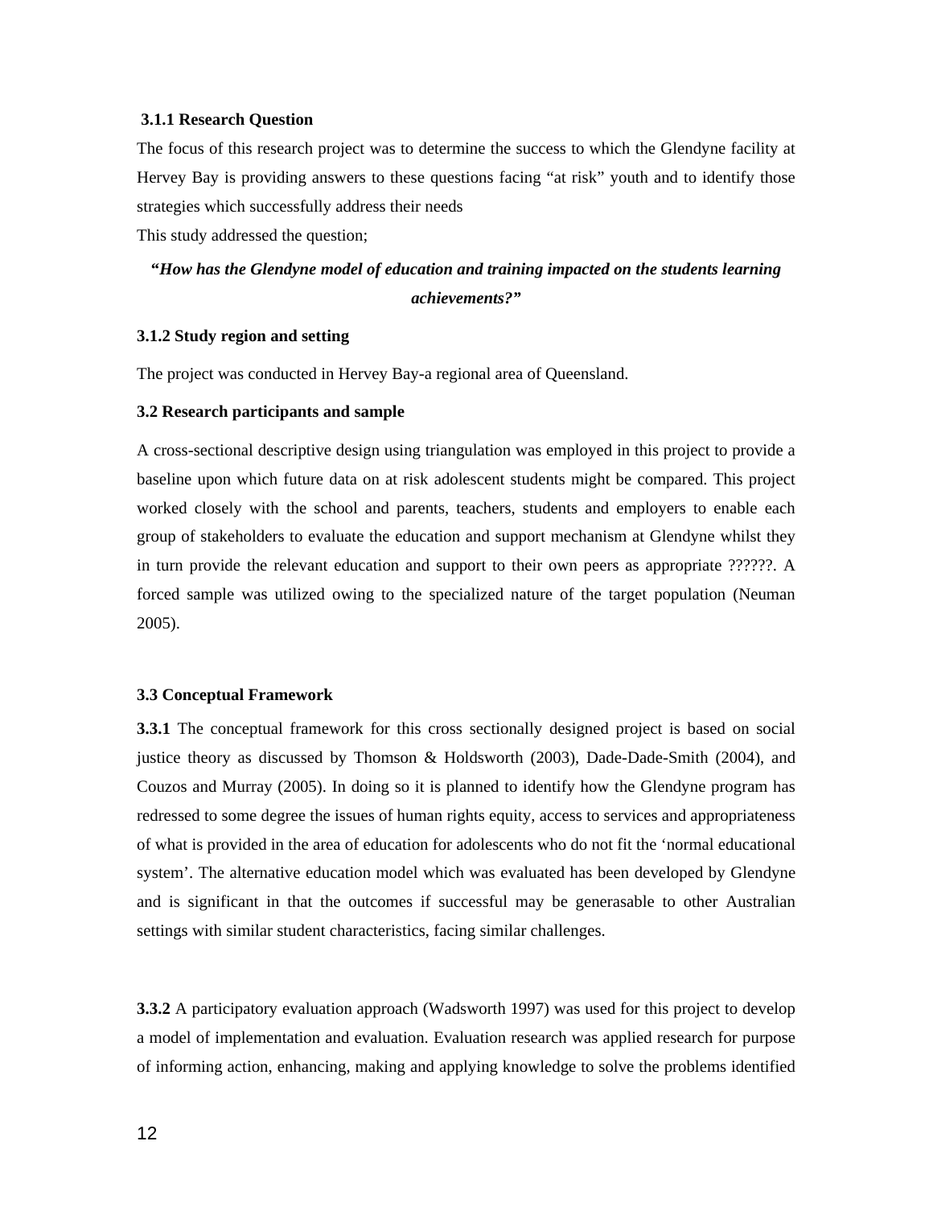### 3.1.1 Research Question

The focus of this research project was to determine the success to which the Glendyne facility at Hervey Bay is providing answers to these questions facing "at risk" youth and to identify those strategies which successfully address their needs

This study addressed the question;

***"How has the Glendyne model of education and training impacted on the students learning achievements?"***

### 3.1.2 Study region and setting

The project was conducted in Hervey Bay-a regional area of Queensland.

## 3.2 Research participants and sample

A cross-sectional descriptive design using triangulation was employed in this project to provide a baseline upon which future data on at risk adolescent students might be compared. This project worked closely with the school and parents, teachers, students and employers to enable each group of stakeholders to evaluate the education and support mechanism at Glendyne whilst they in turn provide the relevant education and support to their own peers as appropriate ??????. A forced sample was utilized owing to the specialized nature of the target population (Neuman 2005).

## 3.3 Conceptual Framework

**3.3.1** The conceptual framework for this cross sectionally designed project is based on social justice theory as discussed by Thomson & Holdsworth (2003), Dade-Dade-Smith (2004), and Couzos and Murray (2005). In doing so it is planned to identify how the Glendyne program has redressed to some degree the issues of human rights equity, access to services and appropriateness of what is provided in the area of education for adolescents who do not fit the 'normal educational system'. The alternative education model which was evaluated has been developed by Glendyne and is significant in that the outcomes if successful may be generasable to other Australian settings with similar student characteristics, facing similar challenges.

**3.3.2** A participatory evaluation approach (Wadsworth 1997) was used for this project to develop a model of implementation and evaluation. Evaluation research was applied research for purpose of informing action, enhancing, making and applying knowledge to solve the problems identified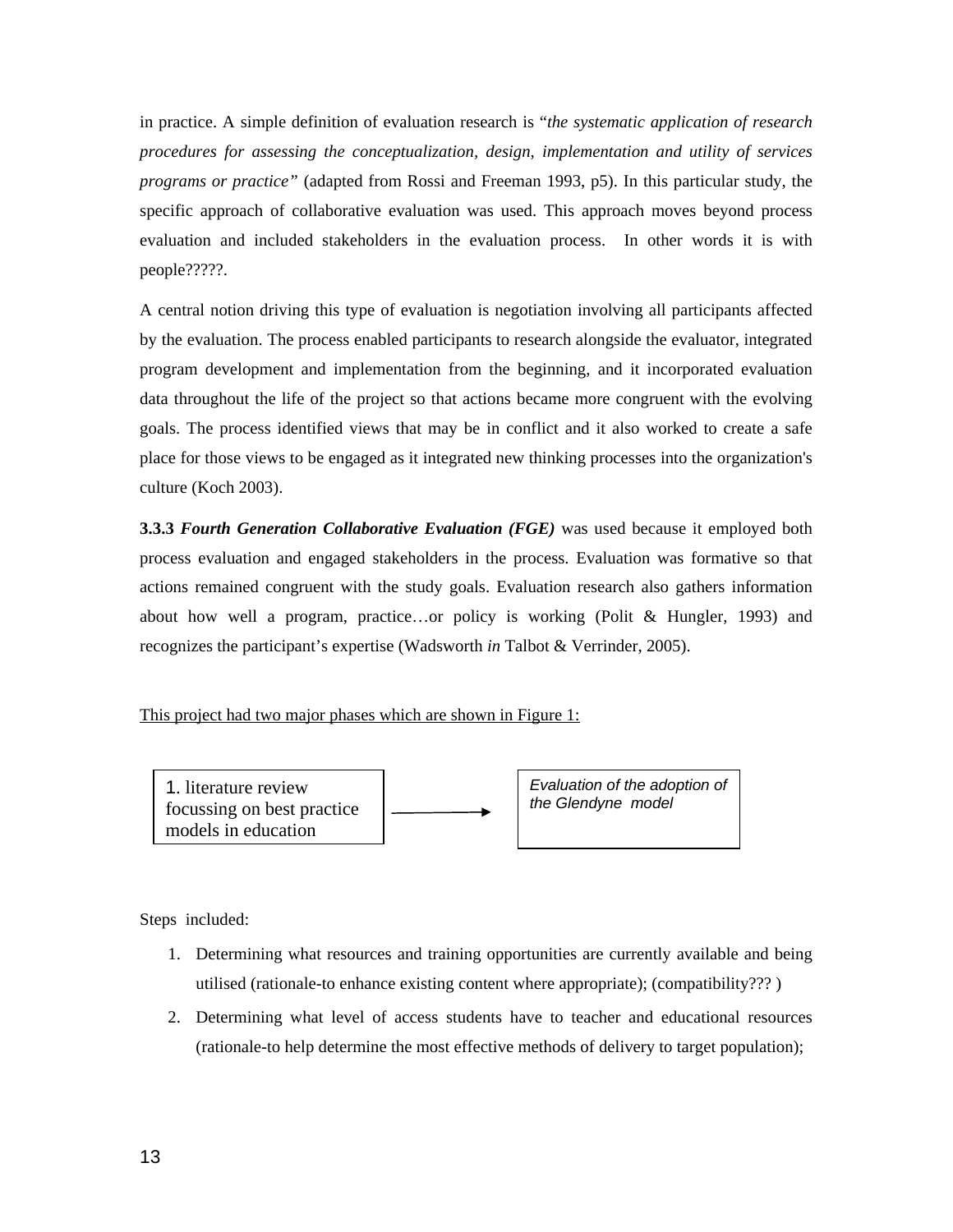in practice. A simple definition of evaluation research is "*the systematic application of research procedures for assessing the conceptualization, design, implementation and utility of services programs or practice"* (adapted from Rossi and Freeman 1993, p5). In this particular study, the specific approach of collaborative evaluation was used. This approach moves beyond process evaluation and included stakeholders in the evaluation process. In other words it is with people?????.

A central notion driving this type of evaluation is negotiation involving all participants affected by the evaluation. The process enabled participants to research alongside the evaluator, integrated program development and implementation from the beginning, and it incorporated evaluation data throughout the life of the project so that actions became more congruent with the evolving goals. The process identified views that may be in conflict and it also worked to create a safe place for those views to be engaged as it integrated new thinking processes into the organization's culture (Koch 2003).

**3.3.3** ***Fourth Generation Collaborative Evaluation (FGE)*** was used because it employed both process evaluation and engaged stakeholders in the process. Evaluation was formative so that actions remained congruent with the study goals. Evaluation research also gathers information about how well a program, practice…or policy is working (Polit & Hungler, 1993) and recognizes the participant's expertise (Wadsworth *in* Talbot & Verrinder, 2005).

This project had two major phases which are shown in Figure 1:

1. literature review focussing on best practice models in education → *Evaluation of the adoption of the Glendyne model*

Steps included:

1. Determining what resources and training opportunities are currently available and being utilised (rationale-to enhance existing content where appropriate); (compatibility??? )
2. Determining what level of access students have to teacher and educational resources (rationale-to help determine the most effective methods of delivery to target population);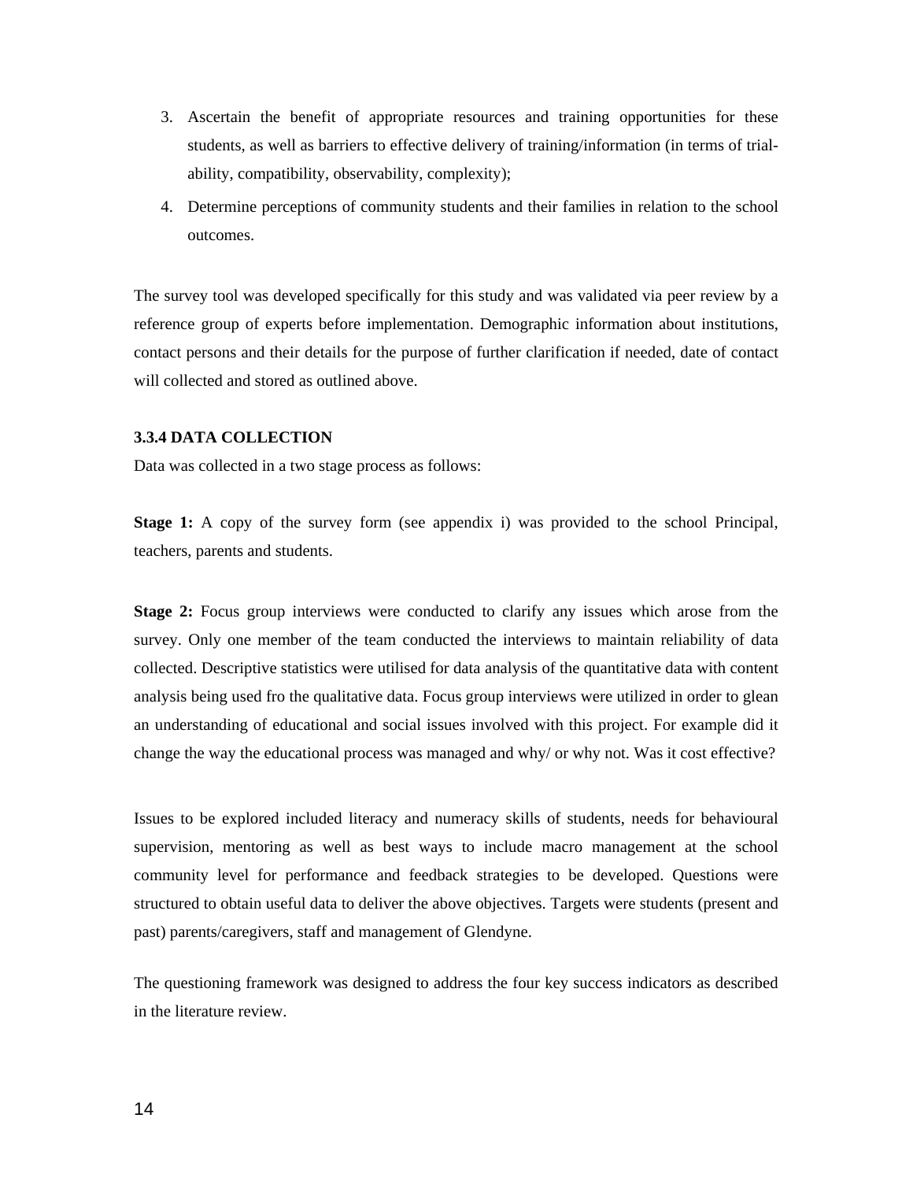3. Ascertain the benefit of appropriate resources and training opportunities for these students, as well as barriers to effective delivery of training/information (in terms of trial-ability, compatibility, observability, complexity);
4. Determine perceptions of community students and their families in relation to the school outcomes.

The survey tool was developed specifically for this study and was validated via peer review by a reference group of experts before implementation. Demographic information about institutions, contact persons and their details for the purpose of further clarification if needed, date of contact will collected and stored as outlined above.

### 3.3.4 DATA COLLECTION

Data was collected in a two stage process as follows:

**Stage 1:** A copy of the survey form (see appendix i) was provided to the school Principal, teachers, parents and students.

**Stage 2:** Focus group interviews were conducted to clarify any issues which arose from the survey. Only one member of the team conducted the interviews to maintain reliability of data collected. Descriptive statistics were utilised for data analysis of the quantitative data with content analysis being used fro the qualitative data. Focus group interviews were utilized in order to glean an understanding of educational and social issues involved with this project. For example did it change the way the educational process was managed and why/ or why not. Was it cost effective?

Issues to be explored included literacy and numeracy skills of students, needs for behavioural supervision, mentoring as well as best ways to include macro management at the school community level for performance and feedback strategies to be developed. Questions were structured to obtain useful data to deliver the above objectives. Targets were students (present and past) parents/caregivers, staff and management of Glendyne.

The questioning framework was designed to address the four key success indicators as described in the literature review.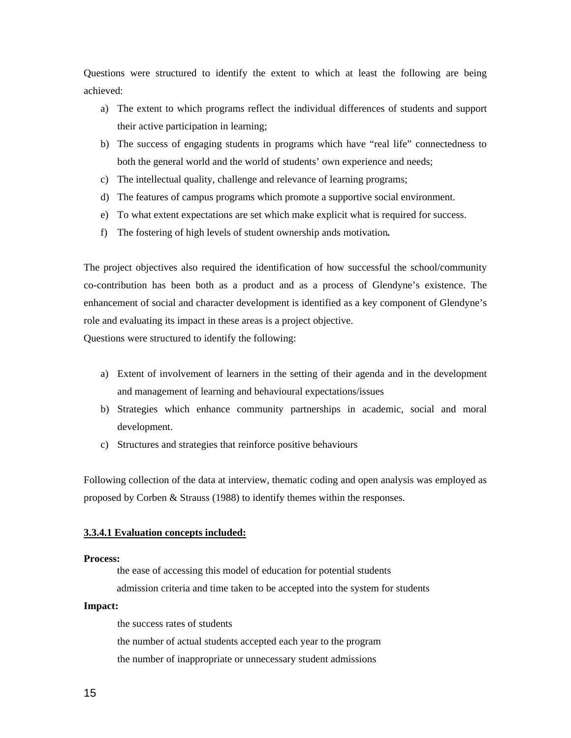Questions were structured to identify the extent to which at least the following are being achieved:

a) The extent to which programs reflect the individual differences of students and support their active participation in learning;
b) The success of engaging students in programs which have "real life" connectedness to both the general world and the world of students' own experience and needs;
c) The intellectual quality, challenge and relevance of learning programs;
d) The features of campus programs which promote a supportive social environment.
e) To what extent expectations are set which make explicit what is required for success.
f) The fostering of high levels of student ownership ands motivation**.**

The project objectives also required the identification of how successful the school/community co-contribution has been both as a product and as a process of Glendyne's existence. The enhancement of social and character development is identified as a key component of Glendyne's role and evaluating its impact in these areas is a project objective.
Questions were structured to identify the following:

a) Extent of involvement of learners in the setting of their agenda and in the development and management of learning and behavioural expectations/issues
b) Strategies which enhance community partnerships in academic, social and moral development.
c) Structures and strategies that reinforce positive behaviours

Following collection of the data at interview, thematic coding and open analysis was employed as proposed by Corben & Strauss (1988) to identify themes within the responses.

#### 3.3.4.1 Evaluation concepts included:

**Process:**

the ease of accessing this model of education for potential students

admission criteria and time taken to be accepted into the system for students

**Impact:**

the success rates of students

the number of actual students accepted each year to the program

the number of inappropriate or unnecessary student admissions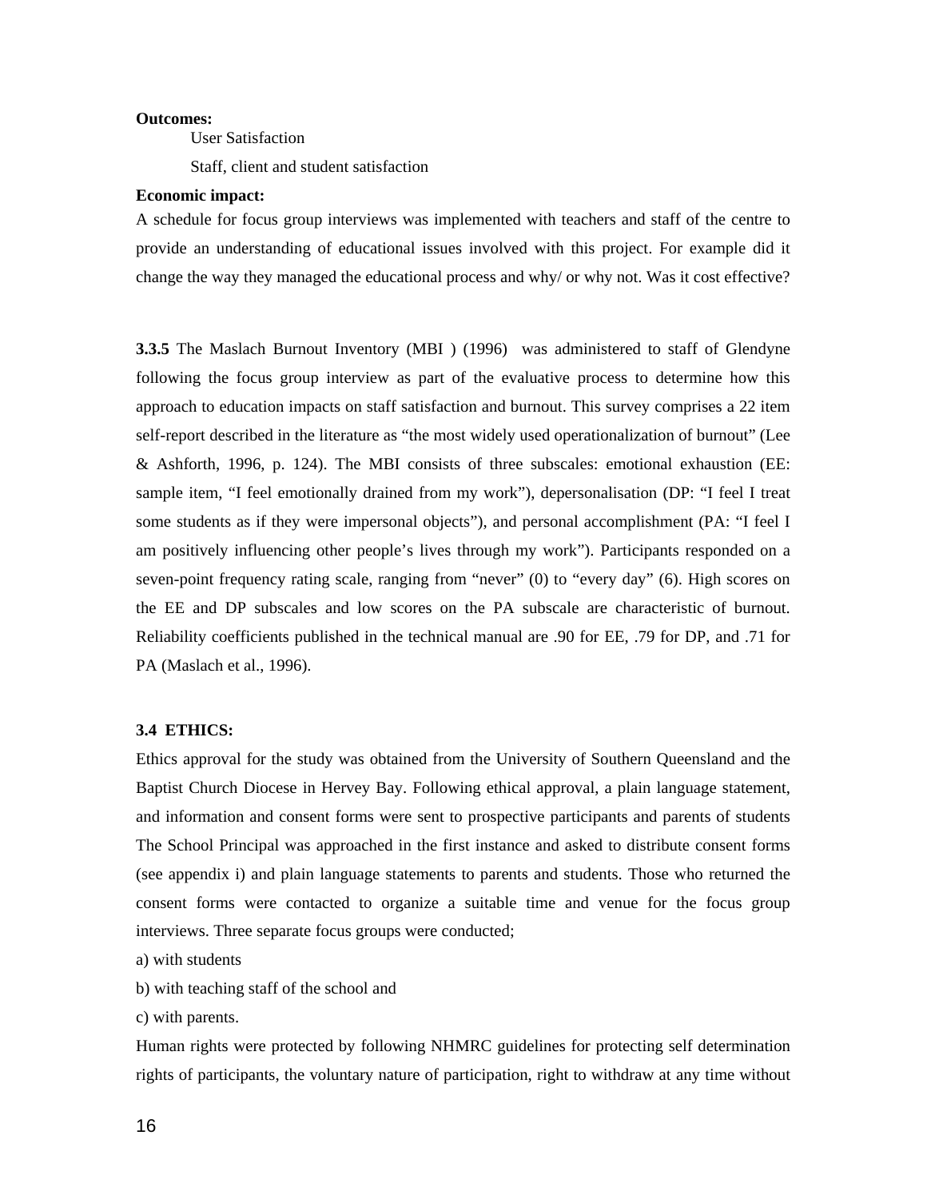**Outcomes:**

User Satisfaction

Staff, client and student satisfaction

**Economic impact:**

A schedule for focus group interviews was implemented with teachers and staff of the centre to provide an understanding of educational issues involved with this project. For example did it change the way they managed the educational process and why/ or why not. Was it cost effective?

**3.3.5** The Maslach Burnout Inventory (MBI ) (1996) was administered to staff of Glendyne following the focus group interview as part of the evaluative process to determine how this approach to education impacts on staff satisfaction and burnout. This survey comprises a 22 item self-report described in the literature as "the most widely used operationalization of burnout" (Lee & Ashforth, 1996, p. 124). The MBI consists of three subscales: emotional exhaustion (EE: sample item, "I feel emotionally drained from my work"), depersonalisation (DP: "I feel I treat some students as if they were impersonal objects"), and personal accomplishment (PA: "I feel I am positively influencing other people's lives through my work"). Participants responded on a seven-point frequency rating scale, ranging from "never" (0) to "every day" (6). High scores on the EE and DP subscales and low scores on the PA subscale are characteristic of burnout. Reliability coefficients published in the technical manual are .90 for EE, .79 for DP, and .71 for PA (Maslach et al., 1996).

### 3.4 ETHICS:

Ethics approval for the study was obtained from the University of Southern Queensland and the Baptist Church Diocese in Hervey Bay. Following ethical approval, a plain language statement, and information and consent forms were sent to prospective participants and parents of students The School Principal was approached in the first instance and asked to distribute consent forms (see appendix i) and plain language statements to parents and students. Those who returned the consent forms were contacted to organize a suitable time and venue for the focus group interviews. Three separate focus groups were conducted;

a) with students

b) with teaching staff of the school and

c) with parents.

Human rights were protected by following NHMRC guidelines for protecting self determination rights of participants, the voluntary nature of participation, right to withdraw at any time without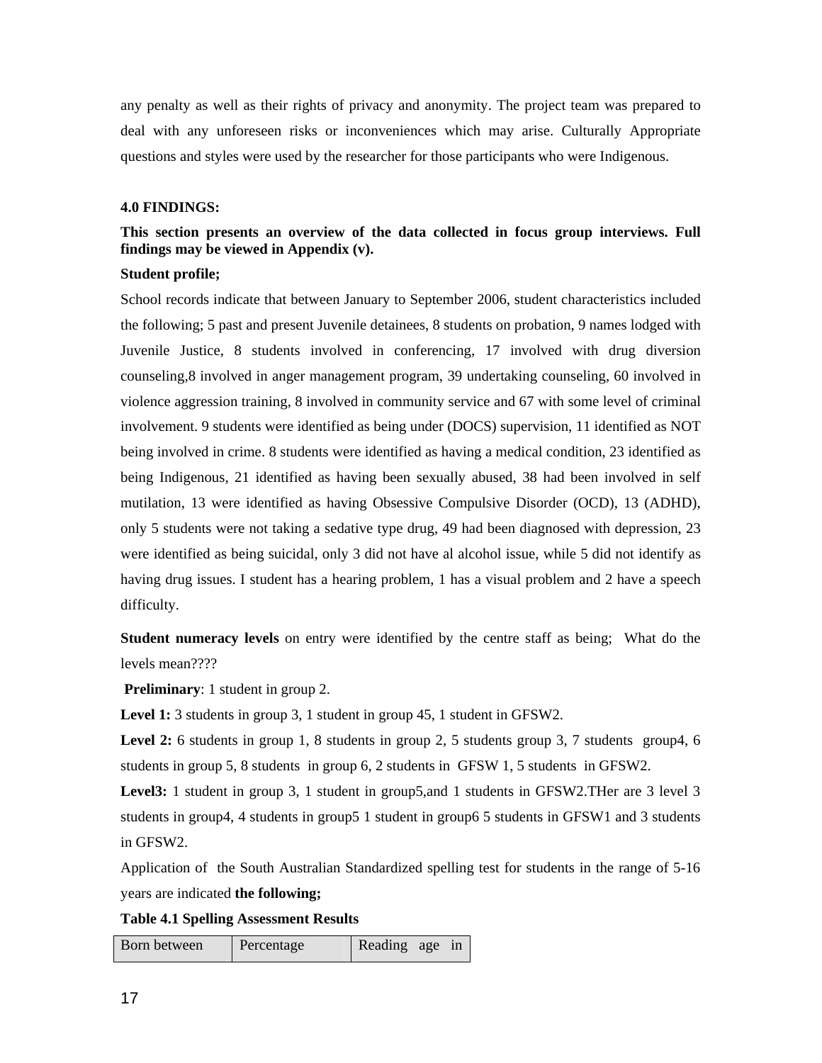any penalty as well as their rights of privacy and anonymity. The project team was prepared to deal with any unforeseen risks or inconveniences which may arise. Culturally Appropriate questions and styles were used by the researcher for those participants who were Indigenous.

## 4.0 FINDINGS:

**This section presents an overview of the data collected in focus group interviews. Full findings may be viewed in Appendix (v).**

**Student profile;**

School records indicate that between January to September 2006, student characteristics included the following; 5 past and present Juvenile detainees, 8 students on probation, 9 names lodged with Juvenile Justice, 8 students involved in conferencing, 17 involved with drug diversion counseling,8 involved in anger management program, 39 undertaking counseling, 60 involved in violence aggression training, 8 involved in community service and 67 with some level of criminal involvement. 9 students were identified as being under (DOCS) supervision, 11 identified as NOT being involved in crime. 8 students were identified as having a medical condition, 23 identified as being Indigenous, 21 identified as having been sexually abused, 38 had been involved in self mutilation, 13 were identified as having Obsessive Compulsive Disorder (OCD), 13 (ADHD), only 5 students were not taking a sedative type drug, 49 had been diagnosed with depression, 23 were identified as being suicidal, only 3 did not have al alcohol issue, while 5 did not identify as having drug issues. I student has a hearing problem, 1 has a visual problem and 2 have a speech difficulty.

**Student numeracy levels** on entry were identified by the centre staff as being; What do the levels mean????

**Preliminary**: 1 student in group 2.

**Level 1:** 3 students in group 3, 1 student in group 45, 1 student in GFSW2.

**Level 2:** 6 students in group 1, 8 students in group 2, 5 students group 3, 7 students group4, 6 students in group 5, 8 students in group 6, 2 students in GFSW 1, 5 students in GFSW2.

**Level3:** 1 student in group 3, 1 student in group5,and 1 students in GFSW2.THer are 3 level 3 students in group4, 4 students in group5 1 student in group6 5 students in GFSW1 and 3 students in GFSW2.

Application of the South Australian Standardized spelling test for students in the range of 5-16 years are indicated **the following;**

**Table 4.1 Spelling Assessment Results**

| Born between | Percentage | Reading age in |
|---|---|---|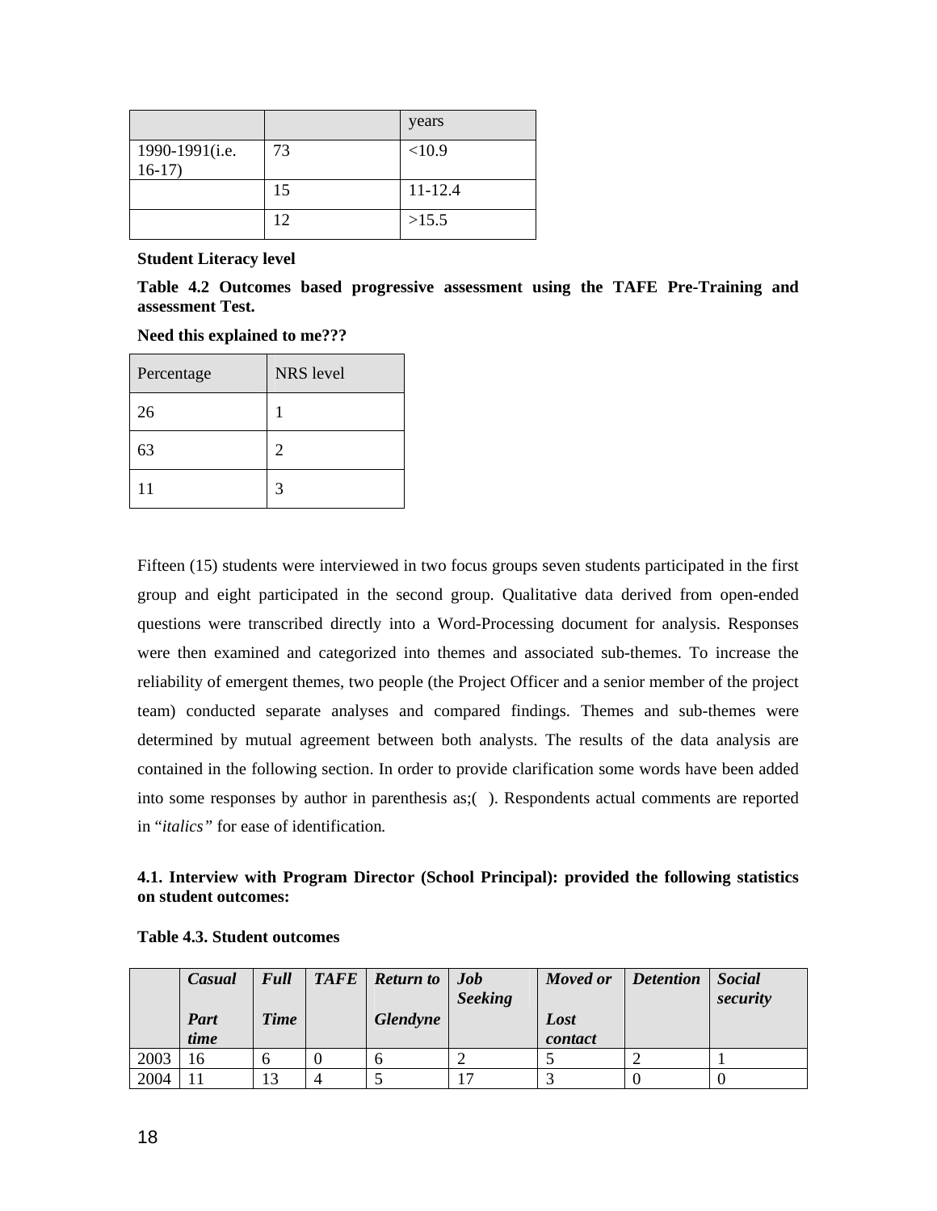| | | years |
|---|---|---|
| 1990-1991(i.e. 16-17) | 73 | <10.9 |
| | 15 | 11-12.4 |
| | 12 | >15.5 |

**Student Literacy level**

**Table 4.2 Outcomes based progressive assessment using the TAFE Pre-Training and assessment Test.**

**Need this explained to me???**

| Percentage | NRS level |
|---|---|
| 26 | 1 |
| 63 | 2 |
| 11 | 3 |

Fifteen (15) students were interviewed in two focus groups seven students participated in the first group and eight participated in the second group. Qualitative data derived from open-ended questions were transcribed directly into a Word-Processing document for analysis. Responses were then examined and categorized into themes and associated sub-themes. To increase the reliability of emergent themes, two people (the Project Officer and a senior member of the project team) conducted separate analyses and compared findings. Themes and sub-themes were determined by mutual agreement between both analysts. The results of the data analysis are contained in the following section. In order to provide clarification some words have been added into some responses by author in parenthesis as;( ). Respondents actual comments are reported in "*italics*" for ease of identification.

**4.1. Interview with Program Director (School Principal): provided the following statistics on student outcomes:**

**Table 4.3. Student outcomes**

| | *Casual Part time* | *Full Time* | *TAFE* | *Return to Glendyne* | *Job Seeking* | *Moved or Lost contact* | *Detention* | *Social security* |
|---|---|---|---|---|---|---|---|---|
| 2003 | 16 | 6 | 0 | 6 | 2 | 5 | 2 | 1 |
| 2004 | 11 | 13 | 4 | 5 | 17 | 3 | 0 | 0 |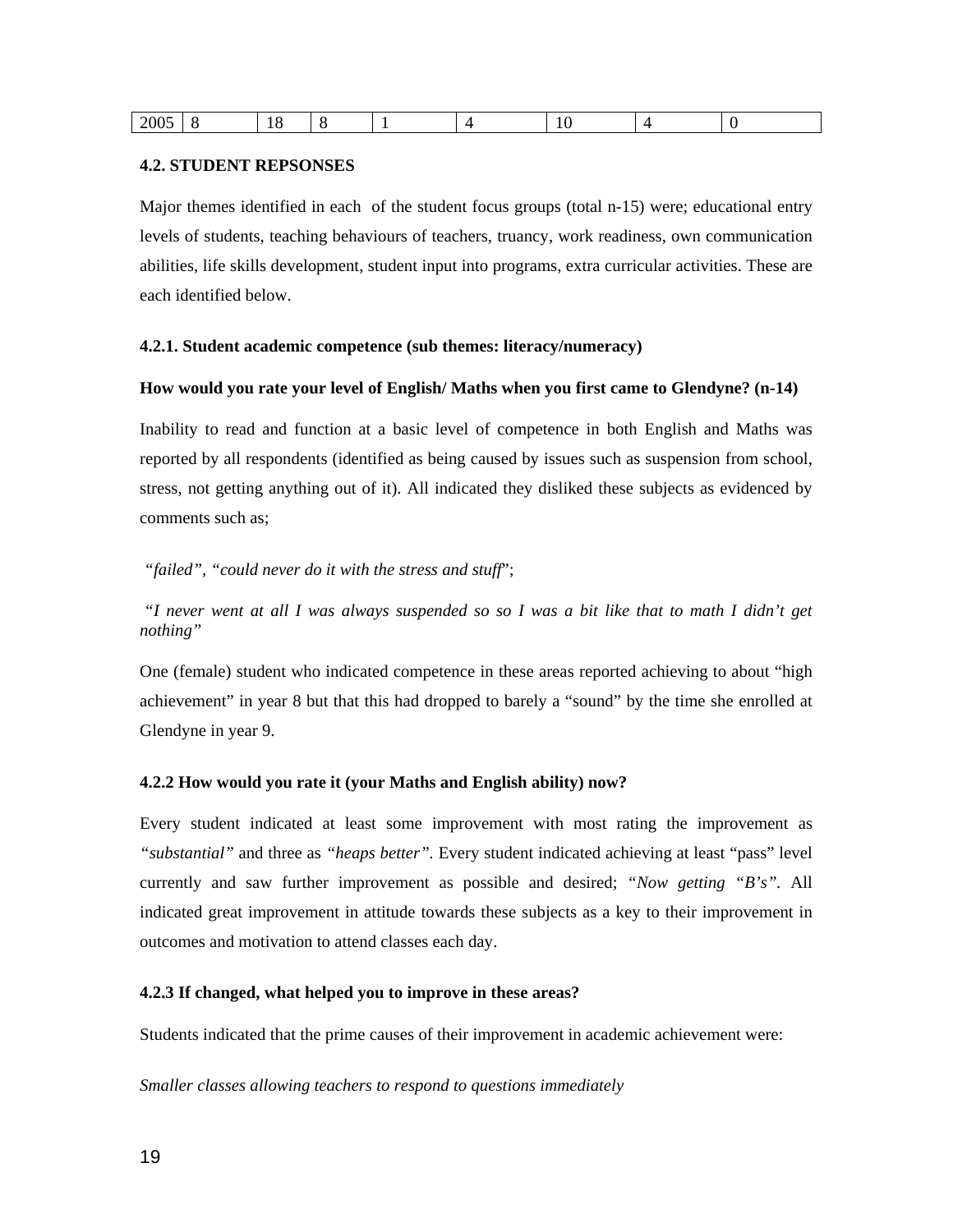| 2005 | 8 | 18 | 8 | 1 | 4 | 10 | 4 | 0 |
|---|---|---|---|---|---|---|---|---|

**4.2. STUDENT REPSONSES**

Major themes identified in each of the student focus groups (total n-15) were; educational entry levels of students, teaching behaviours of teachers, truancy, work readiness, own communication abilities, life skills development, student input into programs, extra curricular activities. These are each identified below.

**4.2.1. Student academic competence (sub themes: literacy/numeracy)**

**How would you rate your level of English/ Maths when you first came to Glendyne? (n-14)**

Inability to read and function at a basic level of competence in both English and Maths was reported by all respondents (identified as being caused by issues such as suspension from school, stress, not getting anything out of it). All indicated they disliked these subjects as evidenced by comments such as;

*"failed", "could never do it with the stress and stuff*";

*"I never went at all I was always suspended so so I was a bit like that to math I didn't get nothing"*

One (female) student who indicated competence in these areas reported achieving to about "high achievement" in year 8 but that this had dropped to barely a "sound" by the time she enrolled at Glendyne in year 9.

**4.2.2 How would you rate it (your Maths and English ability) now?**

Every student indicated at least some improvement with most rating the improvement as *"substantial"* and three as *"heaps better"*. Every student indicated achieving at least "pass" level currently and saw further improvement as possible and desired; *"Now getting "B's"*. All indicated great improvement in attitude towards these subjects as a key to their improvement in outcomes and motivation to attend classes each day.

**4.2.3 If changed, what helped you to improve in these areas?**

Students indicated that the prime causes of their improvement in academic achievement were:

*Smaller classes allowing teachers to respond to questions immediately*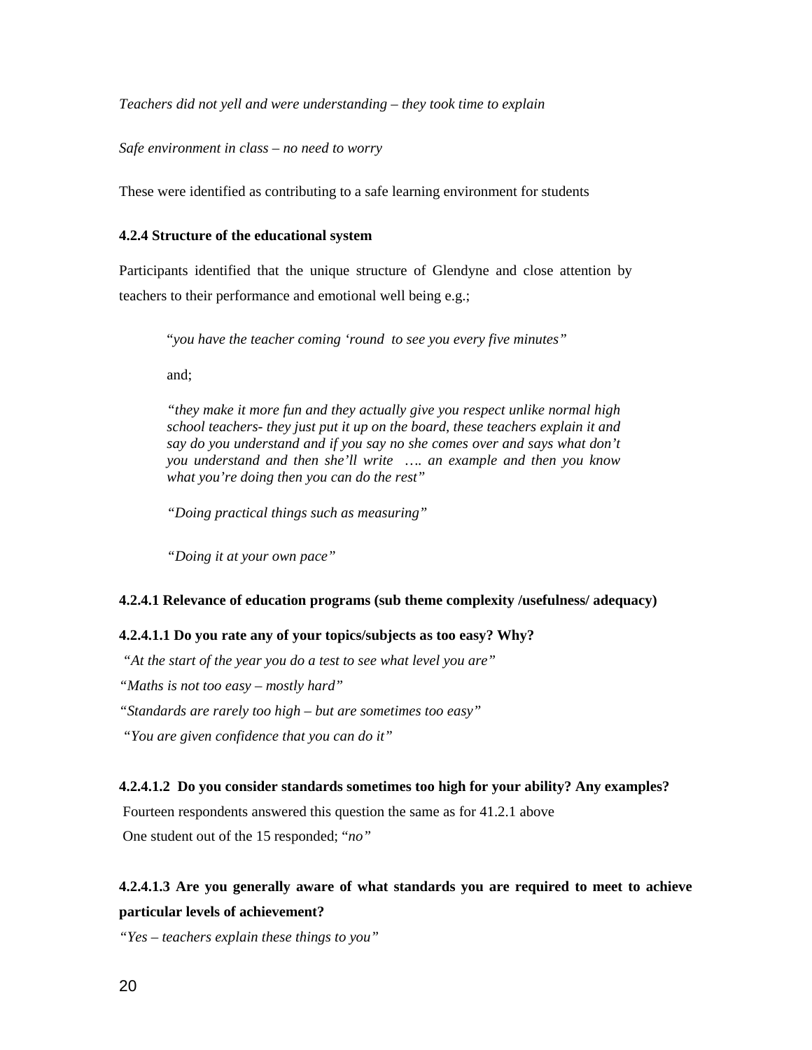*Teachers did not yell and were understanding – they took time to explain*

*Safe environment in class – no need to worry*

These were identified as contributing to a safe learning environment for students

**4.2.4 Structure of the educational system**

Participants identified that the unique structure of Glendyne and close attention by teachers to their performance and emotional well being e.g.;

> "*you have the teacher coming 'round to see you every five minutes"*
>
> and;
>
> *"they make it more fun and they actually give you respect unlike normal high school teachers- they just put it up on the board, these teachers explain it and say do you understand and if you say no she comes over and says what don't you understand and then she'll write …. an example and then you know what you're doing then you can do the rest"*
>
> *"Doing practical things such as measuring"*
>
> *"Doing it at your own pace"*

**4.2.4.1 Relevance of education programs (sub theme complexity /usefulness/ adequacy)**

**4.2.4.1.1 Do you rate any of your topics/subjects as too easy? Why?**

*"At the start of the year you do a test to see what level you are"*

"*Maths is not too easy – mostly hard"*

"*Standards are rarely too high – but are sometimes too easy"*

*"You are given confidence that you can do it"*

**4.2.4.1.2 Do you consider standards sometimes too high for your ability? Any examples?**

Fourteen respondents answered this question the same as for 41.2.1 above

One student out of the 15 responded; "*no"*

**4.2.4.1.3 Are you generally aware of what standards you are required to meet to achieve particular levels of achievement?**

*"Yes – teachers explain these things to you"*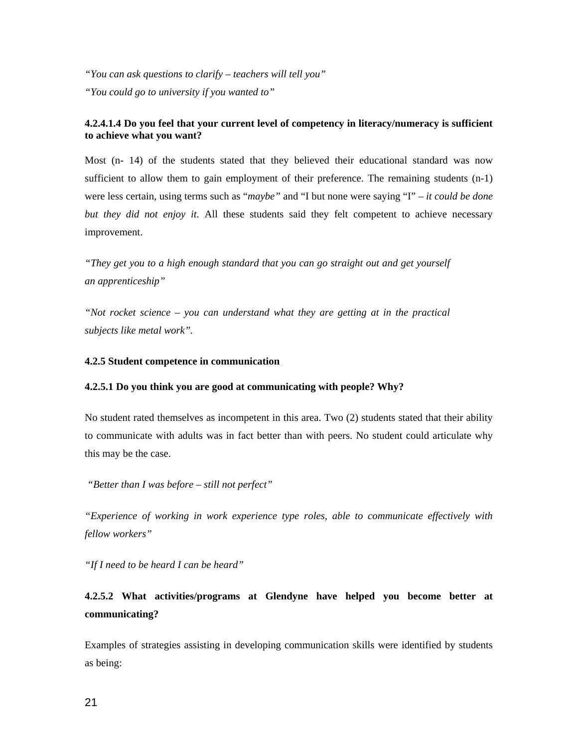*"You can ask questions to clarify – teachers will tell you"*

*"You could go to university if you wanted to"*

**4.2.4.1.4 Do you feel that your current level of competency in literacy/numeracy is sufficient to achieve what you want?**

Most (n- 14) of the students stated that they believed their educational standard was now sufficient to allow them to gain employment of their preference. The remaining students (n-1) were less certain, using terms such as "*maybe"* and "I but none were saying "I" – *it could be done but they did not enjoy it*. All these students said they felt competent to achieve necessary improvement.

*"They get you to a high enough standard that you can go straight out and get yourself an apprenticeship"*

*"Not rocket science – you can understand what they are getting at in the practical subjects like metal work"*.

**4.2.5 Student competence in communication**

**4.2.5.1 Do you think you are good at communicating with people? Why?**

No student rated themselves as incompetent in this area. Two (2) students stated that their ability to communicate with adults was in fact better than with peers. No student could articulate why this may be the case.

*"Better than I was before – still not perfect"*

*"Experience of working in work experience type roles, able to communicate effectively with fellow workers"*

*"If I need to be heard I can be heard"*

**4.2.5.2 What activities/programs at Glendyne have helped you become better at communicating?**

Examples of strategies assisting in developing communication skills were identified by students as being: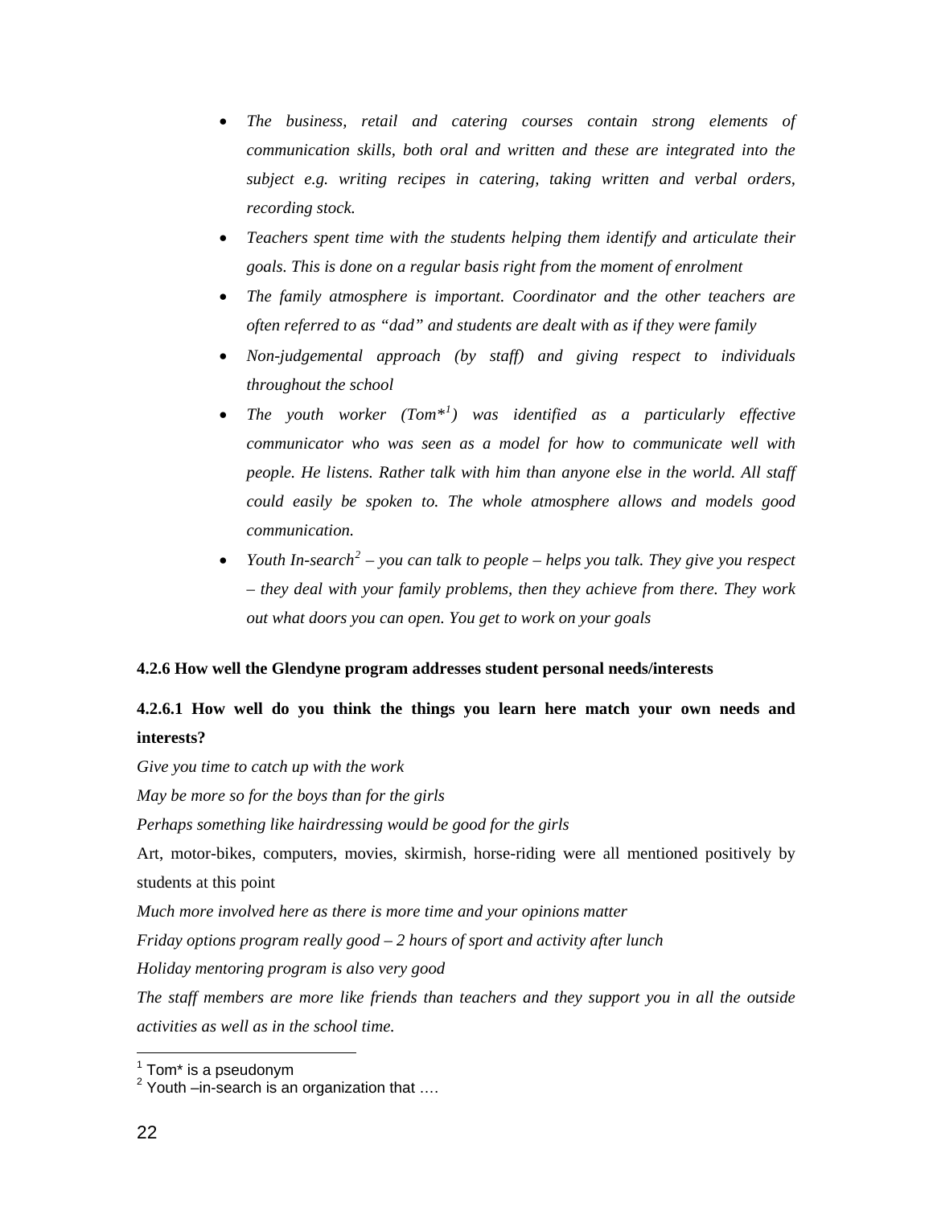- *The business, retail and catering courses contain strong elements of communication skills, both oral and written and these are integrated into the subject e.g. writing recipes in catering, taking written and verbal orders, recording stock.*
- *Teachers spent time with the students helping them identify and articulate their goals. This is done on a regular basis right from the moment of enrolment*
- *The family atmosphere is important. Coordinator and the other teachers are often referred to as "dad" and students are dealt with as if they were family*
- *Non-judgemental approach (by staff) and giving respect to individuals throughout the school*
- *The youth worker (Tom*[1]) was identified as a particularly effective communicator who was seen as a model for how to communicate well with people. He listens. Rather talk with him than anyone else in the world. All staff could easily be spoken to. The whole atmosphere allows and models good communication.*
- *Youth In-search[2] – you can talk to people – helps you talk. They give you respect – they deal with your family problems, then they achieve from there. They work out what doors you can open. You get to work on your goals*

**4.2.6 How well the Glendyne program addresses student personal needs/interests**

**4.2.6.1 How well do you think the things you learn here match your own needs and interests?**

*Give you time to catch up with the work*

*May be more so for the boys than for the girls*

*Perhaps something like hairdressing would be good for the girls*

Art, motor-bikes, computers, movies, skirmish, horse-riding were all mentioned positively by students at this point

*Much more involved here as there is more time and your opinions matter*

*Friday options program really good – 2 hours of sport and activity after lunch*

*Holiday mentoring program is also very good*

*The staff members are more like friends than teachers and they support you in all the outside activities as well as in the school time.*

---

[1] Tom* is a pseudonym

[2] Youth –in-search is an organization that ….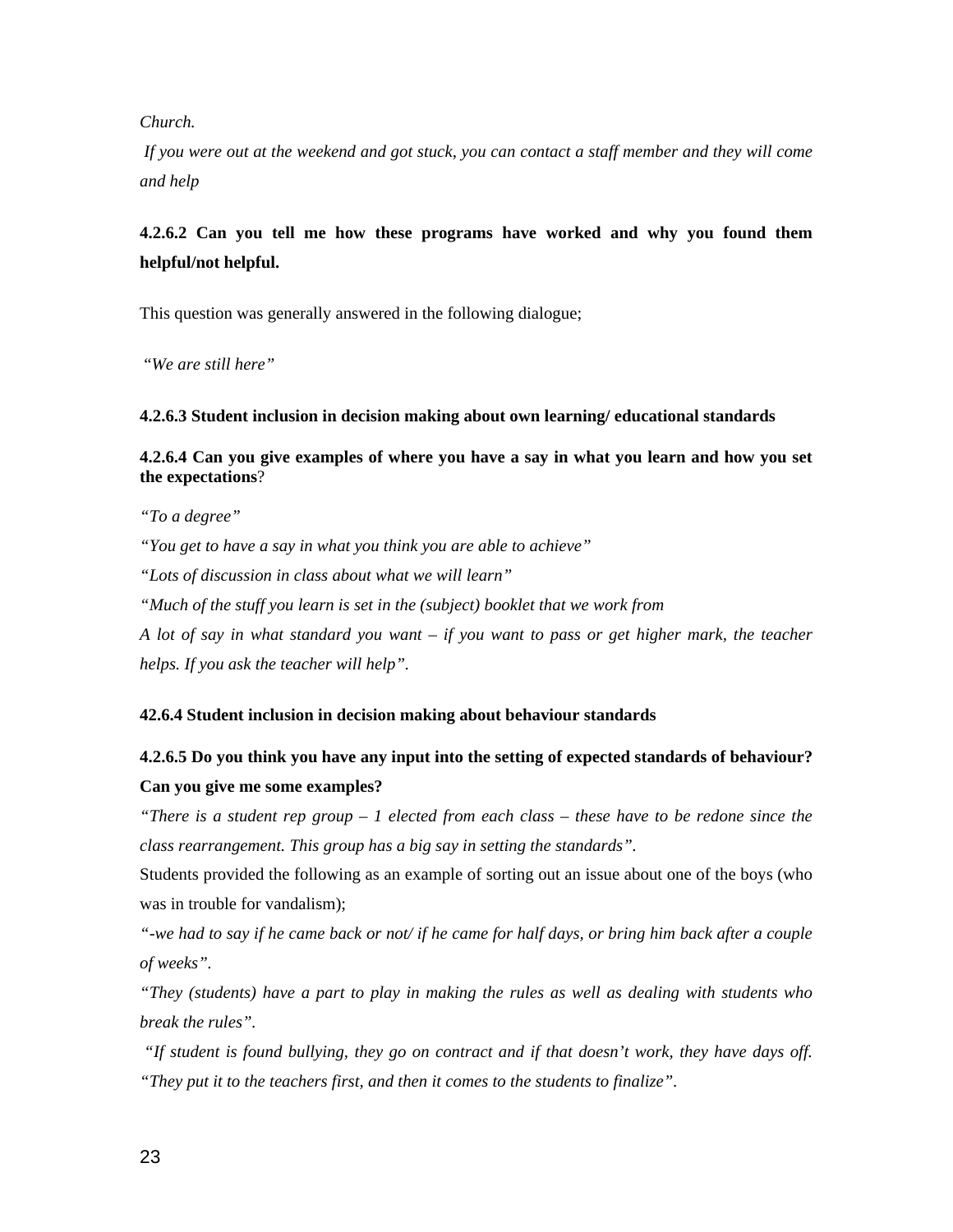*Church.*

*If you were out at the weekend and got stuck, you can contact a staff member and they will come and help*

#### 4.2.6.2 Can you tell me how these programs have worked and why you found them helpful/not helpful.

This question was generally answered in the following dialogue;

*"We are still here"*

#### 4.2.6.3 Student inclusion in decision making about own learning/ educational standards

#### 4.2.6.4 Can you give examples of where you have a say in what you learn and how you set the expectations?

*"To a degree"*

*"You get to have a say in what you think you are able to achieve"*

*"Lots of discussion in class about what we will learn"*

*"Much of the stuff you learn is set in the (subject) booklet that we work from*

*A lot of say in what standard you want – if you want to pass or get higher mark, the teacher helps. If you ask the teacher will help".*

#### 42.6.4 Student inclusion in decision making about behaviour standards

#### 4.2.6.5 Do you think you have any input into the setting of expected standards of behaviour? Can you give me some examples?

*"There is a student rep group – 1 elected from each class – these have to be redone since the class rearrangement. This group has a big say in setting the standards".*

Students provided the following as an example of sorting out an issue about one of the boys (who was in trouble for vandalism);

*"-we had to say if he came back or not/ if he came for half days, or bring him back after a couple of weeks".*

*"They (students) have a part to play in making the rules as well as dealing with students who break the rules".*

*"If student is found bullying, they go on contract and if that doesn't work, they have days off. "They put it to the teachers first, and then it comes to the students to finalize".*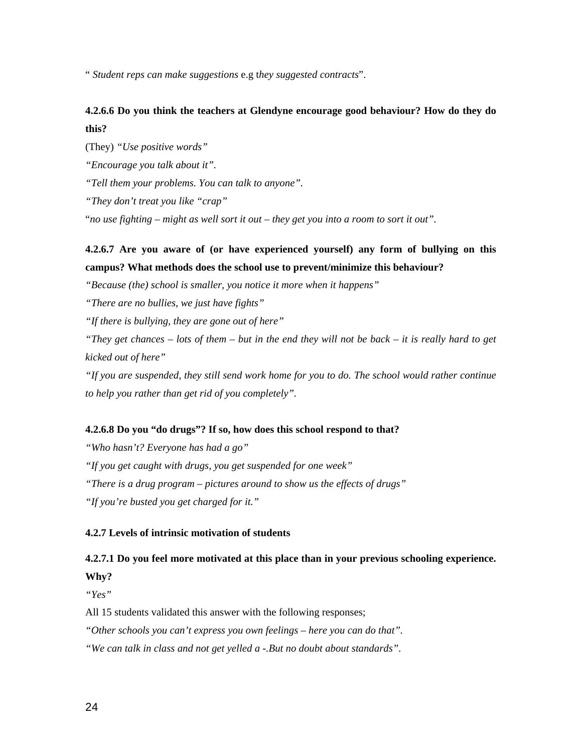“ *Student reps can make suggestions* e.g t*hey suggested contracts*”.

**4.2.6.6 Do you think the teachers at Glendyne encourage good behaviour? How do they do this?**

(They) *“Use positive words”*

*“Encourage you talk about it”.*

*“Tell them your problems. You can talk to anyone”.*

*“They don’t treat you like “crap”*

“*no use fighting – might as well sort it out – they get you into a room to sort it out”.*

**4.2.6.7 Are you aware of (or have experienced yourself) any form of bullying on this campus? What methods does the school use to prevent/minimize this behaviour?**

*“Because (the) school is smaller, you notice it more when it happens”*

*“There are no bullies, we just have fights”*

*“If there is bullying, they are gone out of here”*

*“They get chances – lots of them – but in the end they will not be back – it is really hard to get kicked out of here”*

*“If you are suspended, they still send work home for you to do. The school would rather continue to help you rather than get rid of you completely”.*

**4.2.6.8 Do you “do drugs”? If so, how does this school respond to that?**

*“Who hasn’t? Everyone has had a go”*

*“If you get caught with drugs, you get suspended for one week”*

*“There is a drug program – pictures around to show us the effects of drugs”*

*“If you’re busted you get charged for it.”*

**4.2.7 Levels of intrinsic motivation of students**

**4.2.7.1 Do you feel more motivated at this place than in your previous schooling experience. Why?**

*“Yes”*

All 15 students validated this answer with the following responses;

*“Other schools you can’t express you own feelings – here you can do that”.*

*“We can talk in class and not get yelled a -.But no doubt about standards”.*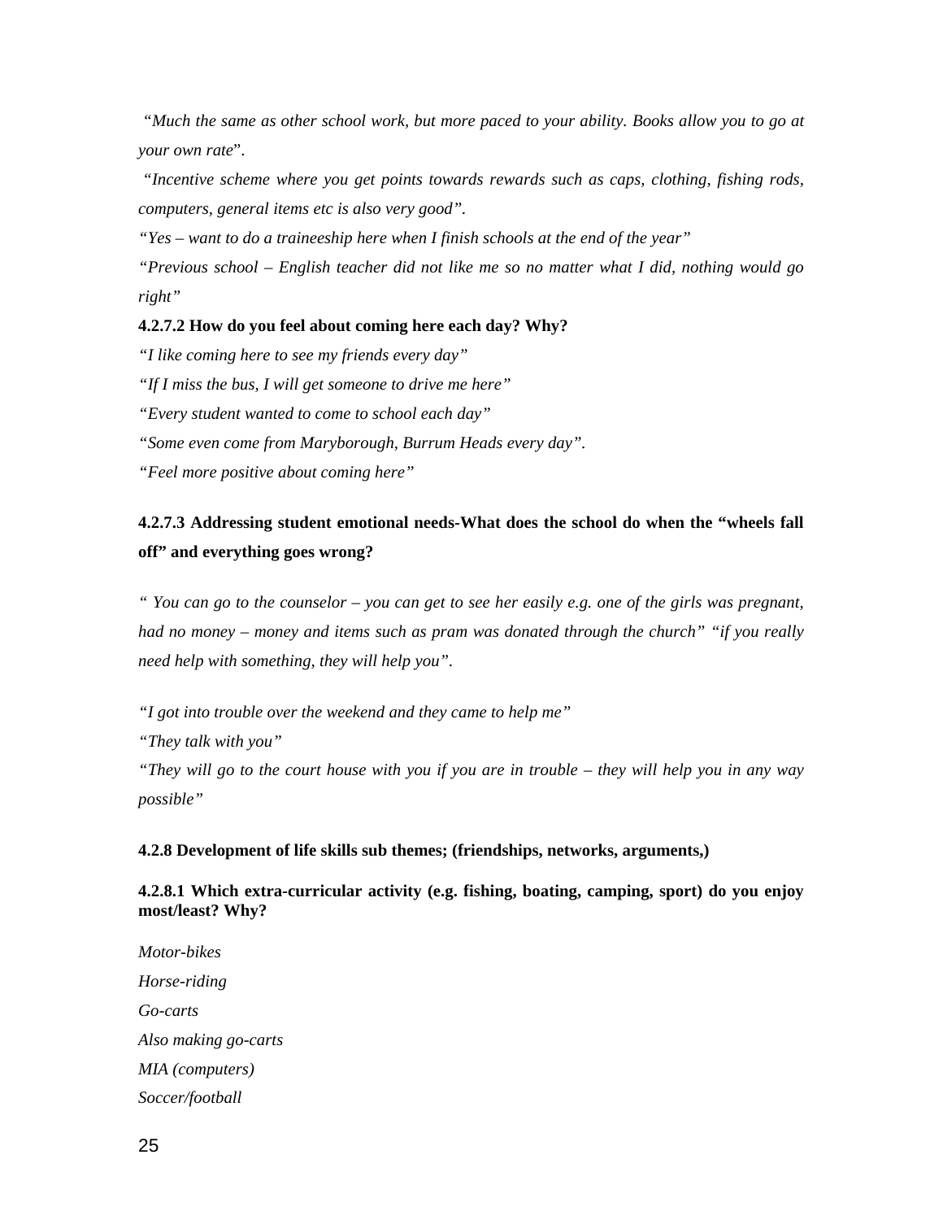*"Much the same as other school work, but more paced to your ability. Books allow you to go at your own rate*".

*"Incentive scheme where you get points towards rewards such as caps, clothing, fishing rods, computers, general items etc is also very good"*.

*"Yes – want to do a traineeship here when I finish schools at the end of the year"*

*"Previous school – English teacher did not like me so no matter what I did, nothing would go right"*

**4.2.7.2 How do you feel about coming here each day? Why?**

*"I like coming here to see my friends every day"*

*"If I miss the bus, I will get someone to drive me here"*

*"Every student wanted to come to school each day"*

*"Some even come from Maryborough, Burrum Heads every day"*.

*"Feel more positive about coming here"*

**4.2.7.3 Addressing student emotional needs-What does the school do when the "wheels fall off" and everything goes wrong?**

*" You can go to the counselor – you can get to see her easily e.g. one of the girls was pregnant, had no money – money and items such as pram was donated through the church" "if you really need help with something, they will help you"*.

*"I got into trouble over the weekend and they came to help me"*

*"They talk with you"*

*"They will go to the court house with you if you are in trouble – they will help you in any way possible"*

**4.2.8 Development of life skills sub themes; (friendships, networks, arguments,)**

**4.2.8.1 Which extra-curricular activity (e.g. fishing, boating, camping, sport) do you enjoy most/least? Why?**

*Motor-bikes*

*Horse-riding*

*Go-carts*

*Also making go-carts*

*MIA (computers)*

*Soccer/football*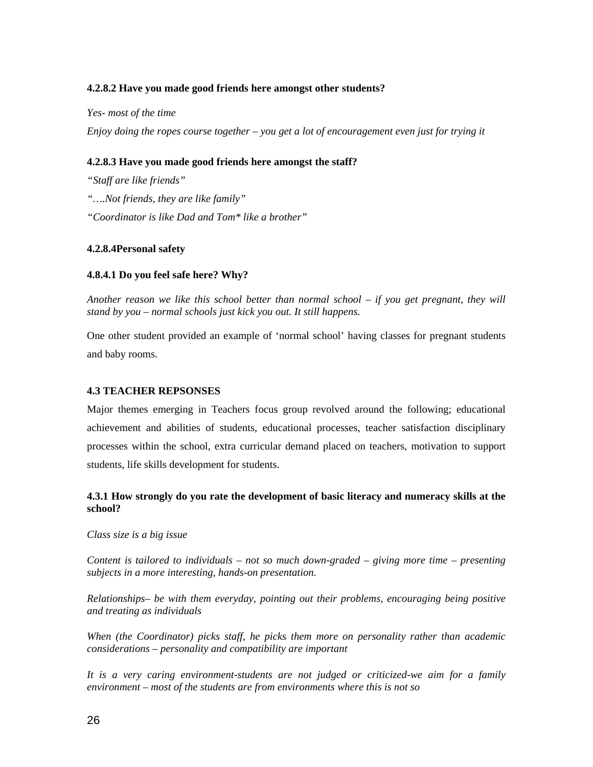#### 4.2.8.2 Have you made good friends here amongst other students?

*Yes- most of the time*

*Enjoy doing the ropes course together – you get a lot of encouragement even just for trying it*

#### 4.2.8.3 Have you made good friends here amongst the staff?

*"Staff are like friends"*

*"….Not friends, they are like family"*

*"Coordinator is like Dad and Tom* like a brother"*

#### 4.2.8.4Personal safety

#### 4.8.4.1 Do you feel safe here? Why?

*Another reason we like this school better than normal school – if you get pregnant, they will stand by you – normal schools just kick you out. It still happens.*

One other student provided an example of 'normal school' having classes for pregnant students and baby rooms.

### 4.3 TEACHER REPSONSES

Major themes emerging in Teachers focus group revolved around the following; educational achievement and abilities of students, educational processes, teacher satisfaction disciplinary processes within the school, extra curricular demand placed on teachers, motivation to support students, life skills development for students.

#### 4.3.1 How strongly do you rate the development of basic literacy and numeracy skills at the school?

*Class size is a big issue*

*Content is tailored to individuals – not so much down-graded – giving more time – presenting subjects in a more interesting, hands-on presentation.*

*Relationships– be with them everyday, pointing out their problems, encouraging being positive and treating as individuals*

*When (the Coordinator) picks staff, he picks them more on personality rather than academic considerations – personality and compatibility are important*

*It is a very caring environment-students are not judged or criticized-we aim for a family environment – most of the students are from environments where this is not so*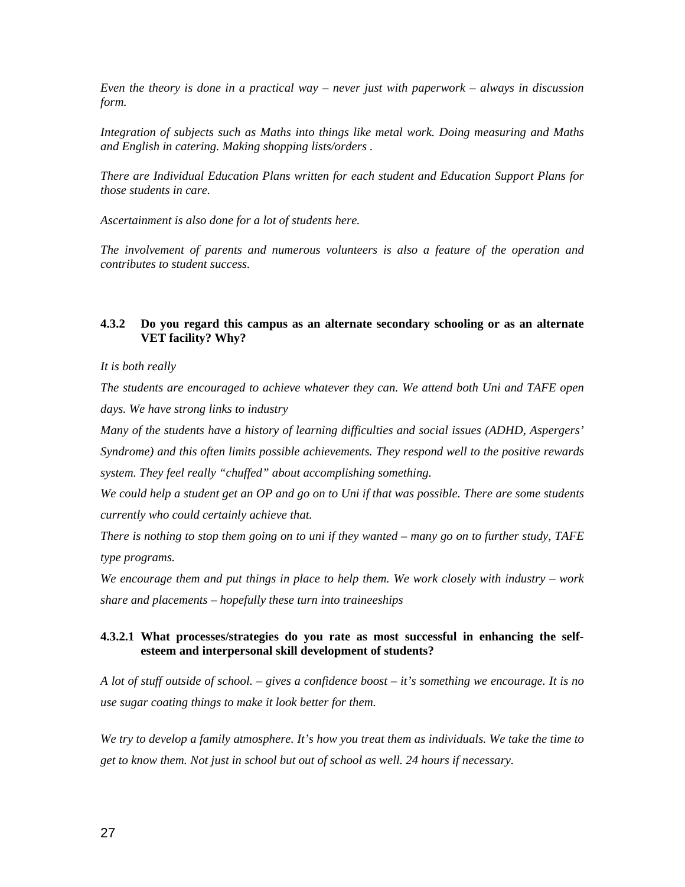*Even the theory is done in a practical way – never just with paperwork – always in discussion form.*

*Integration of subjects such as Maths into things like metal work. Doing measuring and Maths and English in catering. Making shopping lists/orders .*

*There are Individual Education Plans written for each student and Education Support Plans for those students in care.*

*Ascertainment is also done for a lot of students here.*

*The involvement of parents and numerous volunteers is also a feature of the operation and contributes to student success.*

#### 4.3.2 Do you regard this campus as an alternate secondary schooling or as an alternate VET facility? Why?

*It is both really*

*The students are encouraged to achieve whatever they can. We attend both Uni and TAFE open days. We have strong links to industry*

*Many of the students have a history of learning difficulties and social issues (ADHD, Aspergers' Syndrome) and this often limits possible achievements. They respond well to the positive rewards system. They feel really "chuffed" about accomplishing something.*

*We could help a student get an OP and go on to Uni if that was possible. There are some students currently who could certainly achieve that.*

*There is nothing to stop them going on to uni if they wanted – many go on to further study, TAFE type programs.*

*We encourage them and put things in place to help them. We work closely with industry – work share and placements – hopefully these turn into traineeships*

##### 4.3.2.1 What processes/strategies do you rate as most successful in enhancing the self-esteem and interpersonal skill development of students?

*A lot of stuff outside of school. – gives a confidence boost – it's something we encourage. It is no use sugar coating things to make it look better for them.*

*We try to develop a family atmosphere. It's how you treat them as individuals. We take the time to get to know them. Not just in school but out of school as well. 24 hours if necessary.*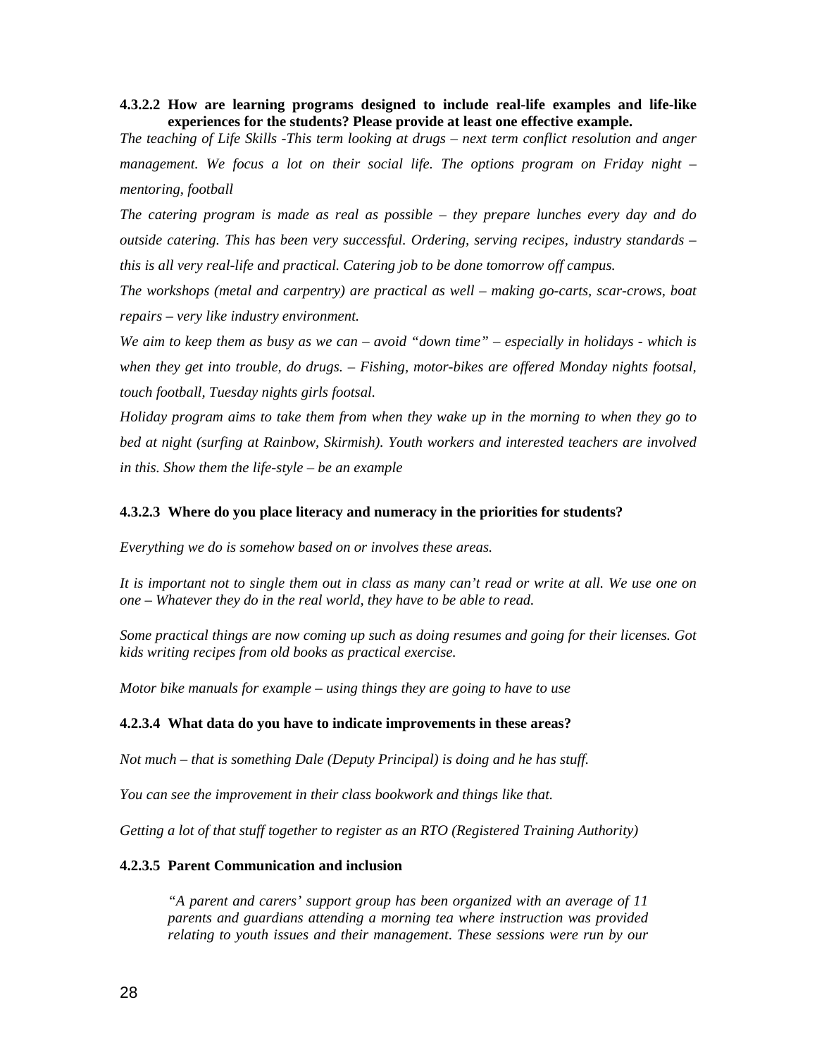#### 4.3.2.2 How are learning programs designed to include real-life examples and life-like experiences for the students? Please provide at least one effective example.

*The teaching of Life Skills -This term looking at drugs – next term conflict resolution and anger management. We focus a lot on their social life. The options program on Friday night – mentoring, football*

*The catering program is made as real as possible – they prepare lunches every day and do outside catering. This has been very successful. Ordering, serving recipes, industry standards – this is all very real-life and practical. Catering job to be done tomorrow off campus.*

*The workshops (metal and carpentry) are practical as well – making go-carts, scar-crows, boat repairs – very like industry environment.*

*We aim to keep them as busy as we can – avoid "down time" – especially in holidays - which is when they get into trouble, do drugs. – Fishing, motor-bikes are offered Monday nights footsal, touch football, Tuesday nights girls footsal.*

*Holiday program aims to take them from when they wake up in the morning to when they go to bed at night (surfing at Rainbow, Skirmish). Youth workers and interested teachers are involved in this. Show them the life-style – be an example*

#### 4.3.2.3 Where do you place literacy and numeracy in the priorities for students?

*Everything we do is somehow based on or involves these areas.*

*It is important not to single them out in class as many can't read or write at all. We use one on one – Whatever they do in the real world, they have to be able to read.*

*Some practical things are now coming up such as doing resumes and going for their licenses. Got kids writing recipes from old books as practical exercise.*

*Motor bike manuals for example – using things they are going to have to use*

#### 4.2.3.4 What data do you have to indicate improvements in these areas?

*Not much – that is something Dale (Deputy Principal) is doing and he has stuff.*

*You can see the improvement in their class bookwork and things like that.*

*Getting a lot of that stuff together to register as an RTO (Registered Training Authority)*

#### 4.2.3.5 Parent Communication and inclusion

> *"A parent and carers' support group has been organized with an average of 11 parents and guardians attending a morning tea where instruction was provided relating to youth issues and their management. These sessions were run by our*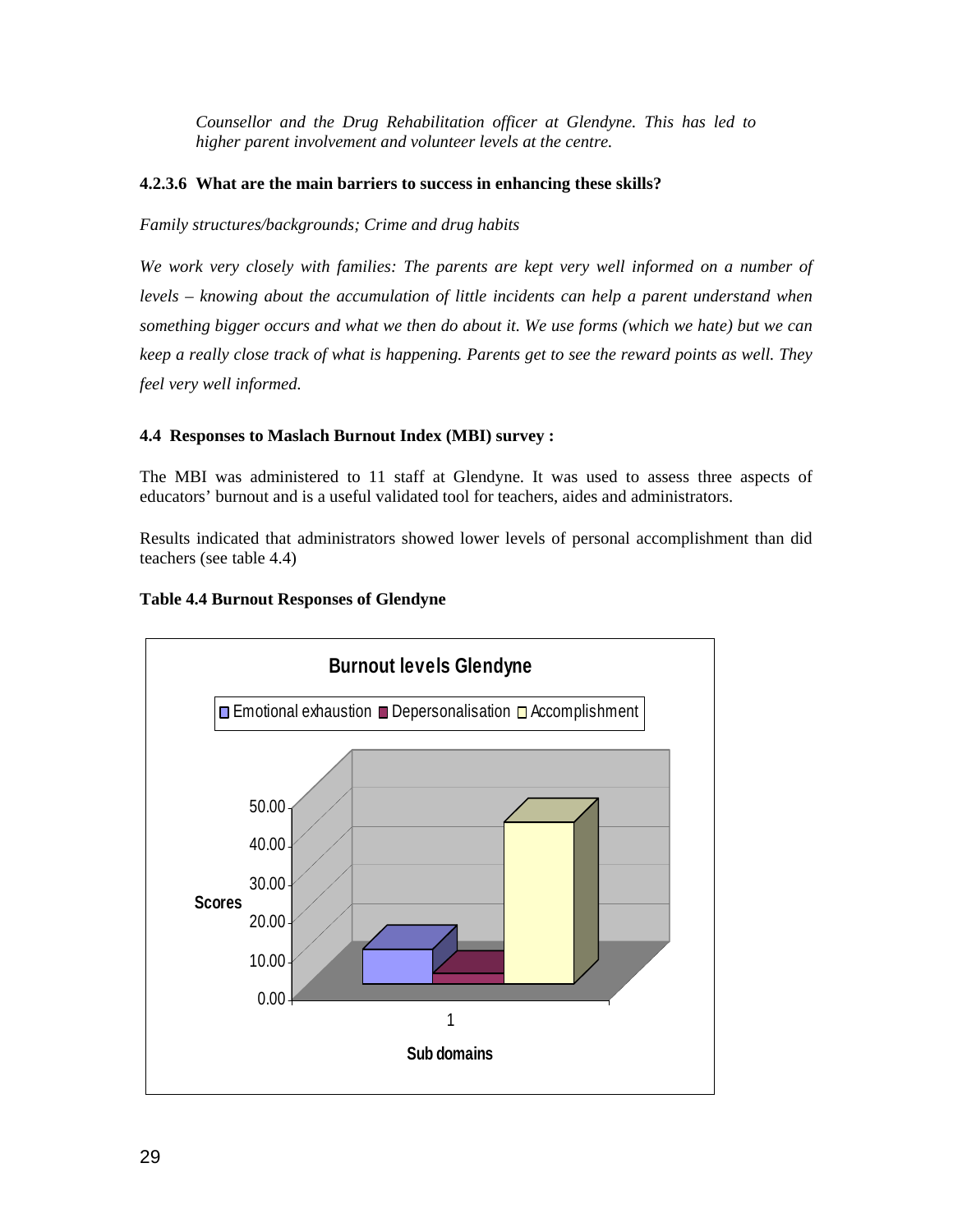*Counsellor and the Drug Rehabilitation officer at Glendyne. This has led to higher parent involvement and volunteer levels at the centre.*

#### 4.2.3.6 What are the main barriers to success in enhancing these skills?

*Family structures/backgrounds; Crime and drug habits*

*We work very closely with families: The parents are kept very well informed on a number of levels – knowing about the accumulation of little incidents can help a parent understand when something bigger occurs and what we then do about it. We use forms (which we hate) but we can keep a really close track of what is happening. Parents get to see the reward points as well. They feel very well informed.*

### 4.4 Responses to Maslach Burnout Index (MBI) survey :

The MBI was administered to 11 staff at Glendyne. It was used to assess three aspects of educators' burnout and is a useful validated tool for teachers, aides and administrators.

Results indicated that administrators showed lower levels of personal accomplishment than did teachers (see table 4.4)

**Table 4.4 Burnout Responses of Glendyne**

**Burnout levels Glendyne**

Legend: Emotional exhaustion, Depersonalisation, Accomplishment

Scores: 0.00, 10.00, 20.00, 30.00, 40.00, 50.00

1

Sub domains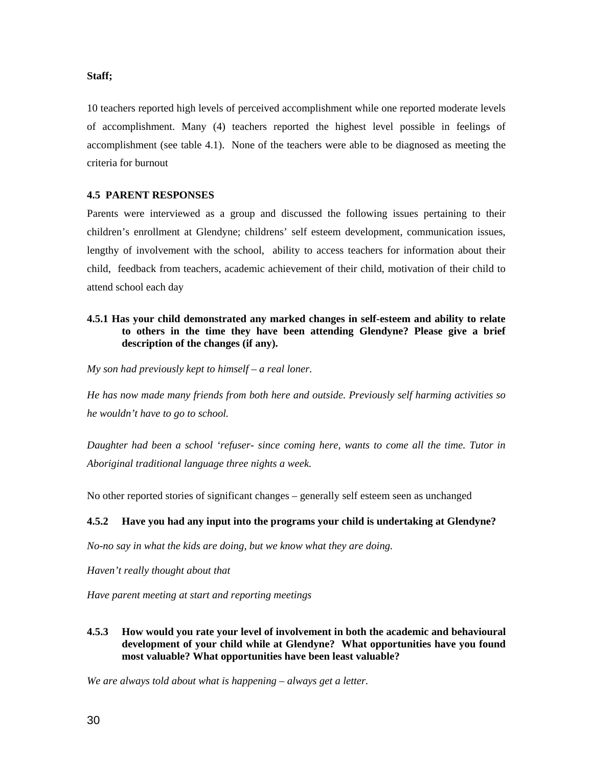**Staff;**

10 teachers reported high levels of perceived accomplishment while one reported moderate levels of accomplishment. Many (4) teachers reported the highest level possible in feelings of accomplishment (see table 4.1). None of the teachers were able to be diagnosed as meeting the criteria for burnout

## 4.5 PARENT RESPONSES

Parents were interviewed as a group and discussed the following issues pertaining to their children's enrollment at Glendyne; childrens' self esteem development, communication issues, lengthy of involvement with the school, ability to access teachers for information about their child, feedback from teachers, academic achievement of their child, motivation of their child to attend school each day

### 4.5.1 Has your child demonstrated any marked changes in self-esteem and ability to relate to others in the time they have been attending Glendyne? Please give a brief description of the changes (if any).

*My son had previously kept to himself – a real loner.*

*He has now made many friends from both here and outside. Previously self harming activities so he wouldn't have to go to school.*

*Daughter had been a school 'refuser- since coming here, wants to come all the time. Tutor in Aboriginal traditional language three nights a week.*

No other reported stories of significant changes – generally self esteem seen as unchanged

### 4.5.2 Have you had any input into the programs your child is undertaking at Glendyne?

*No-no say in what the kids are doing, but we know what they are doing.*

*Haven't really thought about that*

*Have parent meeting at start and reporting meetings*

### 4.5.3 How would you rate your level of involvement in both the academic and behavioural development of your child while at Glendyne? What opportunities have you found most valuable? What opportunities have been least valuable?

*We are always told about what is happening – always get a letter.*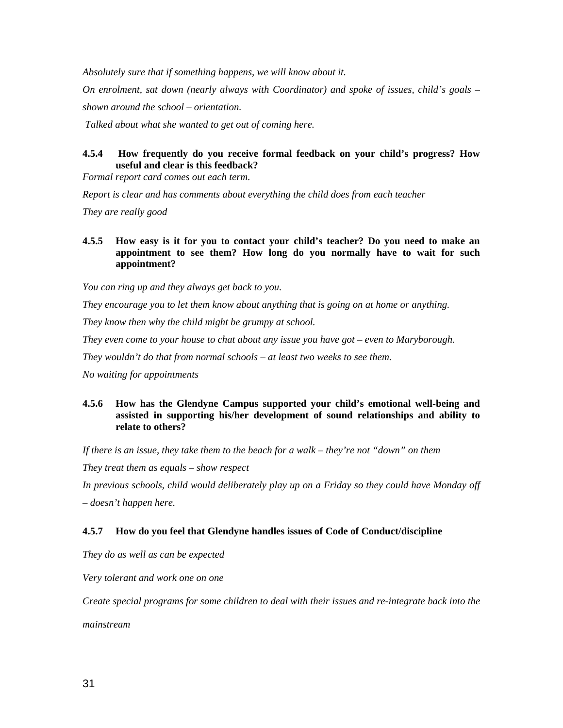*Absolutely sure that if something happens, we will know about it.*

*On enrolment, sat down (nearly always with Coordinator) and spoke of issues, child's goals – shown around the school – orientation.*

*Talked about what she wanted to get out of coming here.*

#### 4.5.4 How frequently do you receive formal feedback on your child's progress? How useful and clear is this feedback?

*Formal report card comes out each term.*

*Report is clear and has comments about everything the child does from each teacher*

*They are really good*

#### 4.5.5 How easy is it for you to contact your child's teacher? Do you need to make an appointment to see them? How long do you normally have to wait for such appointment?

*You can ring up and they always get back to you.*

*They encourage you to let them know about anything that is going on at home or anything.*

*They know then why the child might be grumpy at school.*

*They even come to your house to chat about any issue you have got – even to Maryborough.*

*They wouldn't do that from normal schools – at least two weeks to see them.*

*No waiting for appointments*

#### 4.5.6 How has the Glendyne Campus supported your child's emotional well-being and assisted in supporting his/her development of sound relationships and ability to relate to others?

*If there is an issue, they take them to the beach for a walk – they're not "down" on them*

*They treat them as equals – show respect*

*In previous schools, child would deliberately play up on a Friday so they could have Monday off – doesn't happen here.*

#### 4.5.7 How do you feel that Glendyne handles issues of Code of Conduct/discipline

*They do as well as can be expected*

*Very tolerant and work one on one*

*Create special programs for some children to deal with their issues and re-integrate back into the mainstream*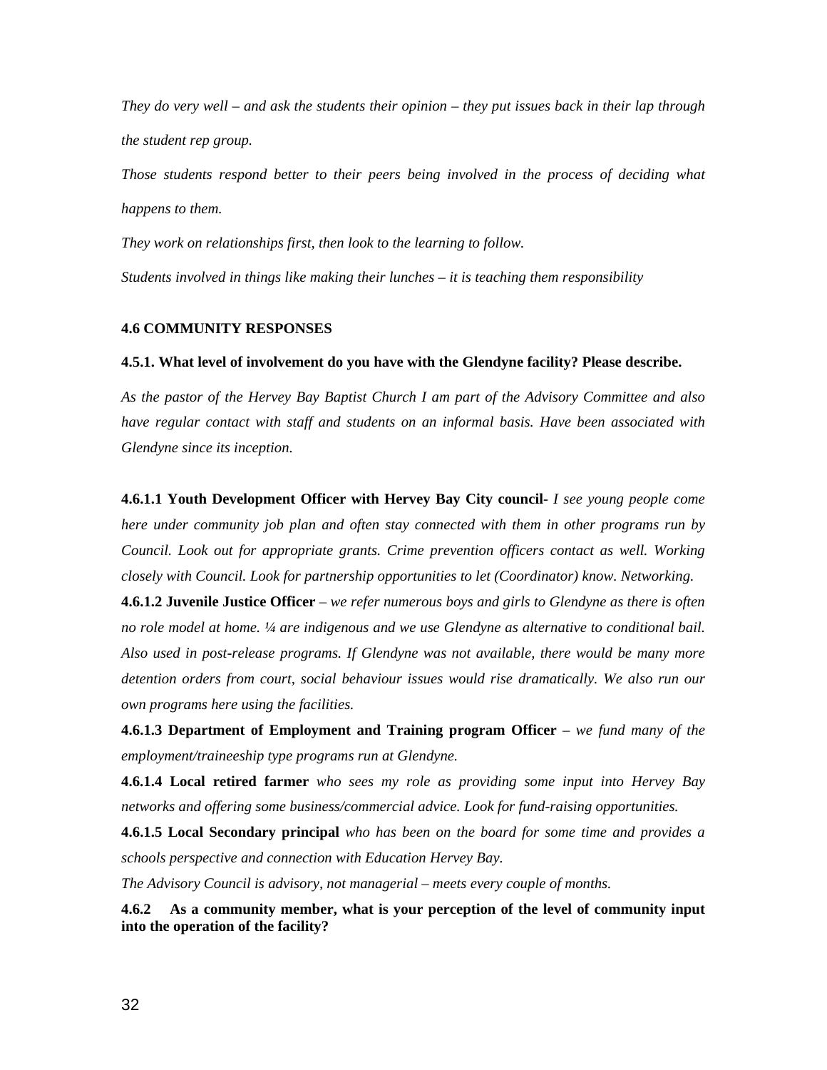*They do very well – and ask the students their opinion – they put issues back in their lap through the student rep group.*

*Those students respond better to their peers being involved in the process of deciding what happens to them.*

*They work on relationships first, then look to the learning to follow.*

*Students involved in things like making their lunches – it is teaching them responsibility*

**4.6 COMMUNITY RESPONSES**

**4.5.1. What level of involvement do you have with the Glendyne facility? Please describe.**

*As the pastor of the Hervey Bay Baptist Church I am part of the Advisory Committee and also have regular contact with staff and students on an informal basis. Have been associated with Glendyne since its inception.*

**4.6.1.1 Youth Development Officer with Hervey Bay City council**- *I see young people come here under community job plan and often stay connected with them in other programs run by Council. Look out for appropriate grants. Crime prevention officers contact as well. Working closely with Council. Look for partnership opportunities to let (Coordinator) know. Networking.*

**4.6.1.2 Juvenile Justice Officer** – *we refer numerous boys and girls to Glendyne as there is often no role model at home. ¼ are indigenous and we use Glendyne as alternative to conditional bail. Also used in post-release programs. If Glendyne was not available, there would be many more detention orders from court, social behaviour issues would rise dramatically. We also run our own programs here using the facilities.*

**4.6.1.3 Department of Employment and Training program Officer** – *we fund many of the employment/traineeship type programs run at Glendyne.*

**4.6.1.4 Local retired farmer** *who sees my role as providing some input into Hervey Bay networks and offering some business/commercial advice. Look for fund-raising opportunities.*

**4.6.1.5 Local Secondary principal** *who has been on the board for some time and provides a schools perspective and connection with Education Hervey Bay.*

*The Advisory Council is advisory, not managerial – meets every couple of months.*

**4.6.2 As a community member, what is your perception of the level of community input into the operation of the facility?**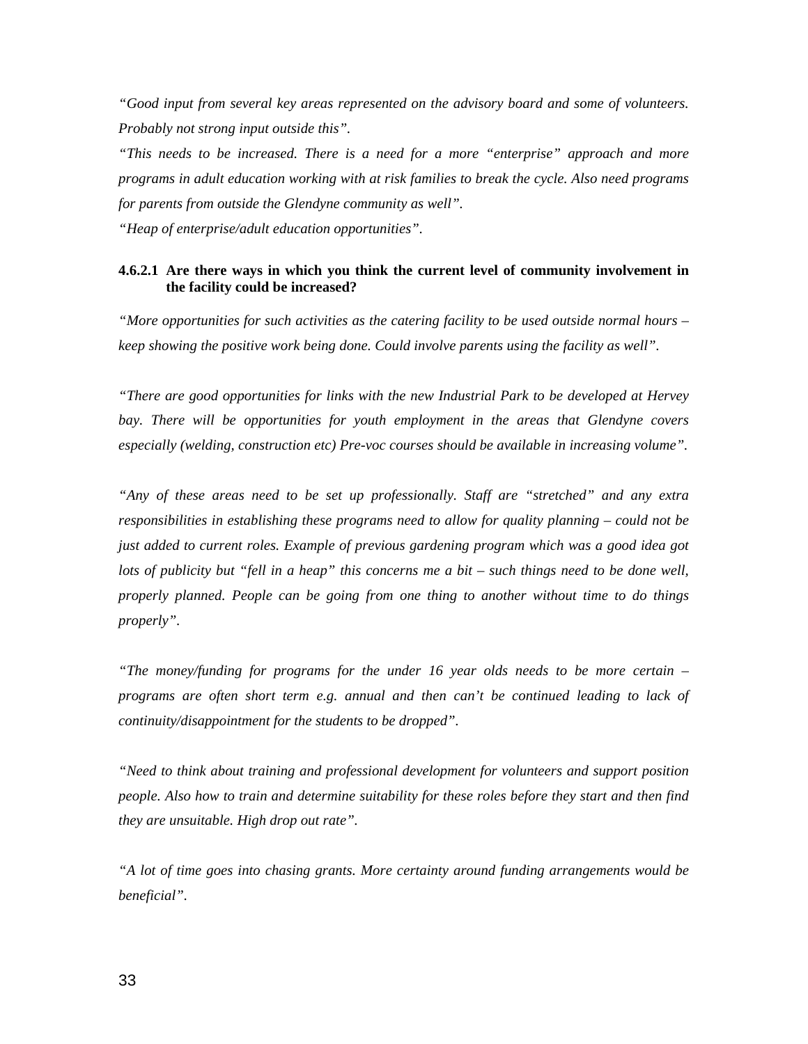*“Good input from several key areas represented on the advisory board and some of volunteers. Probably not strong input outside this”.*

*“This needs to be increased. There is a need for a more “enterprise” approach and more programs in adult education working with at risk families to break the cycle. Also need programs for parents from outside the Glendyne community as well”.*

*“Heap of enterprise/adult education opportunities”.*

#### 4.6.2.1 Are there ways in which you think the current level of community involvement in the facility could be increased?

*“More opportunities for such activities as the catering facility to be used outside normal hours – keep showing the positive work being done. Could involve parents using the facility as well”.*

*“There are good opportunities for links with the new Industrial Park to be developed at Hervey bay. There will be opportunities for youth employment in the areas that Glendyne covers especially (welding, construction etc) Pre-voc courses should be available in increasing volume”.*

*“Any of these areas need to be set up professionally. Staff are “stretched” and any extra responsibilities in establishing these programs need to allow for quality planning – could not be just added to current roles. Example of previous gardening program which was a good idea got lots of publicity but “fell in a heap” this concerns me a bit – such things need to be done well, properly planned. People can be going from one thing to another without time to do things properly”.*

*“The money/funding for programs for the under 16 year olds needs to be more certain – programs are often short term e.g. annual and then can’t be continued leading to lack of continuity/disappointment for the students to be dropped”.*

*“Need to think about training and professional development for volunteers and support position people. Also how to train and determine suitability for these roles before they start and then find they are unsuitable. High drop out rate”.*

*“A lot of time goes into chasing grants. More certainty around funding arrangements would be beneficial”.*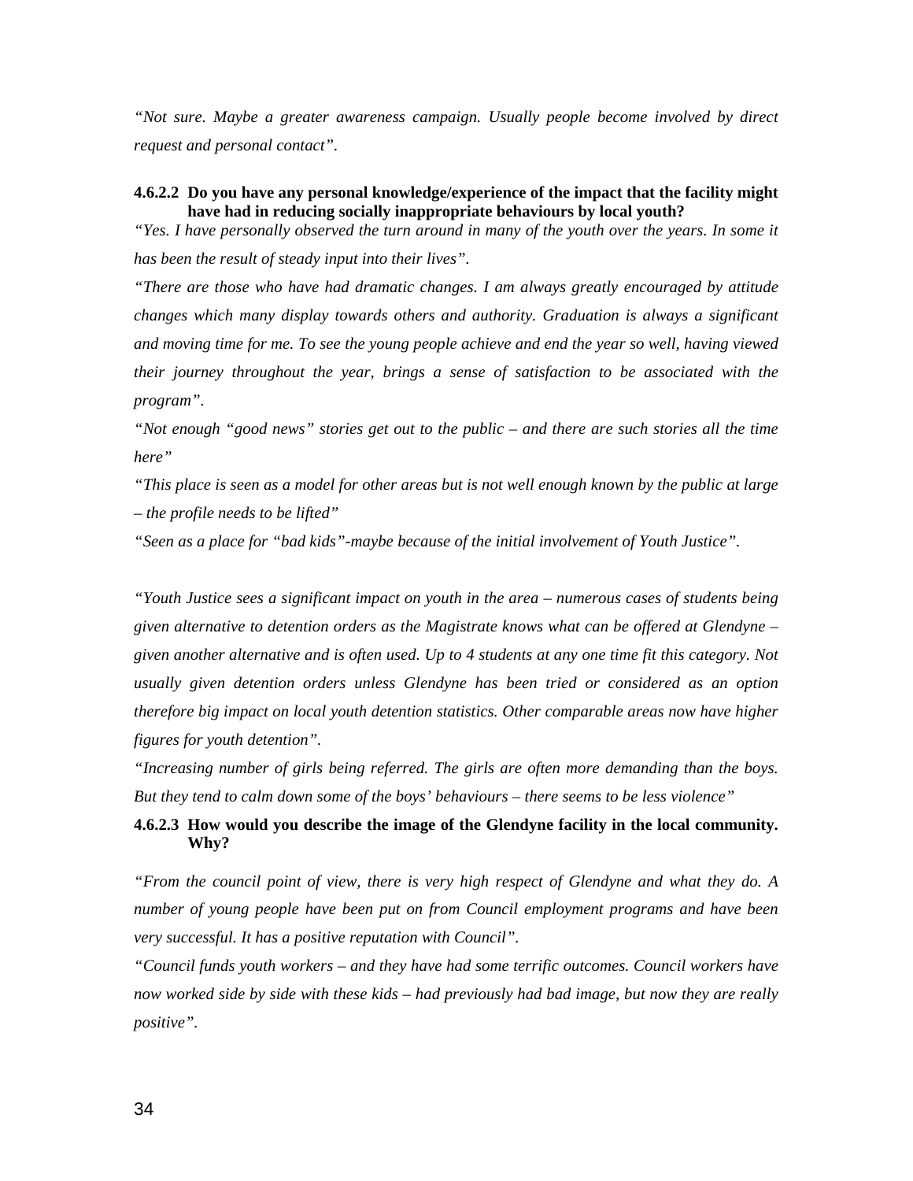*"Not sure. Maybe a greater awareness campaign. Usually people become involved by direct request and personal contact".*

#### 4.6.2.2 Do you have any personal knowledge/experience of the impact that the facility might have had in reducing socially inappropriate behaviours by local youth?

*"Yes. I have personally observed the turn around in many of the youth over the years. In some it has been the result of steady input into their lives".*

*"There are those who have had dramatic changes. I am always greatly encouraged by attitude changes which many display towards others and authority. Graduation is always a significant and moving time for me. To see the young people achieve and end the year so well, having viewed their journey throughout the year, brings a sense of satisfaction to be associated with the program".*

*"Not enough "good news" stories get out to the public – and there are such stories all the time here"*

*"This place is seen as a model for other areas but is not well enough known by the public at large – the profile needs to be lifted"*

*"Seen as a place for "bad kids"-maybe because of the initial involvement of Youth Justice".*

*"Youth Justice sees a significant impact on youth in the area – numerous cases of students being given alternative to detention orders as the Magistrate knows what can be offered at Glendyne – given another alternative and is often used. Up to 4 students at any one time fit this category. Not usually given detention orders unless Glendyne has been tried or considered as an option therefore big impact on local youth detention statistics. Other comparable areas now have higher figures for youth detention".*

*"Increasing number of girls being referred. The girls are often more demanding than the boys. But they tend to calm down some of the boys' behaviours – there seems to be less violence"*

#### 4.6.2.3 How would you describe the image of the Glendyne facility in the local community. Why?

*"From the council point of view, there is very high respect of Glendyne and what they do. A number of young people have been put on from Council employment programs and have been very successful. It has a positive reputation with Council".*

*"Council funds youth workers – and they have had some terrific outcomes. Council workers have now worked side by side with these kids – had previously had bad image, but now they are really positive".*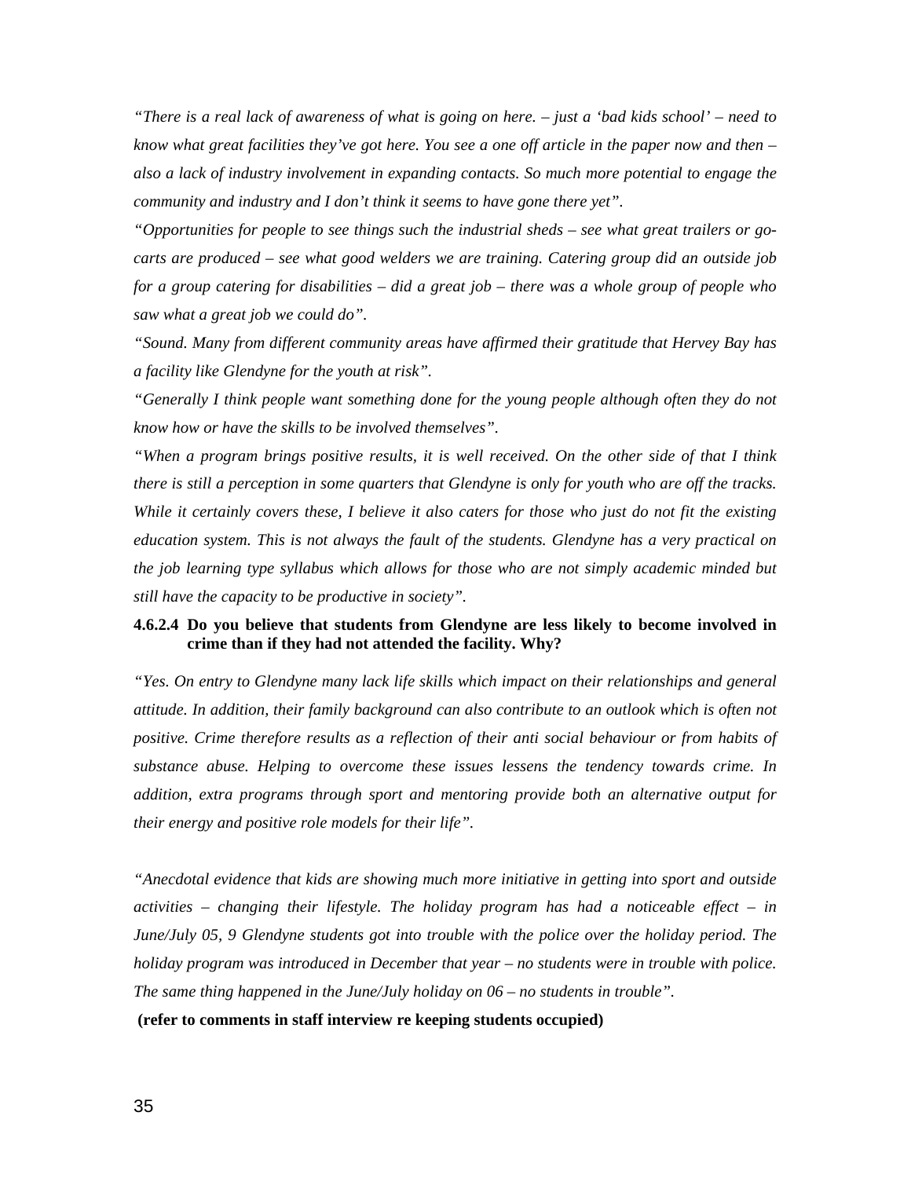*"There is a real lack of awareness of what is going on here. – just a 'bad kids school' – need to know what great facilities they've got here. You see a one off article in the paper now and then – also a lack of industry involvement in expanding contacts. So much more potential to engage the community and industry and I don't think it seems to have gone there yet".*

*"Opportunities for people to see things such the industrial sheds – see what great trailers or go-carts are produced – see what good welders we are training. Catering group did an outside job for a group catering for disabilities – did a great job – there was a whole group of people who saw what a great job we could do".*

*"Sound. Many from different community areas have affirmed their gratitude that Hervey Bay has a facility like Glendyne for the youth at risk".*

*"Generally I think people want something done for the young people although often they do not know how or have the skills to be involved themselves".*

*"When a program brings positive results, it is well received. On the other side of that I think there is still a perception in some quarters that Glendyne is only for youth who are off the tracks. While it certainly covers these, I believe it also caters for those who just do not fit the existing education system. This is not always the fault of the students. Glendyne has a very practical on the job learning type syllabus which allows for those who are not simply academic minded but still have the capacity to be productive in society".*

#### 4.6.2.4 Do you believe that students from Glendyne are less likely to become involved in crime than if they had not attended the facility. Why?

*"Yes. On entry to Glendyne many lack life skills which impact on their relationships and general attitude. In addition, their family background can also contribute to an outlook which is often not positive. Crime therefore results as a reflection of their anti social behaviour or from habits of substance abuse. Helping to overcome these issues lessens the tendency towards crime. In addition, extra programs through sport and mentoring provide both an alternative output for their energy and positive role models for their life".*

*"Anecdotal evidence that kids are showing much more initiative in getting into sport and outside activities – changing their lifestyle. The holiday program has had a noticeable effect – in June/July 05, 9 Glendyne students got into trouble with the police over the holiday period. The holiday program was introduced in December that year – no students were in trouble with police. The same thing happened in the June/July holiday on 06 – no students in trouble".*

**(refer to comments in staff interview re keeping students occupied)**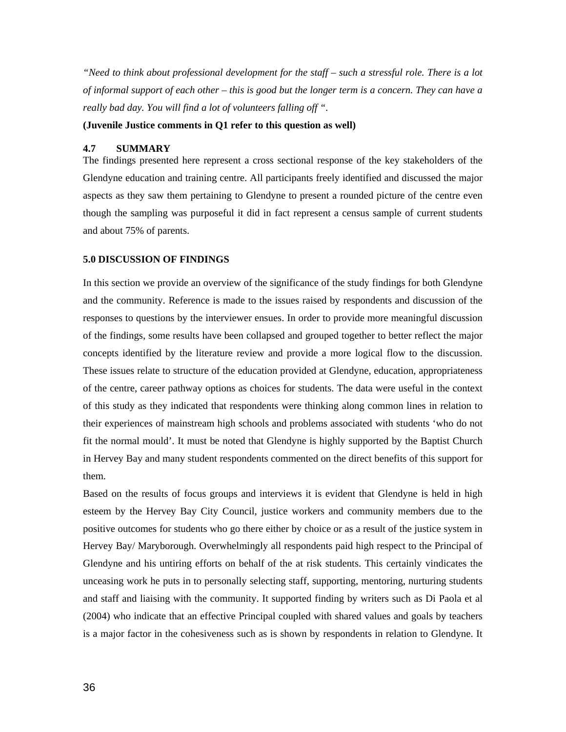*"Need to think about professional development for the staff – such a stressful role. There is a lot of informal support of each other – this is good but the longer term is a concern. They can have a really bad day. You will find a lot of volunteers falling off ".*

**(Juvenile Justice comments in Q1 refer to this question as well)**

### 4.7 SUMMARY

The findings presented here represent a cross sectional response of the key stakeholders of the Glendyne education and training centre. All participants freely identified and discussed the major aspects as they saw them pertaining to Glendyne to present a rounded picture of the centre even though the sampling was purposeful it did in fact represent a census sample of current students and about 75% of parents.

## 5.0 DISCUSSION OF FINDINGS

In this section we provide an overview of the significance of the study findings for both Glendyne and the community. Reference is made to the issues raised by respondents and discussion of the responses to questions by the interviewer ensues. In order to provide more meaningful discussion of the findings, some results have been collapsed and grouped together to better reflect the major concepts identified by the literature review and provide a more logical flow to the discussion. These issues relate to structure of the education provided at Glendyne, education, appropriateness of the centre, career pathway options as choices for students. The data were useful in the context of this study as they indicated that respondents were thinking along common lines in relation to their experiences of mainstream high schools and problems associated with students 'who do not fit the normal mould'. It must be noted that Glendyne is highly supported by the Baptist Church in Hervey Bay and many student respondents commented on the direct benefits of this support for them.

Based on the results of focus groups and interviews it is evident that Glendyne is held in high esteem by the Hervey Bay City Council, justice workers and community members due to the positive outcomes for students who go there either by choice or as a result of the justice system in Hervey Bay/ Maryborough. Overwhelmingly all respondents paid high respect to the Principal of Glendyne and his untiring efforts on behalf of the at risk students. This certainly vindicates the unceasing work he puts in to personally selecting staff, supporting, mentoring, nurturing students and staff and liaising with the community. It supported finding by writers such as Di Paola et al (2004) who indicate that an effective Principal coupled with shared values and goals by teachers is a major factor in the cohesiveness such as is shown by respondents in relation to Glendyne. It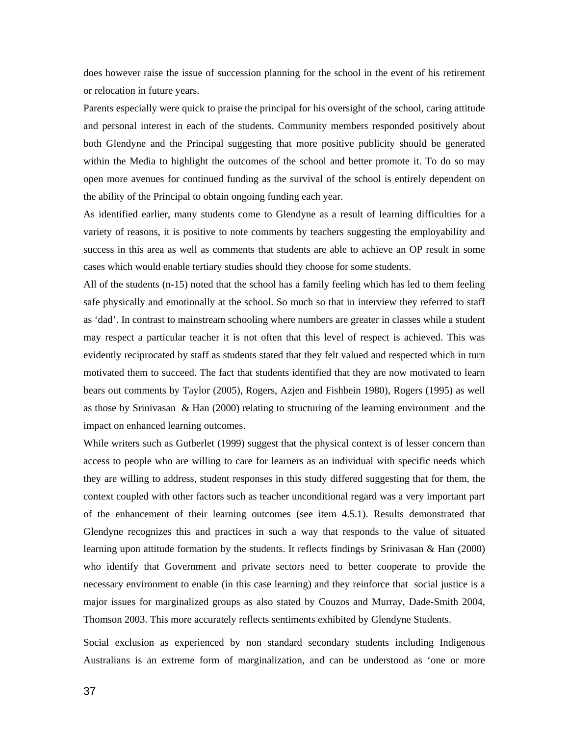does however raise the issue of succession planning for the school in the event of his retirement or relocation in future years.

Parents especially were quick to praise the principal for his oversight of the school, caring attitude and personal interest in each of the students. Community members responded positively about both Glendyne and the Principal suggesting that more positive publicity should be generated within the Media to highlight the outcomes of the school and better promote it. To do so may open more avenues for continued funding as the survival of the school is entirely dependent on the ability of the Principal to obtain ongoing funding each year.

As identified earlier, many students come to Glendyne as a result of learning difficulties for a variety of reasons, it is positive to note comments by teachers suggesting the employability and success in this area as well as comments that students are able to achieve an OP result in some cases which would enable tertiary studies should they choose for some students.

All of the students (n-15) noted that the school has a family feeling which has led to them feeling safe physically and emotionally at the school. So much so that in interview they referred to staff as 'dad'. In contrast to mainstream schooling where numbers are greater in classes while a student may respect a particular teacher it is not often that this level of respect is achieved. This was evidently reciprocated by staff as students stated that they felt valued and respected which in turn motivated them to succeed. The fact that students identified that they are now motivated to learn bears out comments by Taylor (2005), Rogers, Azjen and Fishbein 1980), Rogers (1995) as well as those by Srinivasan & Han (2000) relating to structuring of the learning environment and the impact on enhanced learning outcomes.

While writers such as Gutberlet (1999) suggest that the physical context is of lesser concern than access to people who are willing to care for learners as an individual with specific needs which they are willing to address, student responses in this study differed suggesting that for them, the context coupled with other factors such as teacher unconditional regard was a very important part of the enhancement of their learning outcomes (see item 4.5.1). Results demonstrated that Glendyne recognizes this and practices in such a way that responds to the value of situated learning upon attitude formation by the students. It reflects findings by Srinivasan & Han (2000) who identify that Government and private sectors need to better cooperate to provide the necessary environment to enable (in this case learning) and they reinforce that social justice is a major issues for marginalized groups as also stated by Couzos and Murray, Dade-Smith 2004, Thomson 2003. This more accurately reflects sentiments exhibited by Glendyne Students.

Social exclusion as experienced by non standard secondary students including Indigenous Australians is an extreme form of marginalization, and can be understood as 'one or more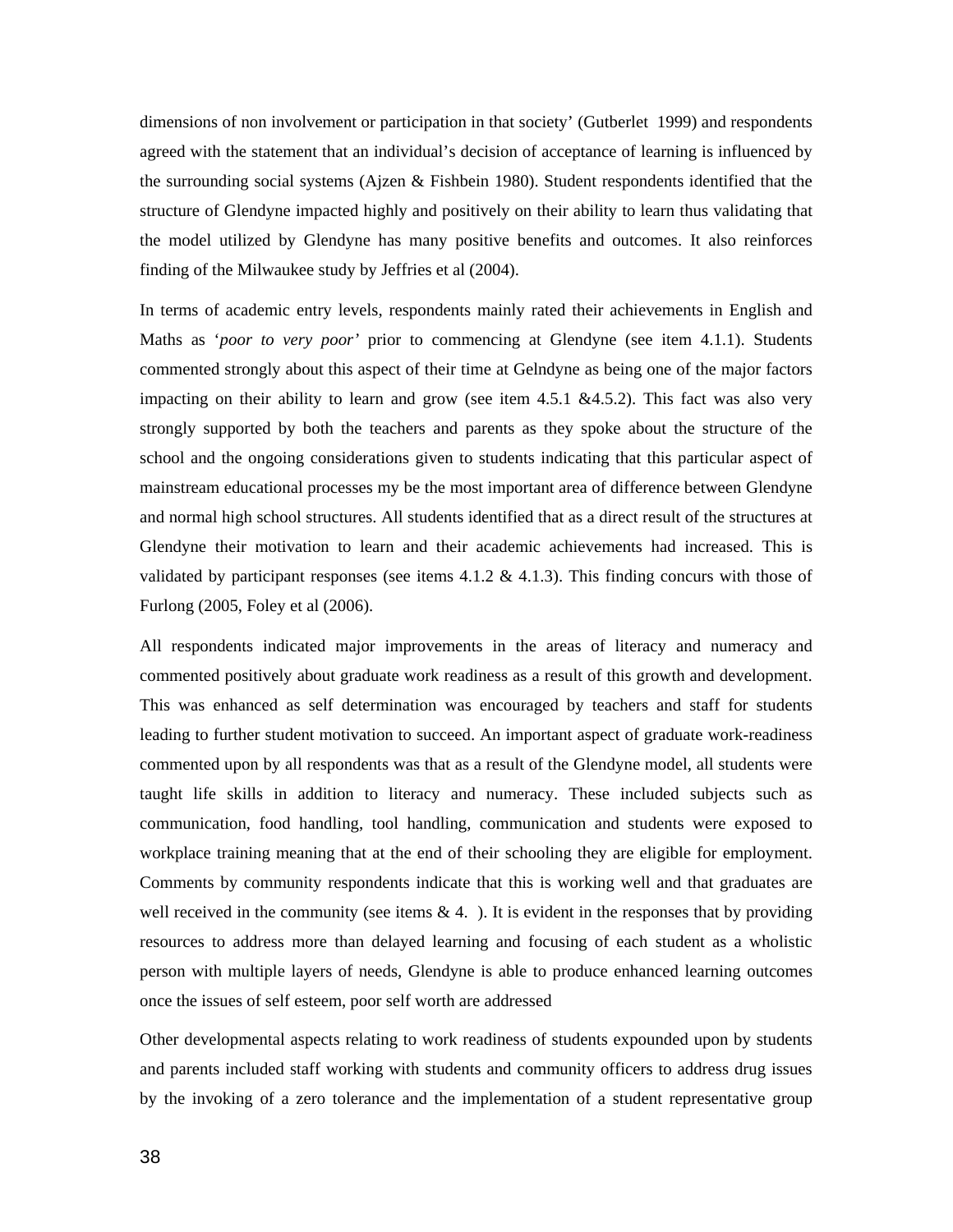dimensions of non involvement or participation in that society' (Gutberlet 1999) and respondents agreed with the statement that an individual's decision of acceptance of learning is influenced by the surrounding social systems (Ajzen & Fishbein 1980). Student respondents identified that the structure of Glendyne impacted highly and positively on their ability to learn thus validating that the model utilized by Glendyne has many positive benefits and outcomes. It also reinforces finding of the Milwaukee study by Jeffries et al (2004).

In terms of academic entry levels, respondents mainly rated their achievements in English and Maths as '*poor to very poor'* prior to commencing at Glendyne (see item 4.1.1). Students commented strongly about this aspect of their time at Gelndyne as being one of the major factors impacting on their ability to learn and grow (see item 4.5.1 &4.5.2). This fact was also very strongly supported by both the teachers and parents as they spoke about the structure of the school and the ongoing considerations given to students indicating that this particular aspect of mainstream educational processes my be the most important area of difference between Glendyne and normal high school structures. All students identified that as a direct result of the structures at Glendyne their motivation to learn and their academic achievements had increased. This is validated by participant responses (see items 4.1.2 & 4.1.3). This finding concurs with those of Furlong (2005, Foley et al (2006).

All respondents indicated major improvements in the areas of literacy and numeracy and commented positively about graduate work readiness as a result of this growth and development. This was enhanced as self determination was encouraged by teachers and staff for students leading to further student motivation to succeed. An important aspect of graduate work-readiness commented upon by all respondents was that as a result of the Glendyne model, all students were taught life skills in addition to literacy and numeracy. These included subjects such as communication, food handling, tool handling, communication and students were exposed to workplace training meaning that at the end of their schooling they are eligible for employment. Comments by community respondents indicate that this is working well and that graduates are well received in the community (see items & 4. ). It is evident in the responses that by providing resources to address more than delayed learning and focusing of each student as a wholistic person with multiple layers of needs, Glendyne is able to produce enhanced learning outcomes once the issues of self esteem, poor self worth are addressed

Other developmental aspects relating to work readiness of students expounded upon by students and parents included staff working with students and community officers to address drug issues by the invoking of a zero tolerance and the implementation of a student representative group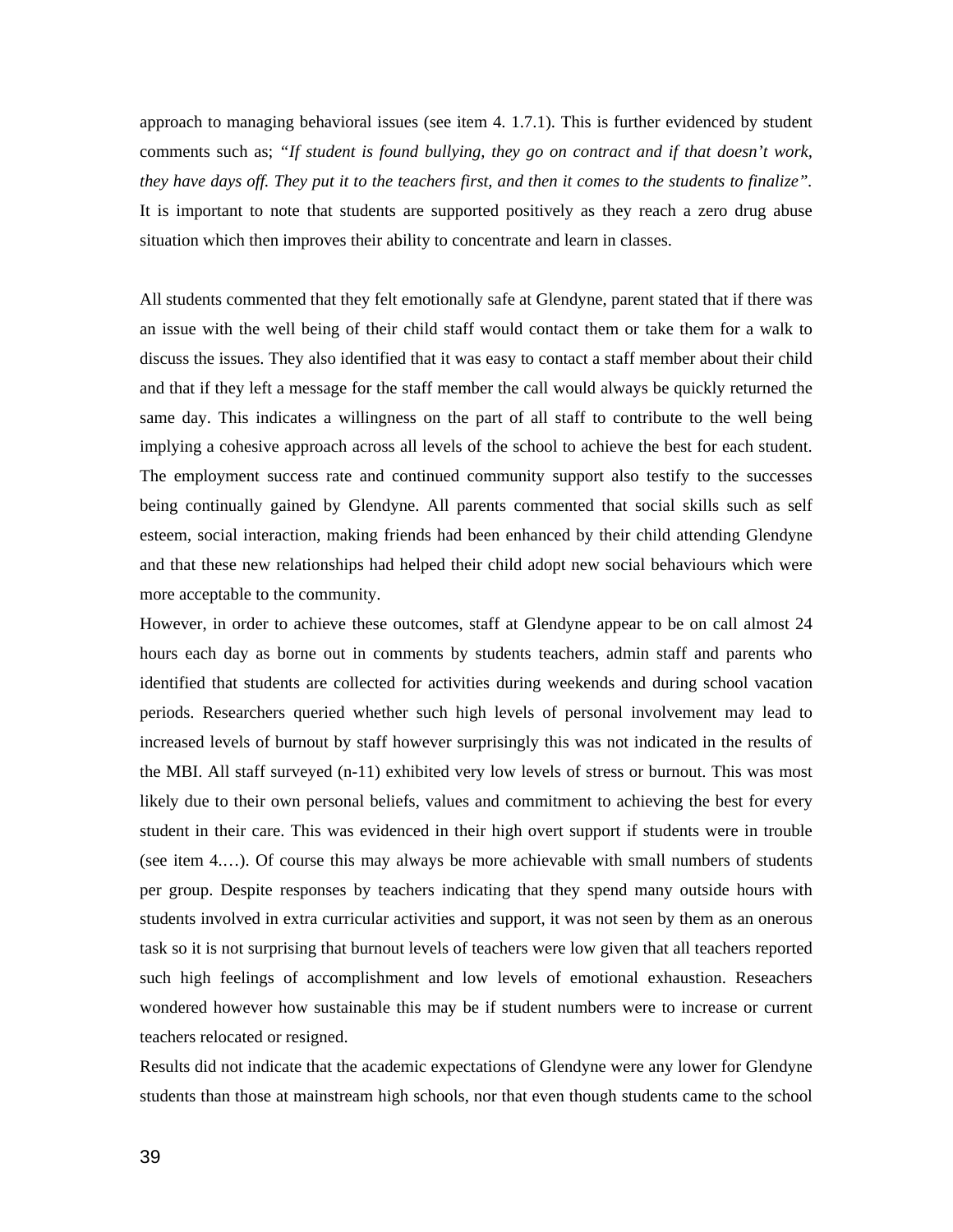approach to managing behavioral issues (see item 4. 1.7.1). This is further evidenced by student comments such as; *"If student is found bullying, they go on contract and if that doesn't work, they have days off. They put it to the teachers first, and then it comes to the students to finalize"*. It is important to note that students are supported positively as they reach a zero drug abuse situation which then improves their ability to concentrate and learn in classes.

All students commented that they felt emotionally safe at Glendyne, parent stated that if there was an issue with the well being of their child staff would contact them or take them for a walk to discuss the issues. They also identified that it was easy to contact a staff member about their child and that if they left a message for the staff member the call would always be quickly returned the same day. This indicates a willingness on the part of all staff to contribute to the well being implying a cohesive approach across all levels of the school to achieve the best for each student. The employment success rate and continued community support also testify to the successes being continually gained by Glendyne. All parents commented that social skills such as self esteem, social interaction, making friends had been enhanced by their child attending Glendyne and that these new relationships had helped their child adopt new social behaviours which were more acceptable to the community.

However, in order to achieve these outcomes, staff at Glendyne appear to be on call almost 24 hours each day as borne out in comments by students teachers, admin staff and parents who identified that students are collected for activities during weekends and during school vacation periods. Researchers queried whether such high levels of personal involvement may lead to increased levels of burnout by staff however surprisingly this was not indicated in the results of the MBI. All staff surveyed (n-11) exhibited very low levels of stress or burnout. This was most likely due to their own personal beliefs, values and commitment to achieving the best for every student in their care. This was evidenced in their high overt support if students were in trouble (see item 4.…). Of course this may always be more achievable with small numbers of students per group. Despite responses by teachers indicating that they spend many outside hours with students involved in extra curricular activities and support, it was not seen by them as an onerous task so it is not surprising that burnout levels of teachers were low given that all teachers reported such high feelings of accomplishment and low levels of emotional exhaustion. Reseachers wondered however how sustainable this may be if student numbers were to increase or current teachers relocated or resigned.

Results did not indicate that the academic expectations of Glendyne were any lower for Glendyne students than those at mainstream high schools, nor that even though students came to the school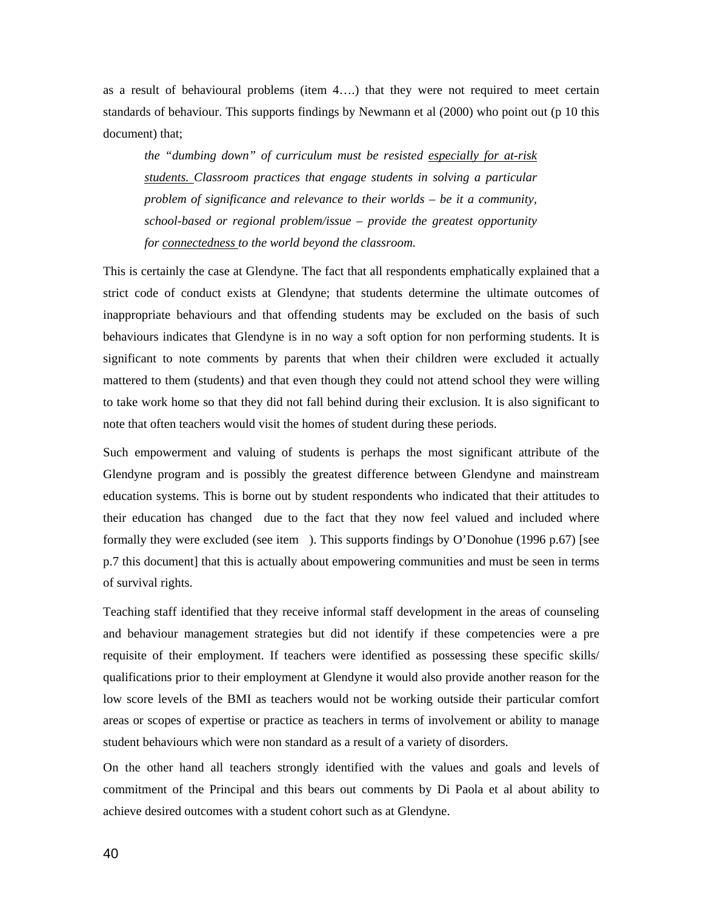as a result of behavioural problems (item 4….) that they were not required to meet certain standards of behaviour. This supports findings by Newmann et al (2000) who point out (p 10 this document) that;

> *the "dumbing down" of curriculum must be resisted <u>especially for at-risk students.</u> Classroom practices that engage students in solving a particular problem of significance and relevance to their worlds – be it a community, school-based or regional problem/issue – provide the greatest opportunity for <u>connectedness</u> to the world beyond the classroom.*

This is certainly the case at Glendyne. The fact that all respondents emphatically explained that a strict code of conduct exists at Glendyne; that students determine the ultimate outcomes of inappropriate behaviours and that offending students may be excluded on the basis of such behaviours indicates that Glendyne is in no way a soft option for non performing students. It is significant to note comments by parents that when their children were excluded it actually mattered to them (students) and that even though they could not attend school they were willing to take work home so that they did not fall behind during their exclusion. It is also significant to note that often teachers would visit the homes of student during these periods.

Such empowerment and valuing of students is perhaps the most significant attribute of the Glendyne program and is possibly the greatest difference between Glendyne and mainstream education systems. This is borne out by student respondents who indicated that their attitudes to their education has changed due to the fact that they now feel valued and included where formally they were excluded (see item ). This supports findings by O'Donohue (1996 p.67) [see p.7 this document] that this is actually about empowering communities and must be seen in terms of survival rights.

Teaching staff identified that they receive informal staff development in the areas of counseling and behaviour management strategies but did not identify if these competencies were a pre requisite of their employment. If teachers were identified as possessing these specific skills/ qualifications prior to their employment at Glendyne it would also provide another reason for the low score levels of the BMI as teachers would not be working outside their particular comfort areas or scopes of expertise or practice as teachers in terms of involvement or ability to manage student behaviours which were non standard as a result of a variety of disorders.

On the other hand all teachers strongly identified with the values and goals and levels of commitment of the Principal and this bears out comments by Di Paola et al about ability to achieve desired outcomes with a student cohort such as at Glendyne.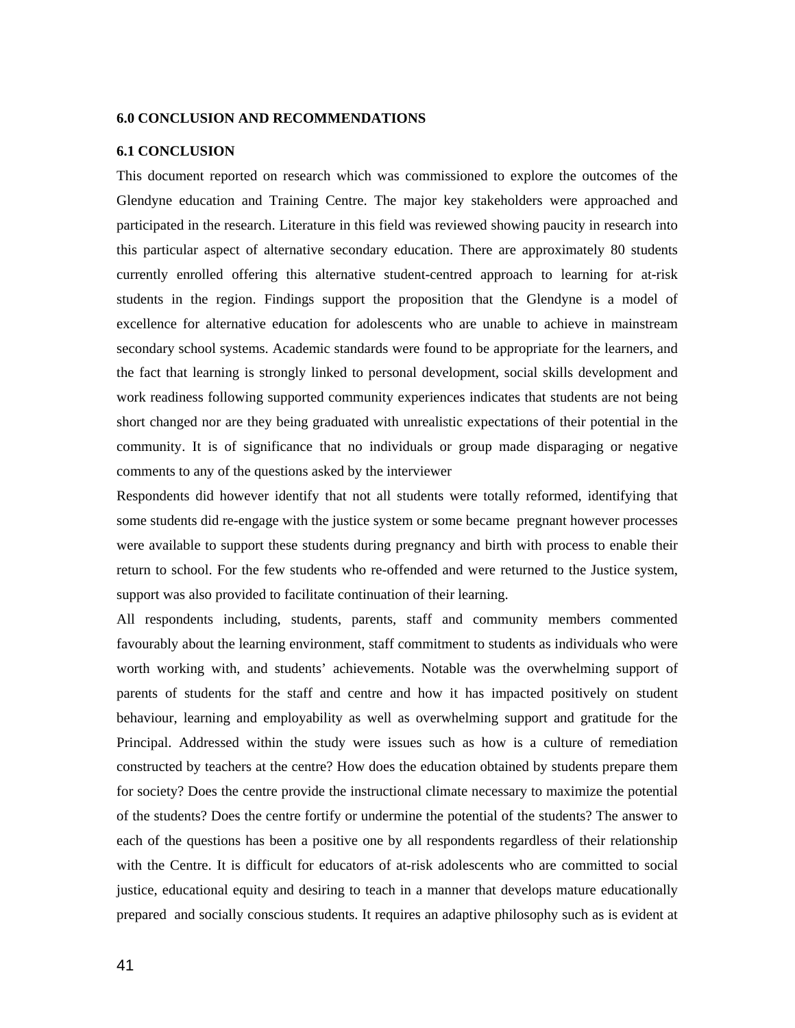## 6.0 CONCLUSION AND RECOMMENDATIONS

### 6.1 CONCLUSION

This document reported on research which was commissioned to explore the outcomes of the Glendyne education and Training Centre. The major key stakeholders were approached and participated in the research. Literature in this field was reviewed showing paucity in research into this particular aspect of alternative secondary education. There are approximately 80 students currently enrolled offering this alternative student-centred approach to learning for at-risk students in the region. Findings support the proposition that the Glendyne is a model of excellence for alternative education for adolescents who are unable to achieve in mainstream secondary school systems. Academic standards were found to be appropriate for the learners, and the fact that learning is strongly linked to personal development, social skills development and work readiness following supported community experiences indicates that students are not being short changed nor are they being graduated with unrealistic expectations of their potential in the community. It is of significance that no individuals or group made disparaging or negative comments to any of the questions asked by the interviewer

Respondents did however identify that not all students were totally reformed, identifying that some students did re-engage with the justice system or some became pregnant however processes were available to support these students during pregnancy and birth with process to enable their return to school. For the few students who re-offended and were returned to the Justice system, support was also provided to facilitate continuation of their learning.

All respondents including, students, parents, staff and community members commented favourably about the learning environment, staff commitment to students as individuals who were worth working with, and students' achievements. Notable was the overwhelming support of parents of students for the staff and centre and how it has impacted positively on student behaviour, learning and employability as well as overwhelming support and gratitude for the Principal. Addressed within the study were issues such as how is a culture of remediation constructed by teachers at the centre? How does the education obtained by students prepare them for society? Does the centre provide the instructional climate necessary to maximize the potential of the students? Does the centre fortify or undermine the potential of the students? The answer to each of the questions has been a positive one by all respondents regardless of their relationship with the Centre. It is difficult for educators of at-risk adolescents who are committed to social justice, educational equity and desiring to teach in a manner that develops mature educationally prepared and socially conscious students. It requires an adaptive philosophy such as is evident at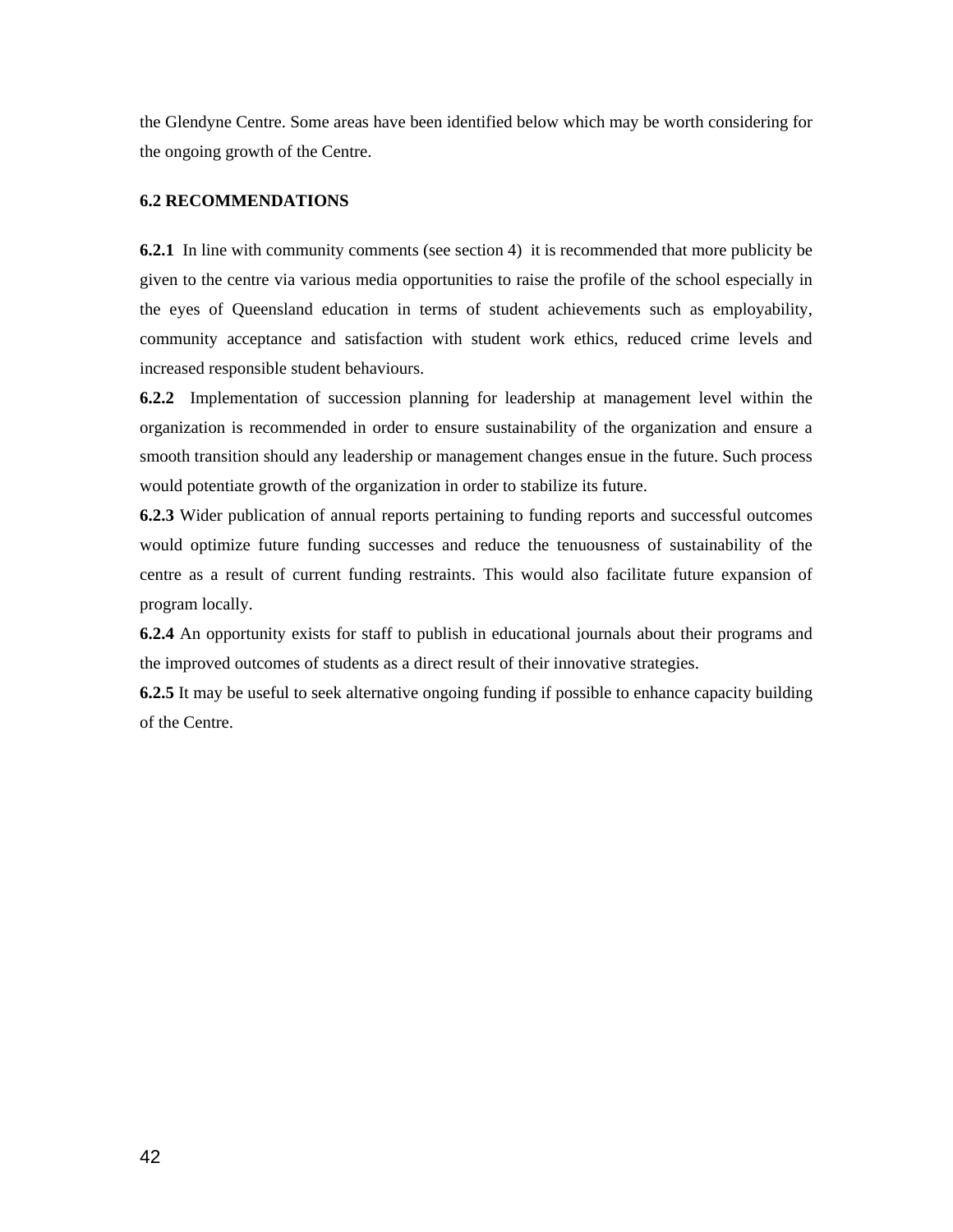the Glendyne Centre. Some areas have been identified below which may be worth considering for the ongoing growth of the Centre.

### 6.2 RECOMMENDATIONS

**6.2.1** In line with community comments (see section 4) it is recommended that more publicity be given to the centre via various media opportunities to raise the profile of the school especially in the eyes of Queensland education in terms of student achievements such as employability, community acceptance and satisfaction with student work ethics, reduced crime levels and increased responsible student behaviours.

**6.2.2** Implementation of succession planning for leadership at management level within the organization is recommended in order to ensure sustainability of the organization and ensure a smooth transition should any leadership or management changes ensue in the future. Such process would potentiate growth of the organization in order to stabilize its future.

**6.2.3** Wider publication of annual reports pertaining to funding reports and successful outcomes would optimize future funding successes and reduce the tenuousness of sustainability of the centre as a result of current funding restraints. This would also facilitate future expansion of program locally.

**6.2.4** An opportunity exists for staff to publish in educational journals about their programs and the improved outcomes of students as a direct result of their innovative strategies.

**6.2.5** It may be useful to seek alternative ongoing funding if possible to enhance capacity building of the Centre.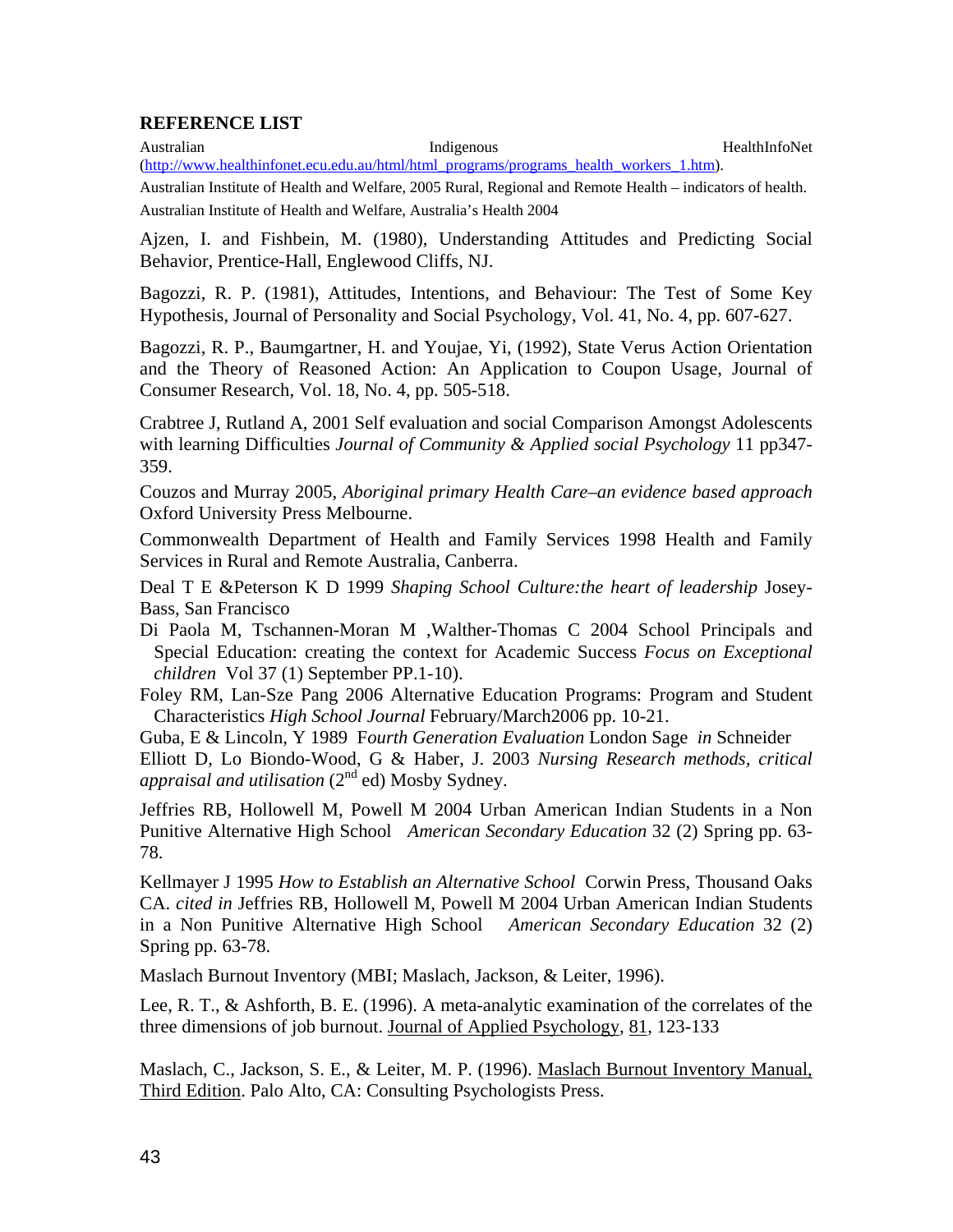**REFERENCE LIST**

Australian Indigenous HealthInfoNet (http://www.healthinfonet.ecu.edu.au/html/html_programs/programs_health_workers_1.htm).

Australian Institute of Health and Welfare, 2005 Rural, Regional and Remote Health – indicators of health.

Australian Institute of Health and Welfare, Australia's Health 2004

Ajzen, I. and Fishbein, M. (1980), Understanding Attitudes and Predicting Social Behavior, Prentice-Hall, Englewood Cliffs, NJ.

Bagozzi, R. P. (1981), Attitudes, Intentions, and Behaviour: The Test of Some Key Hypothesis, Journal of Personality and Social Psychology, Vol. 41, No. 4, pp. 607-627.

Bagozzi, R. P., Baumgartner, H. and Youjae, Yi, (1992), State Verus Action Orientation and the Theory of Reasoned Action: An Application to Coupon Usage, Journal of Consumer Research, Vol. 18, No. 4, pp. 505-518.

Crabtree J, Rutland A, 2001 Self evaluation and social Comparison Amongst Adolescents with learning Difficulties *Journal of Community & Applied social Psychology* 11 pp347-359.

Couzos and Murray 2005, *Aboriginal primary Health Care–an evidence based approach* Oxford University Press Melbourne.

Commonwealth Department of Health and Family Services 1998 Health and Family Services in Rural and Remote Australia, Canberra.

Deal T E &Peterson K D 1999 *Shaping School Culture:the heart of leadership* Josey-Bass, San Francisco

Di Paola M, Tschannen-Moran M ,Walther-Thomas C 2004 School Principals and Special Education: creating the context for Academic Success *Focus on Exceptional children* Vol 37 (1) September PP.1-10).

Foley RM, Lan-Sze Pang 2006 Alternative Education Programs: Program and Student Characteristics *High School Journal* February/March2006 pp. 10-21.

Guba, E & Lincoln, Y 1989 F*ourth Generation Evaluation* London Sage *in* Schneider

Elliott D, Lo Biondo-Wood, G & Haber, J. 2003 *Nursing Research methods, critical appraisal and utilisation* (2nd ed) Mosby Sydney.

Jeffries RB, Hollowell M, Powell M 2004 Urban American Indian Students in a Non Punitive Alternative High School *American Secondary Education* 32 (2) Spring pp. 63-78.

Kellmayer J 1995 *How to Establish an Alternative School* Corwin Press, Thousand Oaks CA. *cited in* Jeffries RB, Hollowell M, Powell M 2004 Urban American Indian Students in a Non Punitive Alternative High School *American Secondary Education* 32 (2) Spring pp. 63-78.

Maslach Burnout Inventory (MBI; Maslach, Jackson, & Leiter, 1996).

Lee, R. T., & Ashforth, B. E. (1996). A meta-analytic examination of the correlates of the three dimensions of job burnout. Journal of Applied Psychology, 81, 123-133

Maslach, C., Jackson, S. E., & Leiter, M. P. (1996). Maslach Burnout Inventory Manual, Third Edition. Palo Alto, CA: Consulting Psychologists Press.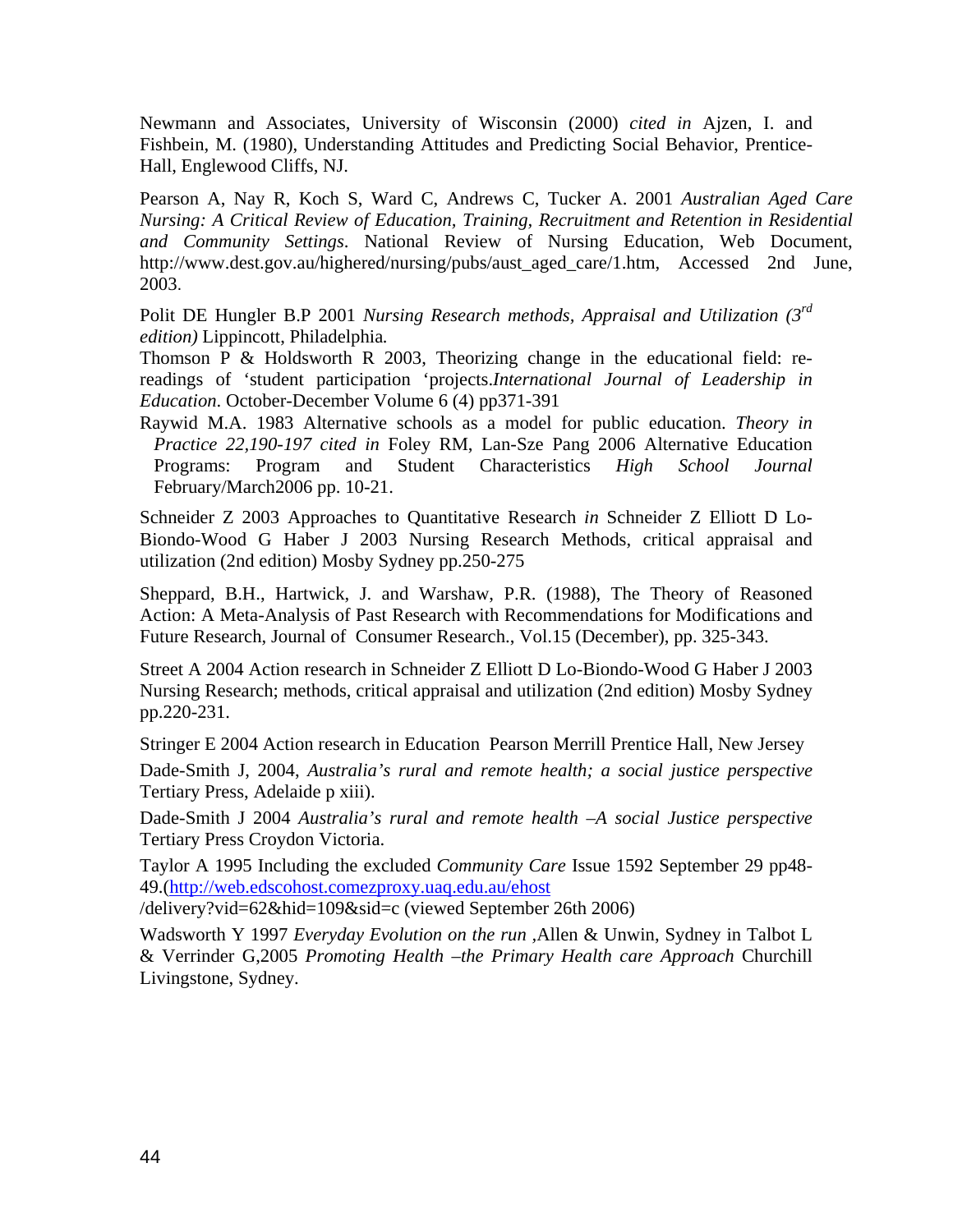Newmann and Associates, University of Wisconsin (2000) *cited in* Ajzen, I. and Fishbein, M. (1980), Understanding Attitudes and Predicting Social Behavior, Prentice-Hall, Englewood Cliffs, NJ.

Pearson A, Nay R, Koch S, Ward C, Andrews C, Tucker A. 2001 *Australian Aged Care Nursing: A Critical Review of Education, Training, Recruitment and Retention in Residential and Community Settings*. National Review of Nursing Education, Web Document, http://www.dest.gov.au/highered/nursing/pubs/aust_aged_care/1.htm, Accessed 2nd June, 2003.

Polit DE Hungler B.P 2001 *Nursing Research methods, Appraisal and Utilization (3rd edition)* Lippincott, Philadelphia.

Thomson P & Holdsworth R 2003, Theorizing change in the educational field: re-readings of 'student participation 'projects.*International Journal of Leadership in Education*. October-December Volume 6 (4) pp371-391

Raywid M.A. 1983 Alternative schools as a model for public education. *Theory in Practice 22,190-197 cited in* Foley RM, Lan-Sze Pang 2006 Alternative Education Programs: Program and Student Characteristics *High School Journal* February/March2006 pp. 10-21.

Schneider Z 2003 Approaches to Quantitative Research *in* Schneider Z Elliott D Lo-Biondo-Wood G Haber J 2003 Nursing Research Methods, critical appraisal and utilization (2nd edition) Mosby Sydney pp.250-275

Sheppard, B.H., Hartwick, J. and Warshaw, P.R. (1988), The Theory of Reasoned Action: A Meta-Analysis of Past Research with Recommendations for Modifications and Future Research, Journal of Consumer Research., Vol.15 (December), pp. 325-343.

Street A 2004 Action research in Schneider Z Elliott D Lo-Biondo-Wood G Haber J 2003 Nursing Research; methods, critical appraisal and utilization (2nd edition) Mosby Sydney pp.220-231.

Stringer E 2004 Action research in Education Pearson Merrill Prentice Hall, New Jersey

Dade-Smith J, 2004, *Australia's rural and remote health; a social justice perspective* Tertiary Press, Adelaide p xiii).

Dade-Smith J 2004 *Australia's rural and remote health –A social Justice perspective* Tertiary Press Croydon Victoria.

Taylor A 1995 Including the excluded *Community Care* Issue 1592 September 29 pp48-49.(http://web.edscohost.comezproxy.uaq.edu.au/ehost /delivery?vid=62&hid=109&sid=c (viewed September 26th 2006)

Wadsworth Y 1997 *Everyday Evolution on the run* ,Allen & Unwin, Sydney in Talbot L & Verrinder G,2005 *Promoting Health –the Primary Health care Approach* Churchill Livingstone, Sydney.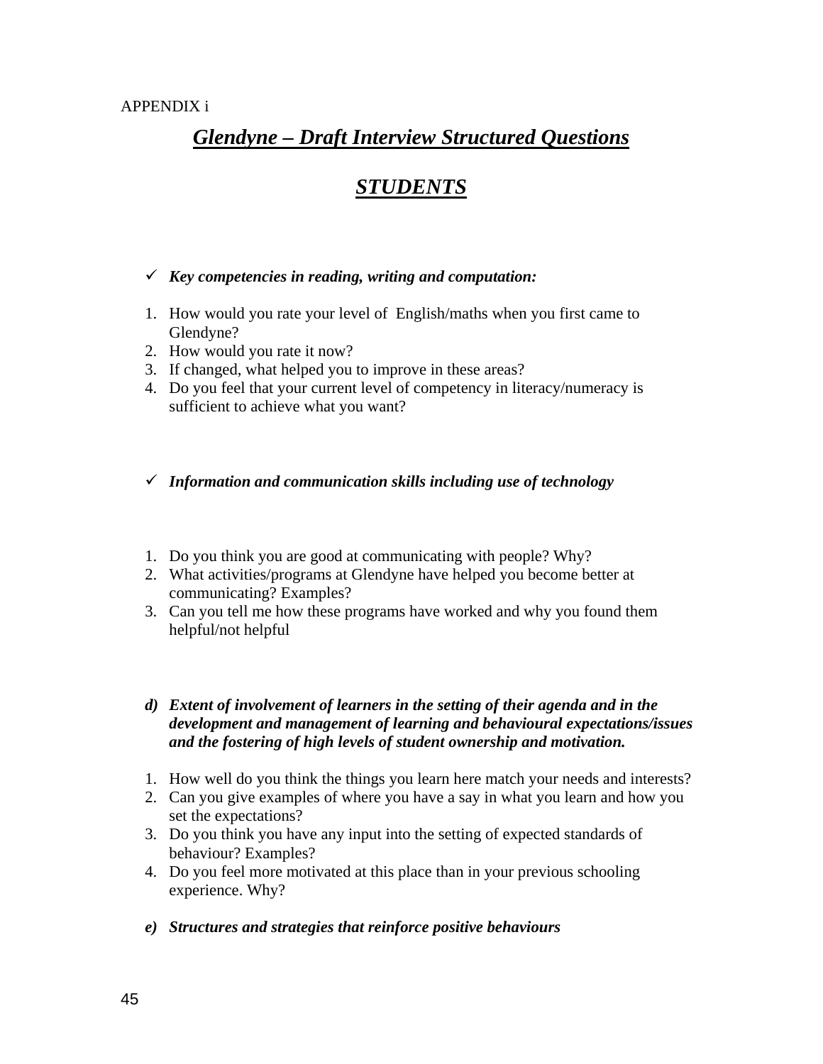APPENDIX i

# ***Glendyne – Draft Interview Structured Questions***

## ***STUDENTS***

- ✓ ***Key competencies in reading, writing and computation:***

1. How would you rate your level of English/maths when you first came to Glendyne?
2. How would you rate it now?
3. If changed, what helped you to improve in these areas?
4. Do you feel that your current level of competency in literacy/numeracy is sufficient to achieve what you want?

- ✓ ***Information and communication skills including use of technology***

1. Do you think you are good at communicating with people? Why?
2. What activities/programs at Glendyne have helped you become better at communicating? Examples?
3. Can you tell me how these programs have worked and why you found them helpful/not helpful

***d) Extent of involvement of learners in the setting of their agenda and in the development and management of learning and behavioural expectations/issues and the fostering of high levels of student ownership and motivation.***

1. How well do you think the things you learn here match your needs and interests?
2. Can you give examples of where you have a say in what you learn and how you set the expectations?
3. Do you think you have any input into the setting of expected standards of behaviour? Examples?
4. Do you feel more motivated at this place than in your previous schooling experience. Why?

***e) Structures and strategies that reinforce positive behaviours***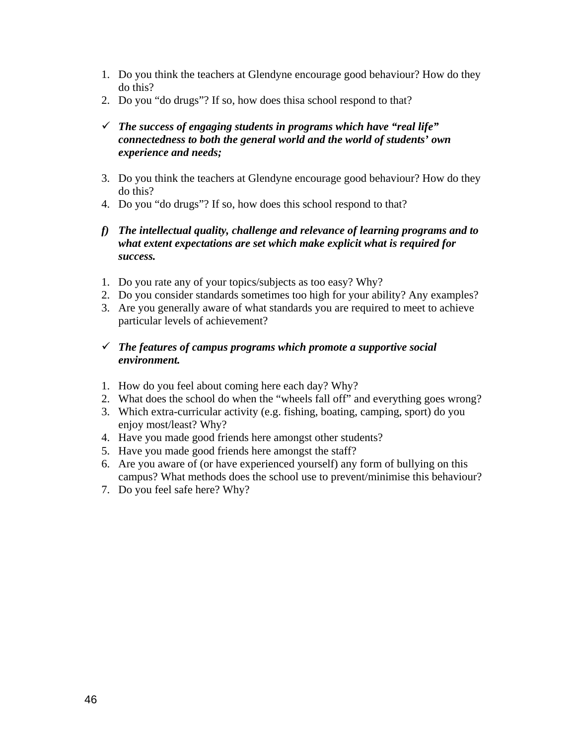1. Do you think the teachers at Glendyne encourage good behaviour? How do they do this?
2. Do you "do drugs"? If so, how does thisa school respond to that?

- ✓ ***The success of engaging students in programs which have "real life" connectedness to both the general world and the world of students' own experience and needs;***

3. Do you think the teachers at Glendyne encourage good behaviour? How do they do this?
4. Do you "do drugs"? If so, how does this school respond to that?

***f) The intellectual quality, challenge and relevance of learning programs and to what extent expectations are set which make explicit what is required for success.***

1. Do you rate any of your topics/subjects as too easy? Why?
2. Do you consider standards sometimes too high for your ability? Any examples?
3. Are you generally aware of what standards you are required to meet to achieve particular levels of achievement?

- ✓ ***The features of campus programs which promote a supportive social environment.***

1. How do you feel about coming here each day? Why?
2. What does the school do when the "wheels fall off" and everything goes wrong?
3. Which extra-curricular activity (e.g. fishing, boating, camping, sport) do you enjoy most/least? Why?
4. Have you made good friends here amongst other students?
5. Have you made good friends here amongst the staff?
6. Are you aware of (or have experienced yourself) any form of bullying on this campus? What methods does the school use to prevent/minimise this behaviour?
7. Do you feel safe here? Why?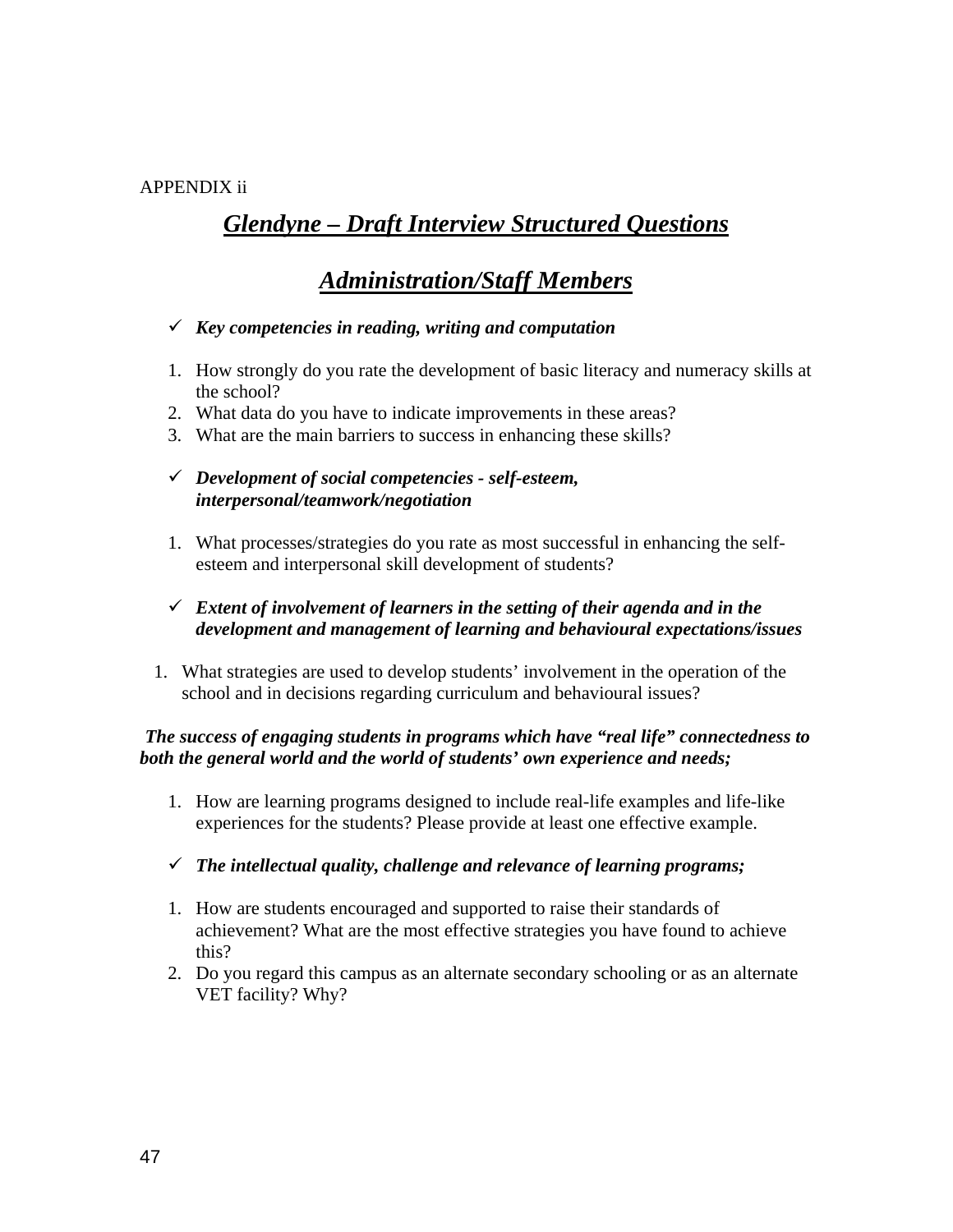APPENDIX ii

# ***Glendyne – Draft Interview Structured Questions***

## ***Administration/Staff Members***

- ✓ ***Key competencies in reading, writing and computation***

1. How strongly do you rate the development of basic literacy and numeracy skills at the school?
2. What data do you have to indicate improvements in these areas?
3. What are the main barriers to success in enhancing these skills?

- ✓ ***Development of social competencies - self-esteem, interpersonal/teamwork/negotiation***

1. What processes/strategies do you rate as most successful in enhancing the self-esteem and interpersonal skill development of students?

- ✓ ***Extent of involvement of learners in the setting of their agenda and in the development and management of learning and behavioural expectations/issues***

1. What strategies are used to develop students' involvement in the operation of the school and in decisions regarding curriculum and behavioural issues?

***The success of engaging students in programs which have "real life" connectedness to both the general world and the world of students' own experience and needs;***

1. How are learning programs designed to include real-life examples and life-like experiences for the students? Please provide at least one effective example.

- ✓ ***The intellectual quality, challenge and relevance of learning programs;***

1. How are students encouraged and supported to raise their standards of achievement? What are the most effective strategies you have found to achieve this?
2. Do you regard this campus as an alternate secondary schooling or as an alternate VET facility? Why?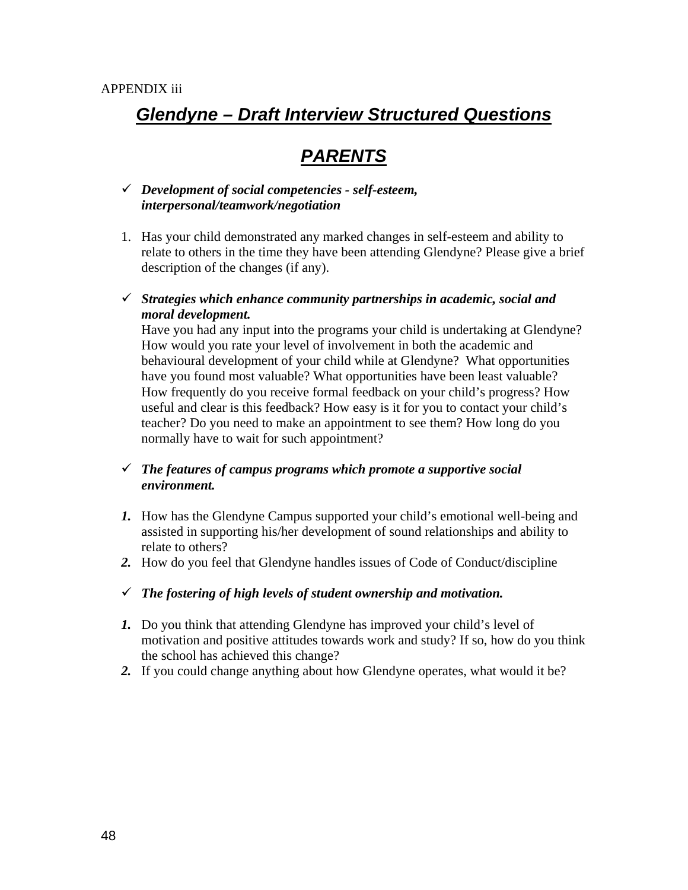APPENDIX iii

# ***Glendyne – Draft Interview Structured Questions***

## ***PARENTS***

- ✓ ***Development of social competencies - self-esteem, interpersonal/teamwork/negotiation***

1. Has your child demonstrated any marked changes in self-esteem and ability to relate to others in the time they have been attending Glendyne? Please give a brief description of the changes (if any).

- ✓ ***Strategies which enhance community partnerships in academic, social and moral development.***
  Have you had any input into the programs your child is undertaking at Glendyne? How would you rate your level of involvement in both the academic and behavioural development of your child while at Glendyne? What opportunities have you found most valuable? What opportunities have been least valuable? How frequently do you receive formal feedback on your child's progress? How useful and clear is this feedback? How easy is it for you to contact your child's teacher? Do you need to make an appointment to see them? How long do you normally have to wait for such appointment?

- ✓ ***The features of campus programs which promote a supportive social environment.***

1. How has the Glendyne Campus supported your child's emotional well-being and assisted in supporting his/her development of sound relationships and ability to relate to others?
2. How do you feel that Glendyne handles issues of Code of Conduct/discipline

- ✓ ***The fostering of high levels of student ownership and motivation.***

1. Do you think that attending Glendyne has improved your child's level of motivation and positive attitudes towards work and study? If so, how do you think the school has achieved this change?
2. If you could change anything about how Glendyne operates, what would it be?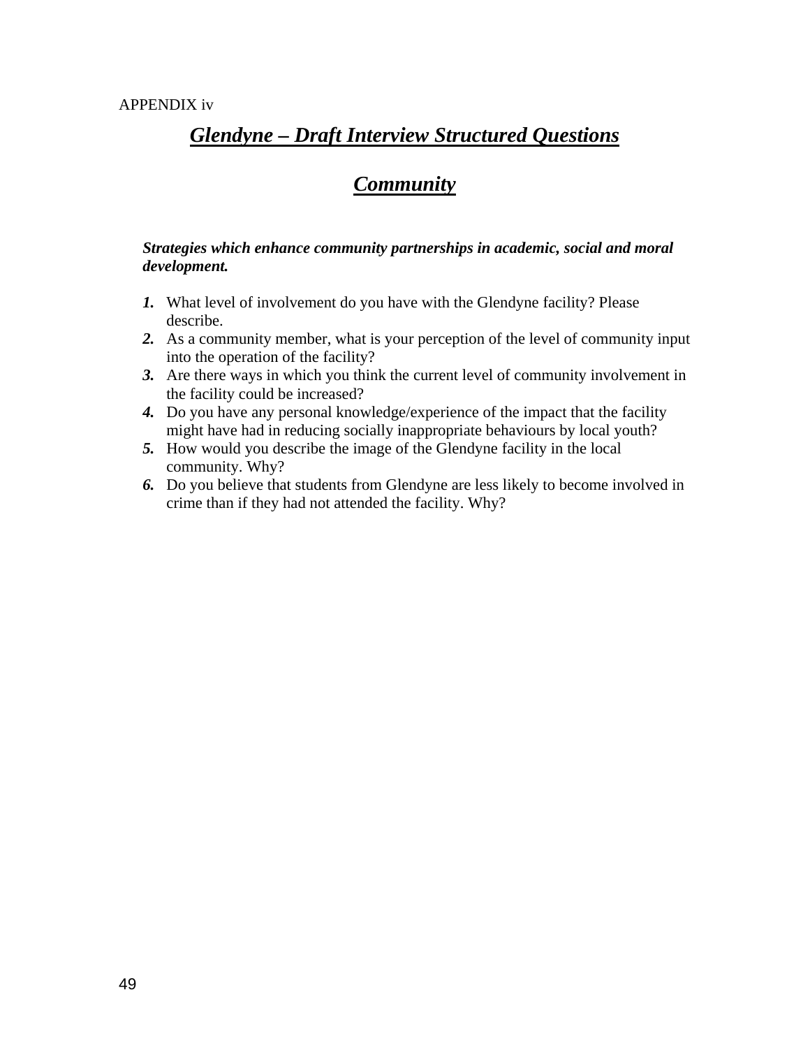APPENDIX iv

# ***Glendyne – Draft Interview Structured Questions***

# ***Community***

***Strategies which enhance community partnerships in academic, social and moral development.***

1. What level of involvement do you have with the Glendyne facility? Please describe.
2. As a community member, what is your perception of the level of community input into the operation of the facility?
3. Are there ways in which you think the current level of community involvement in the facility could be increased?
4. Do you have any personal knowledge/experience of the impact that the facility might have had in reducing socially inappropriate behaviours by local youth?
5. How would you describe the image of the Glendyne facility in the local community. Why?
6. Do you believe that students from Glendyne are less likely to become involved in crime than if they had not attended the facility. Why?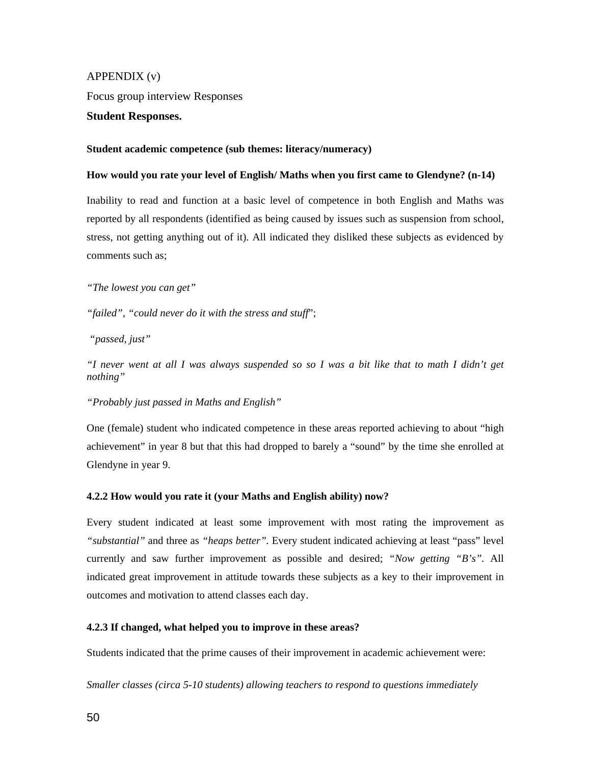APPENDIX (v)

Focus group interview Responses

**Student Responses.**

**Student academic competence (sub themes: literacy/numeracy)**

**How would you rate your level of English/ Maths when you first came to Glendyne? (n-14)**

Inability to read and function at a basic level of competence in both English and Maths was reported by all respondents (identified as being caused by issues such as suspension from school, stress, not getting anything out of it). All indicated they disliked these subjects as evidenced by comments such as;

*"The lowest you can get"*

*"failed", "could never do it with the stress and stuff*";

*"passed, just"*

*"I never went at all I was always suspended so so I was a bit like that to math I didn't get nothing"*

*"Probably just passed in Maths and English"*

One (female) student who indicated competence in these areas reported achieving to about "high achievement" in year 8 but that this had dropped to barely a "sound" by the time she enrolled at Glendyne in year 9.

**4.2.2 How would you rate it (your Maths and English ability) now?**

Every student indicated at least some improvement with most rating the improvement as *"substantial"* and three as *"heaps better"*. Every student indicated achieving at least "pass" level currently and saw further improvement as possible and desired; *"Now getting "B's"*. All indicated great improvement in attitude towards these subjects as a key to their improvement in outcomes and motivation to attend classes each day.

**4.2.3 If changed, what helped you to improve in these areas?**

Students indicated that the prime causes of their improvement in academic achievement were:

*Smaller classes (circa 5-10 students) allowing teachers to respond to questions immediately*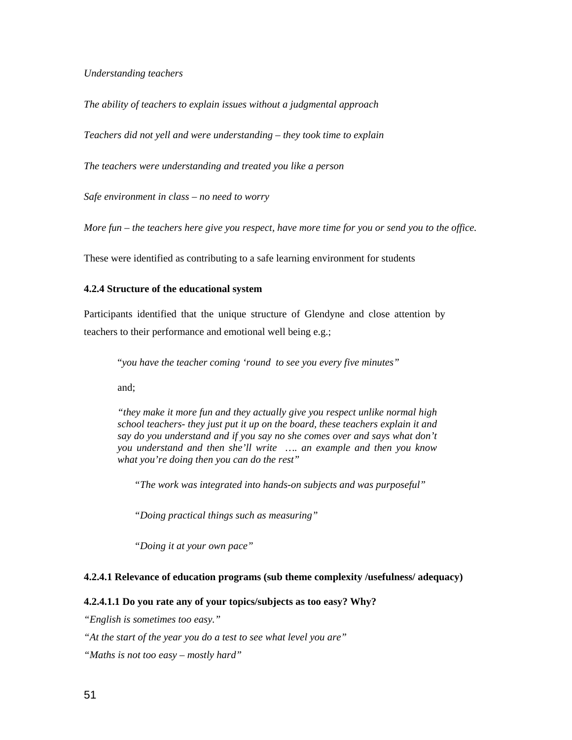*Understanding teachers*

*The ability of teachers to explain issues without a judgmental approach*

*Teachers did not yell and were understanding – they took time to explain*

*The teachers were understanding and treated you like a person*

*Safe environment in class – no need to worry*

*More fun – the teachers here give you respect, have more time for you or send you to the office.*

These were identified as contributing to a safe learning environment for students

**4.2.4 Structure of the educational system**

Participants identified that the unique structure of Glendyne and close attention by teachers to their performance and emotional well being e.g.;

> "*you have the teacher coming 'round to see you every five minutes"*
>
> and;
>
> *"they make it more fun and they actually give you respect unlike normal high school teachers- they just put it up on the board, these teachers explain it and say do you understand and if you say no she comes over and says what don't you understand and then she'll write …. an example and then you know what you're doing then you can do the rest"*
>
> *"The work was integrated into hands-on subjects and was purposeful"*
>
> "*Doing practical things such as measuring"*
>
> *"Doing it at your own pace"*

**4.2.4.1 Relevance of education programs (sub theme complexity /usefulness/ adequacy)**

**4.2.4.1.1 Do you rate any of your topics/subjects as too easy? Why?**

*"English is sometimes too easy."*

*"At the start of the year you do a test to see what level you are"*

*"Maths is not too easy – mostly hard"*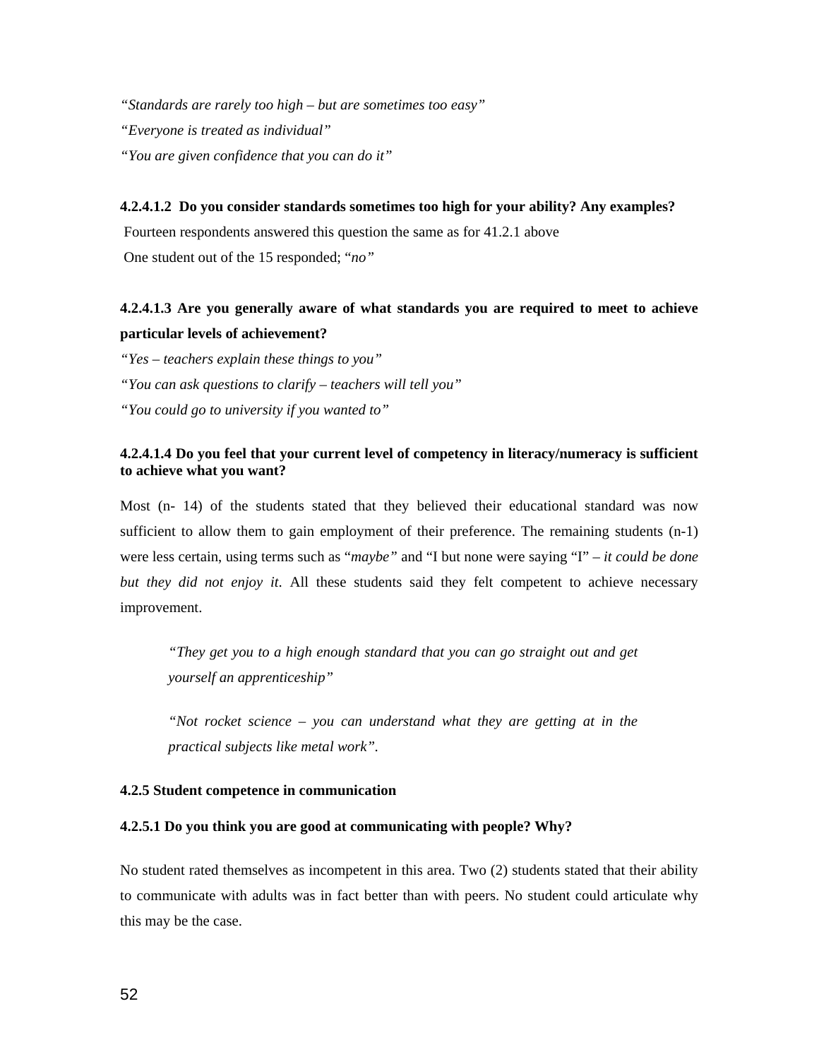*"Standards are rarely too high – but are sometimes too easy"*

*"Everyone is treated as individual"*

*"You are given confidence that you can do it"*

**4.2.4.1.2 Do you consider standards sometimes too high for your ability? Any examples?**

Fourteen respondents answered this question the same as for 41.2.1 above

One student out of the 15 responded; "*no"*

**4.2.4.1.3 Are you generally aware of what standards you are required to meet to achieve particular levels of achievement?**

*"Yes – teachers explain these things to you"*

*"You can ask questions to clarify – teachers will tell you"*

*"You could go to university if you wanted to"*

**4.2.4.1.4 Do you feel that your current level of competency in literacy/numeracy is sufficient to achieve what you want?**

Most (n- 14) of the students stated that they believed their educational standard was now sufficient to allow them to gain employment of their preference. The remaining students (n-1) were less certain, using terms such as "*maybe"* and "I but none were saying "I" – *it could be done but they did not enjoy it*. All these students said they felt competent to achieve necessary improvement.

> *"They get you to a high enough standard that you can go straight out and get yourself an apprenticeship"*
>
> *"Not rocket science – you can understand what they are getting at in the practical subjects like metal work"*.

**4.2.5 Student competence in communication**

**4.2.5.1 Do you think you are good at communicating with people? Why?**

No student rated themselves as incompetent in this area. Two (2) students stated that their ability to communicate with adults was in fact better than with peers. No student could articulate why this may be the case.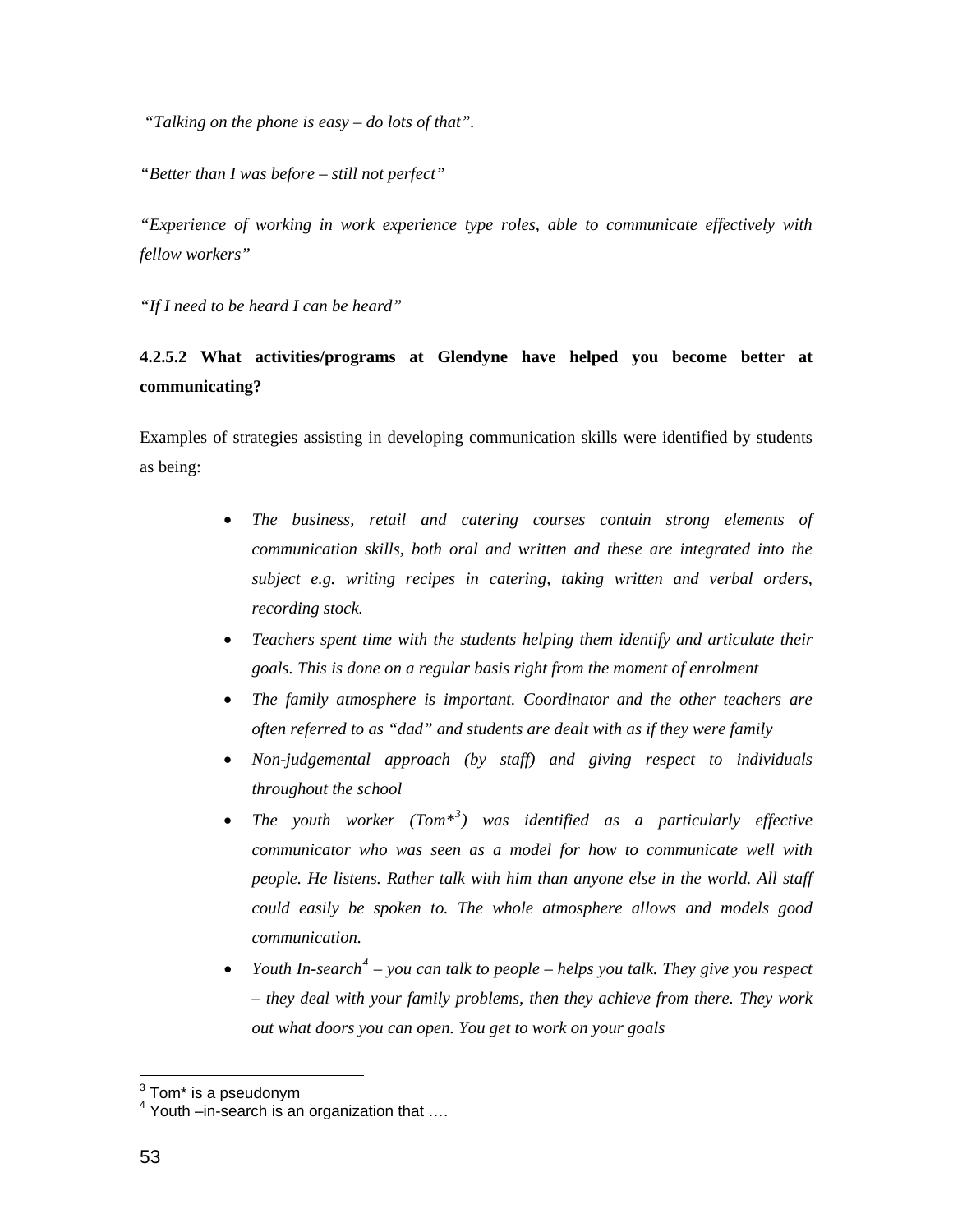*"Talking on the phone is easy – do lots of that".*

*"Better than I was before – still not perfect"*

*"Experience of working in work experience type roles, able to communicate effectively with fellow workers"*

*"If I need to be heard I can be heard"*

#### 4.2.5.2 What activities/programs at Glendyne have helped you become better at communicating?

Examples of strategies assisting in developing communication skills were identified by students as being:

- *The business, retail and catering courses contain strong elements of communication skills, both oral and written and these are integrated into the subject e.g. writing recipes in catering, taking written and verbal orders, recording stock.*
- *Teachers spent time with the students helping them identify and articulate their goals. This is done on a regular basis right from the moment of enrolment*
- *The family atmosphere is important. Coordinator and the other teachers are often referred to as "dad" and students are dealt with as if they were family*
- *Non-judgemental approach (by staff) and giving respect to individuals throughout the school*
- *The youth worker (Tom*[3]) was identified as a particularly effective communicator who was seen as a model for how to communicate well with people. He listens. Rather talk with him than anyone else in the world. All staff could easily be spoken to. The whole atmosphere allows and models good communication.*
- *Youth In-search[4] – you can talk to people – helps you talk. They give you respect – they deal with your family problems, then they achieve from there. They work out what doors you can open. You get to work on your goals*

---

[3] Tom* is a pseudonym

[4] Youth –in-search is an organization that ….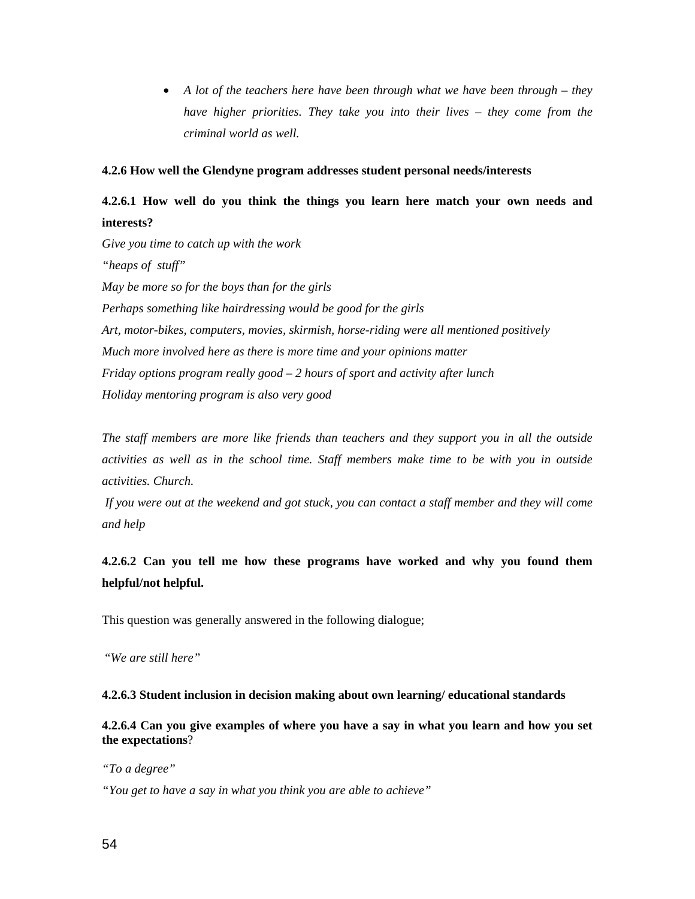- *A lot of the teachers here have been through what we have been through – they have higher priorities. They take you into their lives – they come from the criminal world as well.*

**4.2.6 How well the Glendyne program addresses student personal needs/interests**

**4.2.6.1 How well do you think the things you learn here match your own needs and interests?**

*Give you time to catch up with the work*
*"heaps of stuff"*
*May be more so for the boys than for the girls*
*Perhaps something like hairdressing would be good for the girls*
*Art, motor-bikes, computers, movies, skirmish, horse-riding were all mentioned positively*
*Much more involved here as there is more time and your opinions matter*
*Friday options program really good – 2 hours of sport and activity after lunch*
*Holiday mentoring program is also very good*

*The staff members are more like friends than teachers and they support you in all the outside activities as well as in the school time. Staff members make time to be with you in outside activities. Church.*
*If you were out at the weekend and got stuck, you can contact a staff member and they will come and help*

**4.2.6.2 Can you tell me how these programs have worked and why you found them helpful/not helpful.**

This question was generally answered in the following dialogue;

*"We are still here"*

**4.2.6.3 Student inclusion in decision making about own learning/ educational standards**

**4.2.6.4 Can you give examples of where you have a say in what you learn and how you set the expectations**?

*"To a degree"*
*"You get to have a say in what you think you are able to achieve"*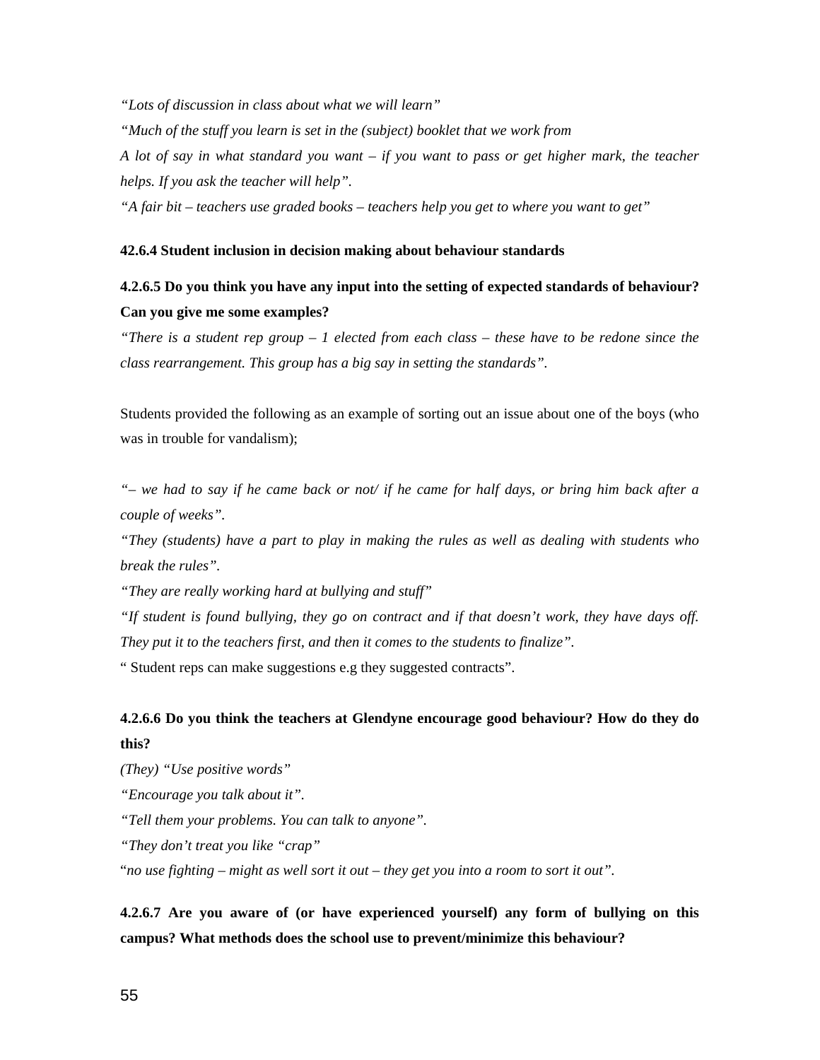*"Lots of discussion in class about what we will learn"*

*"Much of the stuff you learn is set in the (subject) booklet that we work from*

*A lot of say in what standard you want – if you want to pass or get higher mark, the teacher helps. If you ask the teacher will help".*

*"A fair bit – teachers use graded books – teachers help you get to where you want to get"*

**42.6.4 Student inclusion in decision making about behaviour standards**

**4.2.6.5 Do you think you have any input into the setting of expected standards of behaviour? Can you give me some examples?**

*"There is a student rep group – 1 elected from each class – these have to be redone since the class rearrangement. This group has a big say in setting the standards".*

Students provided the following as an example of sorting out an issue about one of the boys (who was in trouble for vandalism);

*"– we had to say if he came back or not/ if he came for half days, or bring him back after a couple of weeks".*

*"They (students) have a part to play in making the rules as well as dealing with students who break the rules".*

*"They are really working hard at bullying and stuff"*

*"If student is found bullying, they go on contract and if that doesn't work, they have days off. They put it to the teachers first, and then it comes to the students to finalize".*

" Student reps can make suggestions e.g they suggested contracts".

**4.2.6.6 Do you think the teachers at Glendyne encourage good behaviour? How do they do this?**

*(They) "Use positive words"*

*"Encourage you talk about it".*

*"Tell them your problems. You can talk to anyone".*

*"They don't treat you like "crap"*

"*no use fighting – might as well sort it out – they get you into a room to sort it out".*

**4.2.6.7 Are you aware of (or have experienced yourself) any form of bullying on this campus? What methods does the school use to prevent/minimize this behaviour?**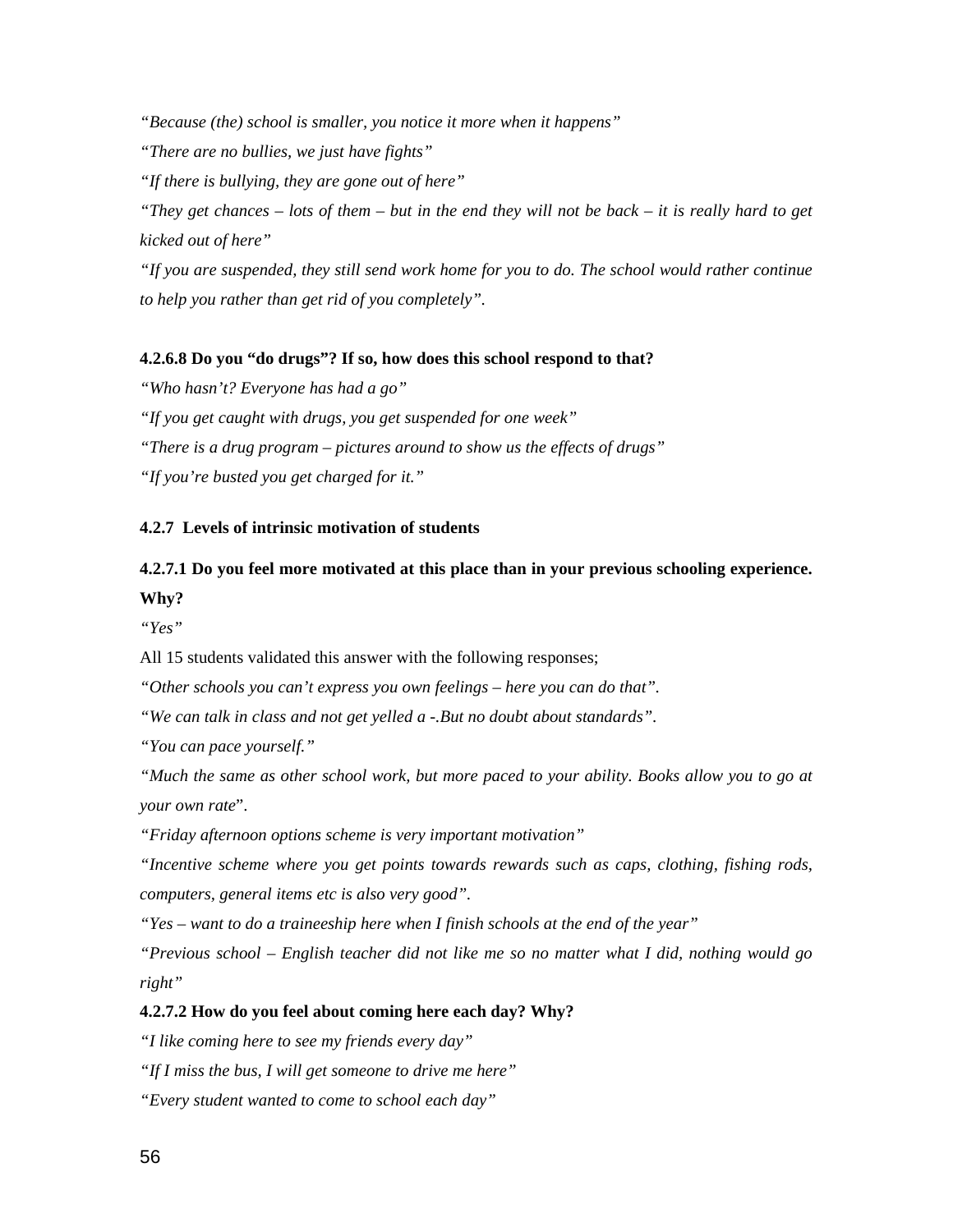*"Because (the) school is smaller, you notice it more when it happens"*

*"There are no bullies, we just have fights"*

*"If there is bullying, they are gone out of here"*

*"They get chances – lots of them – but in the end they will not be back – it is really hard to get kicked out of here"*

*"If you are suspended, they still send work home for you to do. The school would rather continue to help you rather than get rid of you completely".*

**4.2.6.8 Do you "do drugs"? If so, how does this school respond to that?**

*"Who hasn't? Everyone has had a go"*

*"If you get caught with drugs, you get suspended for one week"*

*"There is a drug program – pictures around to show us the effects of drugs"*

*"If you're busted you get charged for it."*

**4.2.7 Levels of intrinsic motivation of students**

**4.2.7.1 Do you feel more motivated at this place than in your previous schooling experience. Why?**

*"Yes"*

All 15 students validated this answer with the following responses;

*"Other schools you can't express you own feelings – here you can do that".*

*"We can talk in class and not get yelled a -.But no doubt about standards".*

*"You can pace yourself."*

*"Much the same as other school work, but more paced to your ability. Books allow you to go at your own rate*".

*"Friday afternoon options scheme is very important motivation"*

*"Incentive scheme where you get points towards rewards such as caps, clothing, fishing rods, computers, general items etc is also very good".*

*"Yes – want to do a traineeship here when I finish schools at the end of the year"*

*"Previous school – English teacher did not like me so no matter what I did, nothing would go right"*

**4.2.7.2 How do you feel about coming here each day? Why?**

*"I like coming here to see my friends every day"*

*"If I miss the bus, I will get someone to drive me here"*

*"Every student wanted to come to school each day"*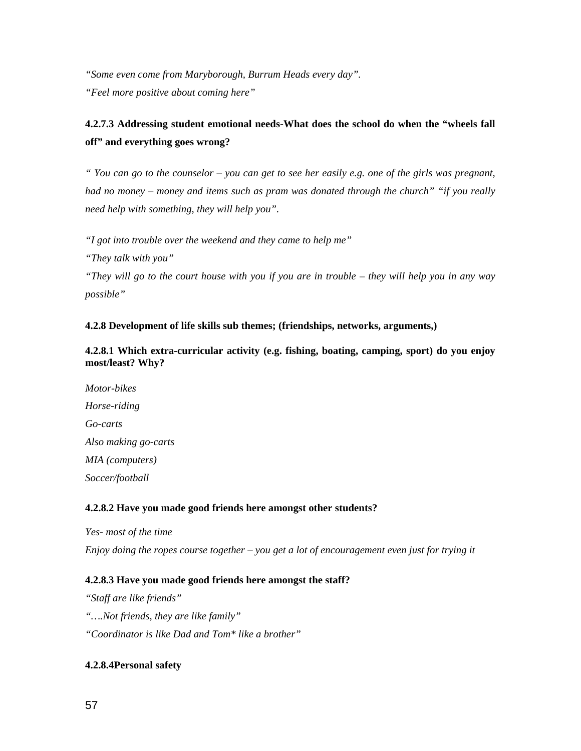*"Some even come from Maryborough, Burrum Heads every day".*

*"Feel more positive about coming here"*

#### 4.2.7.3 Addressing student emotional needs-What does the school do when the "wheels fall off" and everything goes wrong?

*" You can go to the counselor – you can get to see her easily e.g. one of the girls was pregnant, had no money – money and items such as pram was donated through the church" "if you really need help with something, they will help you".*

*"I got into trouble over the weekend and they came to help me"*

*"They talk with you"*

*"They will go to the court house with you if you are in trouble – they will help you in any way possible"*

### 4.2.8 Development of life skills sub themes; (friendships, networks, arguments,)

#### 4.2.8.1 Which extra-curricular activity (e.g. fishing, boating, camping, sport) do you enjoy most/least? Why?

*Motor-bikes*

*Horse-riding*

*Go-carts*

*Also making go-carts*

*MIA (computers)*

*Soccer/football*

#### 4.2.8.2 Have you made good friends here amongst other students?

*Yes- most of the time*

*Enjoy doing the ropes course together – you get a lot of encouragement even just for trying it*

#### 4.2.8.3 Have you made good friends here amongst the staff?

*"Staff are like friends"*

*"….Not friends, they are like family"*

*"Coordinator is like Dad and Tom* like a brother"*

#### 4.2.8.4Personal safety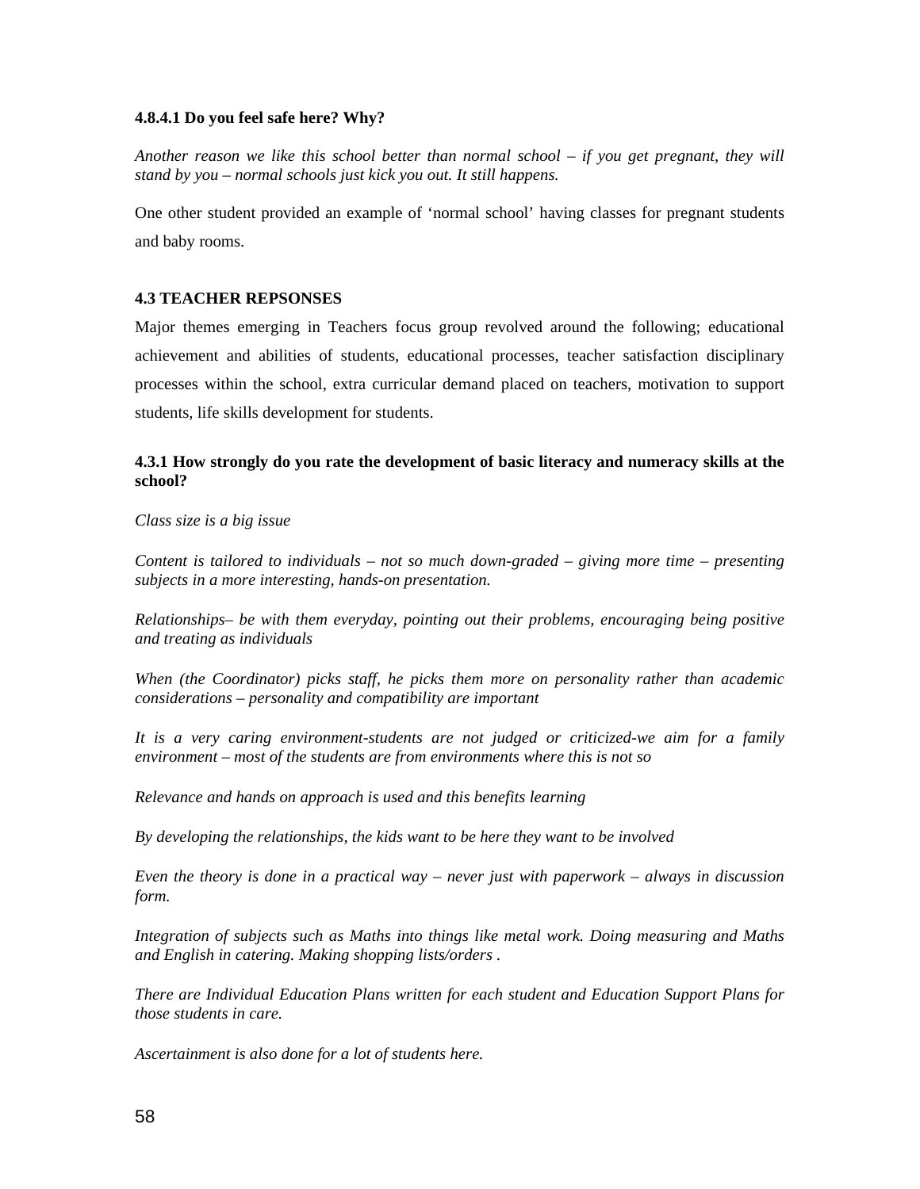#### 4.8.4.1 Do you feel safe here? Why?

*Another reason we like this school better than normal school – if you get pregnant, they will stand by you – normal schools just kick you out. It still happens.*

One other student provided an example of 'normal school' having classes for pregnant students and baby rooms.

### 4.3 TEACHER REPSONSES

Major themes emerging in Teachers focus group revolved around the following; educational achievement and abilities of students, educational processes, teacher satisfaction disciplinary processes within the school, extra curricular demand placed on teachers, motivation to support students, life skills development for students.

#### 4.3.1 How strongly do you rate the development of basic literacy and numeracy skills at the school?

*Class size is a big issue*

*Content is tailored to individuals – not so much down-graded – giving more time – presenting subjects in a more interesting, hands-on presentation.*

*Relationships– be with them everyday, pointing out their problems, encouraging being positive and treating as individuals*

*When (the Coordinator) picks staff, he picks them more on personality rather than academic considerations – personality and compatibility are important*

*It is a very caring environment-students are not judged or criticized-we aim for a family environment – most of the students are from environments where this is not so*

*Relevance and hands on approach is used and this benefits learning*

*By developing the relationships, the kids want to be here they want to be involved*

*Even the theory is done in a practical way – never just with paperwork – always in discussion form.*

*Integration of subjects such as Maths into things like metal work. Doing measuring and Maths and English in catering. Making shopping lists/orders .*

*There are Individual Education Plans written for each student and Education Support Plans for those students in care.*

*Ascertainment is also done for a lot of students here.*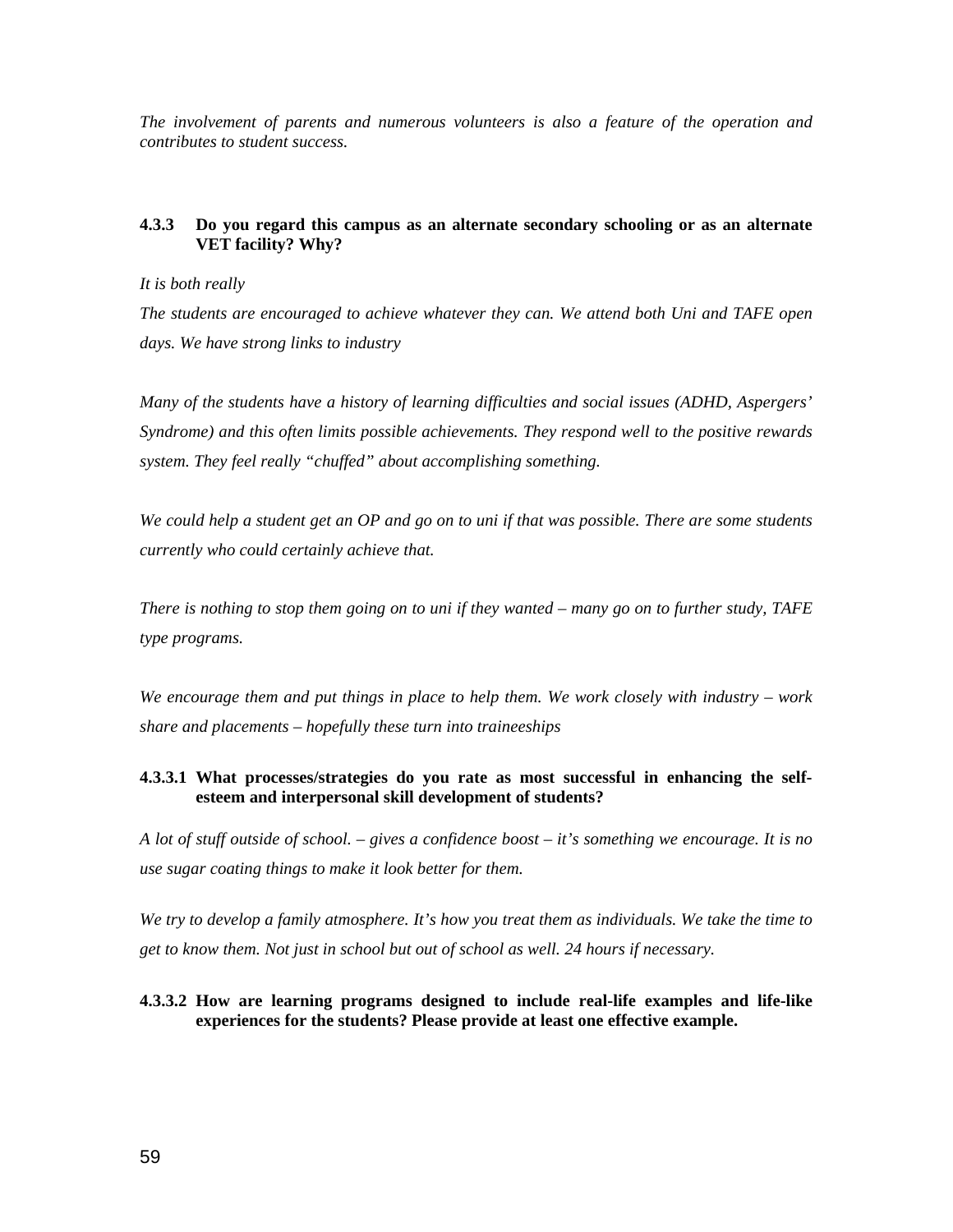*The involvement of parents and numerous volunteers is also a feature of the operation and contributes to student success.*

#### 4.3.3 Do you regard this campus as an alternate secondary schooling or as an alternate VET facility? Why?

*It is both really*

*The students are encouraged to achieve whatever they can. We attend both Uni and TAFE open days. We have strong links to industry*

*Many of the students have a history of learning difficulties and social issues (ADHD, Aspergers' Syndrome) and this often limits possible achievements. They respond well to the positive rewards system. They feel really "chuffed" about accomplishing something.*

*We could help a student get an OP and go on to uni if that was possible. There are some students currently who could certainly achieve that.*

*There is nothing to stop them going on to uni if they wanted – many go on to further study, TAFE type programs.*

*We encourage them and put things in place to help them. We work closely with industry – work share and placements – hopefully these turn into traineeships*

##### 4.3.3.1 What processes/strategies do you rate as most successful in enhancing the self-esteem and interpersonal skill development of students?

*A lot of stuff outside of school. – gives a confidence boost – it's something we encourage. It is no use sugar coating things to make it look better for them.*

*We try to develop a family atmosphere. It's how you treat them as individuals. We take the time to get to know them. Not just in school but out of school as well. 24 hours if necessary.*

##### 4.3.3.2 How are learning programs designed to include real-life examples and life-like experiences for the students? Please provide at least one effective example.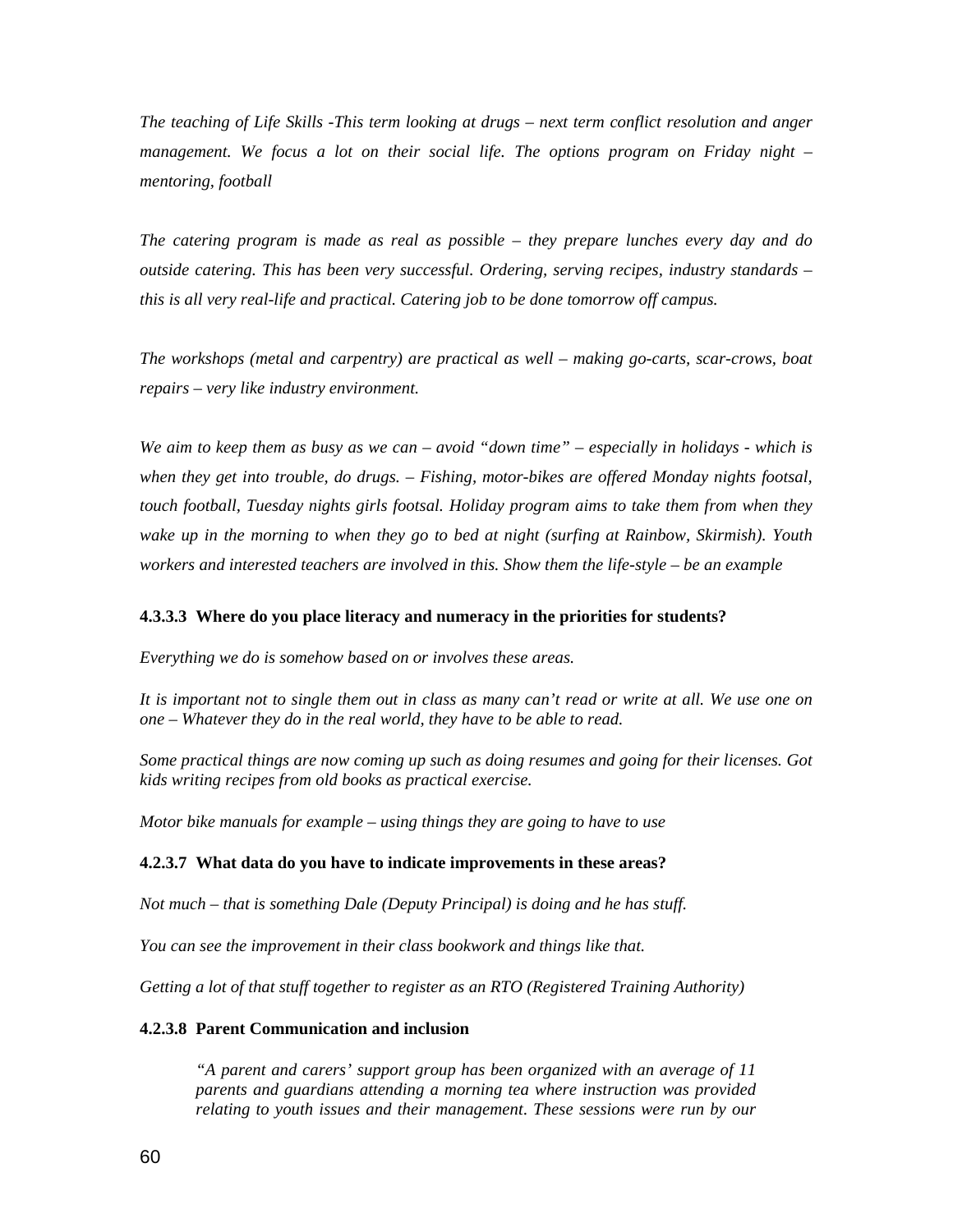*The teaching of Life Skills -This term looking at drugs – next term conflict resolution and anger management. We focus a lot on their social life. The options program on Friday night – mentoring, football*

*The catering program is made as real as possible – they prepare lunches every day and do outside catering. This has been very successful. Ordering, serving recipes, industry standards – this is all very real-life and practical. Catering job to be done tomorrow off campus.*

*The workshops (metal and carpentry) are practical as well – making go-carts, scar-crows, boat repairs – very like industry environment.*

*We aim to keep them as busy as we can – avoid "down time" – especially in holidays - which is when they get into trouble, do drugs. – Fishing, motor-bikes are offered Monday nights footsal, touch football, Tuesday nights girls footsal. Holiday program aims to take them from when they wake up in the morning to when they go to bed at night (surfing at Rainbow, Skirmish). Youth workers and interested teachers are involved in this. Show them the life-style – be an example*

#### 4.3.3.3 Where do you place literacy and numeracy in the priorities for students?

*Everything we do is somehow based on or involves these areas.*

*It is important not to single them out in class as many can't read or write at all. We use one on one – Whatever they do in the real world, they have to be able to read.*

*Some practical things are now coming up such as doing resumes and going for their licenses. Got kids writing recipes from old books as practical exercise.*

*Motor bike manuals for example – using things they are going to have to use*

#### 4.2.3.7 What data do you have to indicate improvements in these areas?

*Not much – that is something Dale (Deputy Principal) is doing and he has stuff.*

*You can see the improvement in their class bookwork and things like that.*

*Getting a lot of that stuff together to register as an RTO (Registered Training Authority)*

#### 4.2.3.8 Parent Communication and inclusion

> *"A parent and carers' support group has been organized with an average of 11 parents and guardians attending a morning tea where instruction was provided relating to youth issues and their management. These sessions were run by our*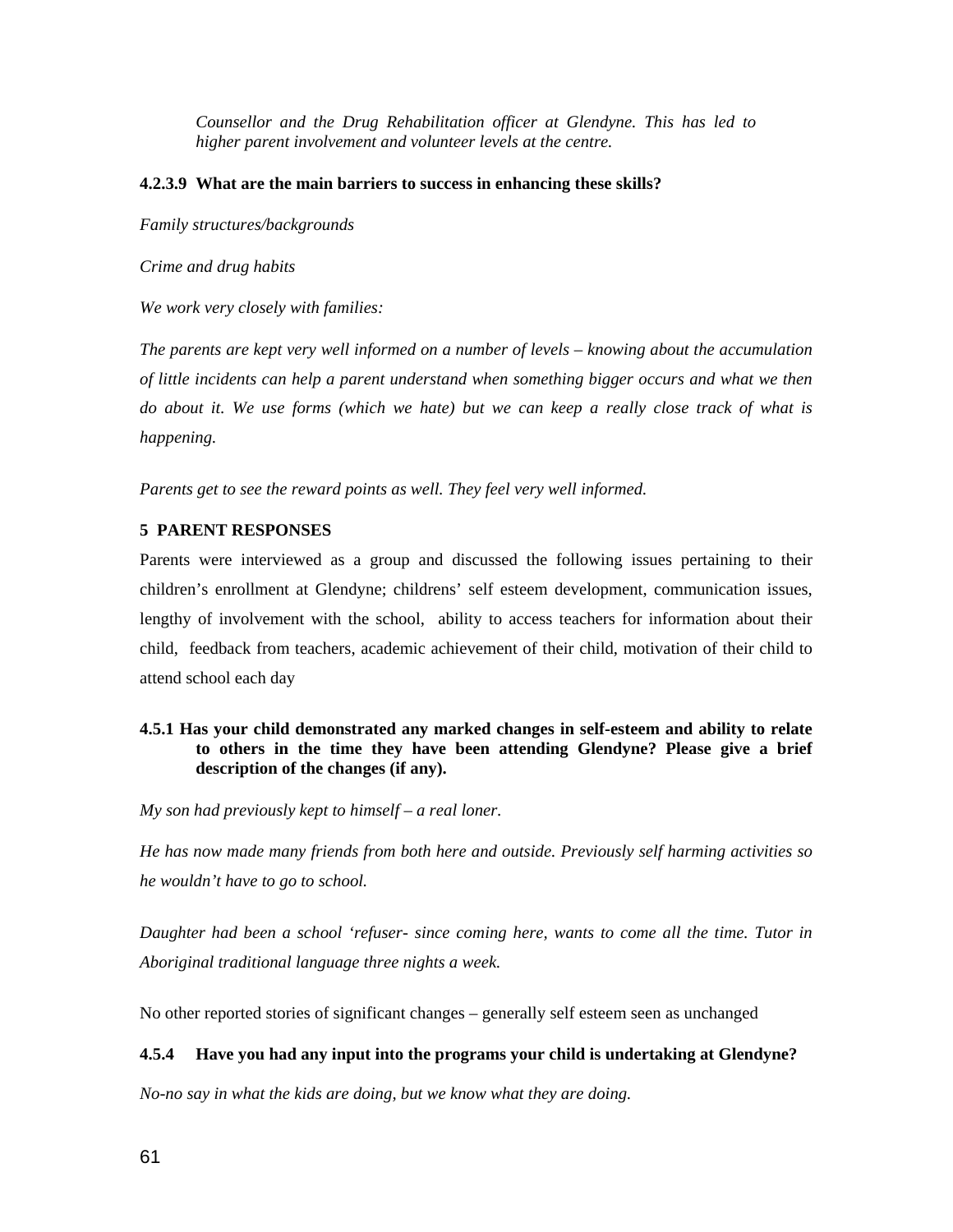*Counsellor and the Drug Rehabilitation officer at Glendyne. This has led to higher parent involvement and volunteer levels at the centre.*

#### 4.2.3.9 What are the main barriers to success in enhancing these skills?

*Family structures/backgrounds*

*Crime and drug habits*

*We work very closely with families:*

*The parents are kept very well informed on a number of levels – knowing about the accumulation of little incidents can help a parent understand when something bigger occurs and what we then do about it. We use forms (which we hate) but we can keep a really close track of what is happening.*

*Parents get to see the reward points as well. They feel very well informed.*

## 5 PARENT RESPONSES

Parents were interviewed as a group and discussed the following issues pertaining to their children's enrollment at Glendyne; childrens' self esteem development, communication issues, lengthy of involvement with the school, ability to access teachers for information about their child, feedback from teachers, academic achievement of their child, motivation of their child to attend school each day

#### 4.5.1 Has your child demonstrated any marked changes in self-esteem and ability to relate to others in the time they have been attending Glendyne? Please give a brief description of the changes (if any).

*My son had previously kept to himself – a real loner.*

*He has now made many friends from both here and outside. Previously self harming activities so he wouldn't have to go to school.*

*Daughter had been a school 'refuser- since coming here, wants to come all the time. Tutor in Aboriginal traditional language three nights a week.*

No other reported stories of significant changes – generally self esteem seen as unchanged

#### 4.5.4 Have you had any input into the programs your child is undertaking at Glendyne?

*No-no say in what the kids are doing, but we know what they are doing.*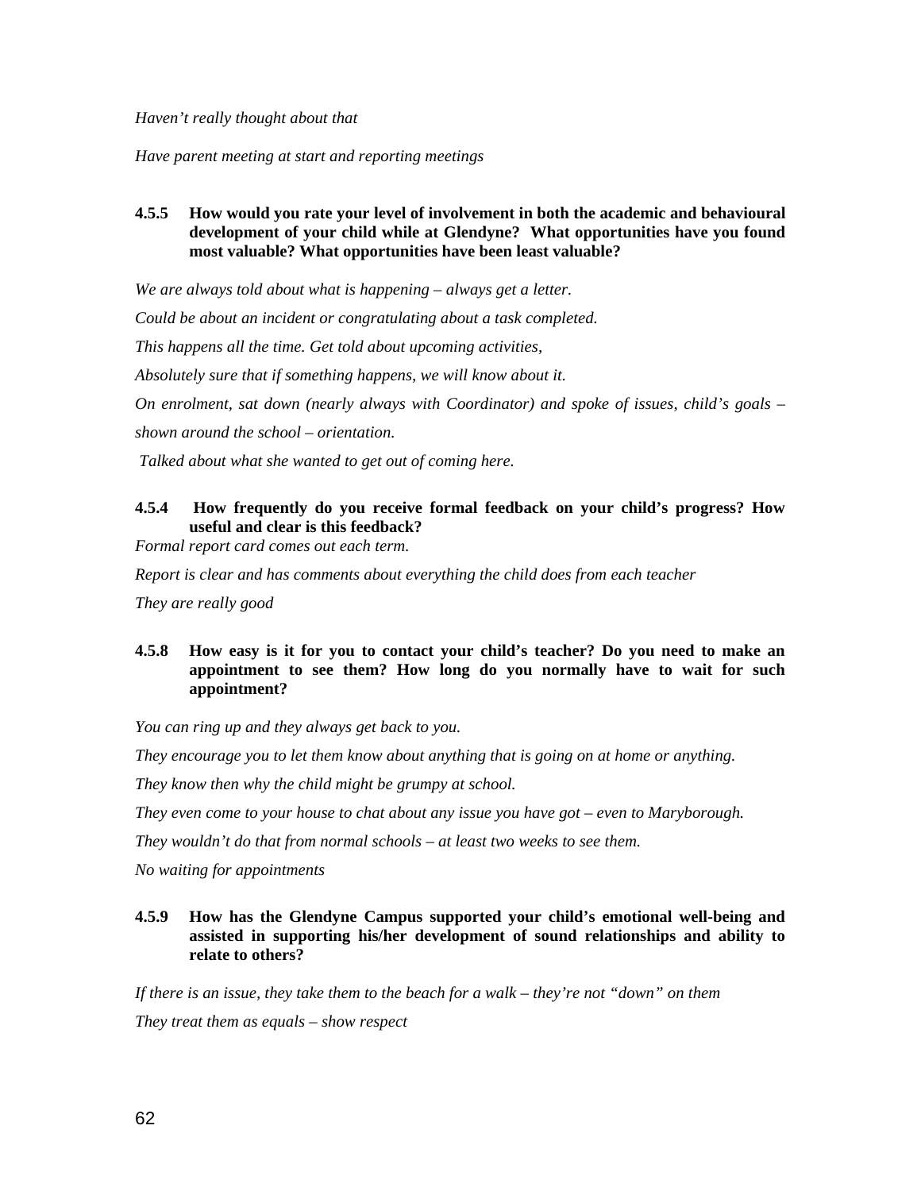*Haven't really thought about that*

*Have parent meeting at start and reporting meetings*

### 4.5.5 How would you rate your level of involvement in both the academic and behavioural development of your child while at Glendyne? What opportunities have you found most valuable? What opportunities have been least valuable?

*We are always told about what is happening – always get a letter.*

*Could be about an incident or congratulating about a task completed.*

*This happens all the time. Get told about upcoming activities,*

*Absolutely sure that if something happens, we will know about it.*

*On enrolment, sat down (nearly always with Coordinator) and spoke of issues, child's goals – shown around the school – orientation.*

*Talked about what she wanted to get out of coming here.*

### 4.5.4 How frequently do you receive formal feedback on your child's progress? How useful and clear is this feedback?

*Formal report card comes out each term.*

*Report is clear and has comments about everything the child does from each teacher*

*They are really good*

### 4.5.8 How easy is it for you to contact your child's teacher? Do you need to make an appointment to see them? How long do you normally have to wait for such appointment?

*You can ring up and they always get back to you.*

*They encourage you to let them know about anything that is going on at home or anything.*

*They know then why the child might be grumpy at school.*

*They even come to your house to chat about any issue you have got – even to Maryborough.*

*They wouldn't do that from normal schools – at least two weeks to see them.*

*No waiting for appointments*

### 4.5.9 How has the Glendyne Campus supported your child's emotional well-being and assisted in supporting his/her development of sound relationships and ability to relate to others?

*If there is an issue, they take them to the beach for a walk – they're not "down" on them*

*They treat them as equals – show respect*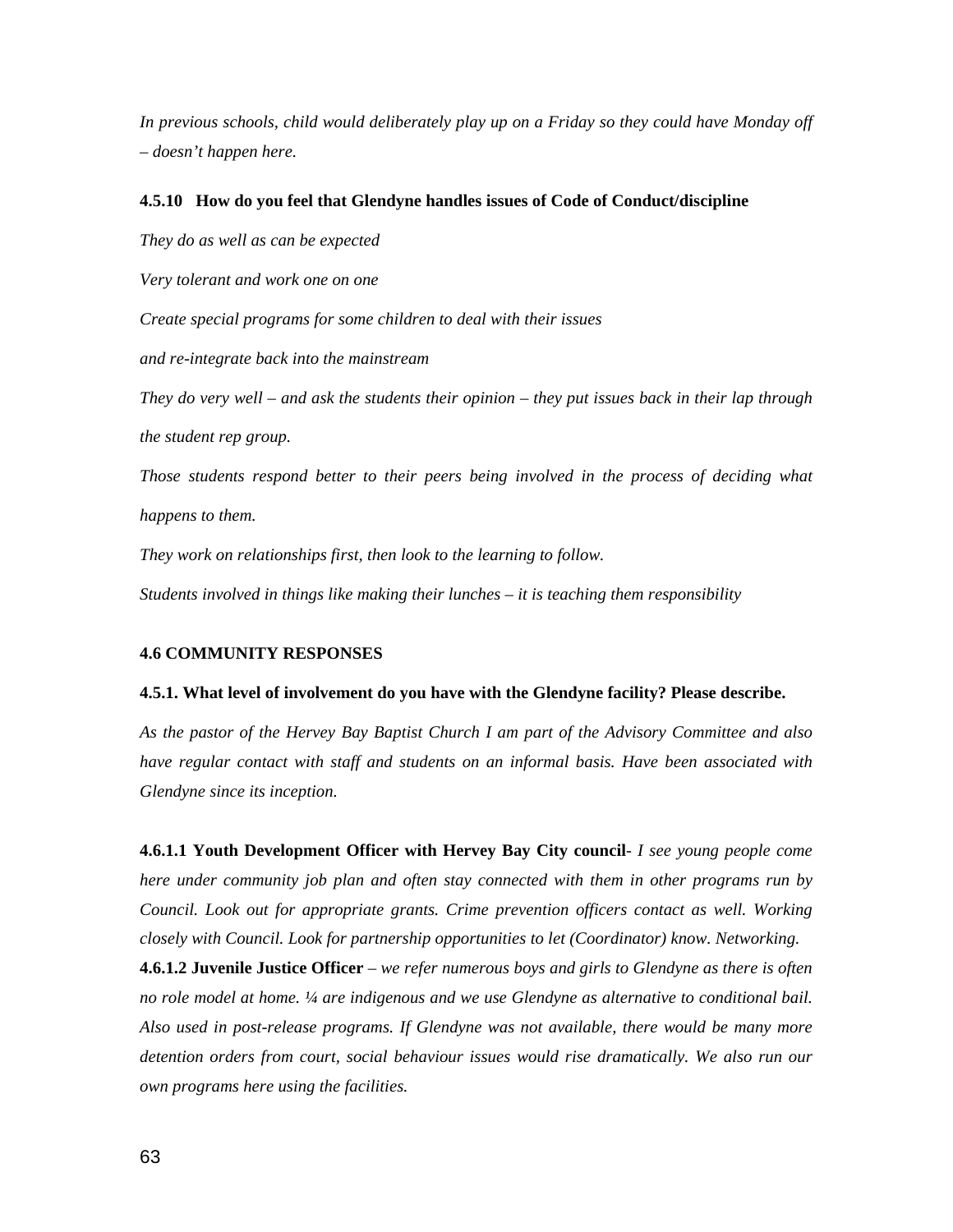*In previous schools, child would deliberately play up on a Friday so they could have Monday off – doesn't happen here.*

#### 4.5.10 How do you feel that Glendyne handles issues of Code of Conduct/discipline

*They do as well as can be expected*

*Very tolerant and work one on one*

*Create special programs for some children to deal with their issues*

*and re-integrate back into the mainstream*

*They do very well – and ask the students their opinion – they put issues back in their lap through the student rep group.*

*Those students respond better to their peers being involved in the process of deciding what happens to them.*

*They work on relationships first, then look to the learning to follow.*

*Students involved in things like making their lunches – it is teaching them responsibility*

### 4.6 COMMUNITY RESPONSES

#### 4.5.1. What level of involvement do you have with the Glendyne facility? Please describe.

*As the pastor of the Hervey Bay Baptist Church I am part of the Advisory Committee and also have regular contact with staff and students on an informal basis. Have been associated with Glendyne since its inception.*

**4.6.1.1 Youth Development Officer with Hervey Bay City council**- *I see young people come here under community job plan and often stay connected with them in other programs run by Council. Look out for appropriate grants. Crime prevention officers contact as well. Working closely with Council. Look for partnership opportunities to let (Coordinator) know. Networking.*

**4.6.1.2 Juvenile Justice Officer** – *we refer numerous boys and girls to Glendyne as there is often no role model at home. ¼ are indigenous and we use Glendyne as alternative to conditional bail. Also used in post-release programs. If Glendyne was not available, there would be many more detention orders from court, social behaviour issues would rise dramatically. We also run our own programs here using the facilities.*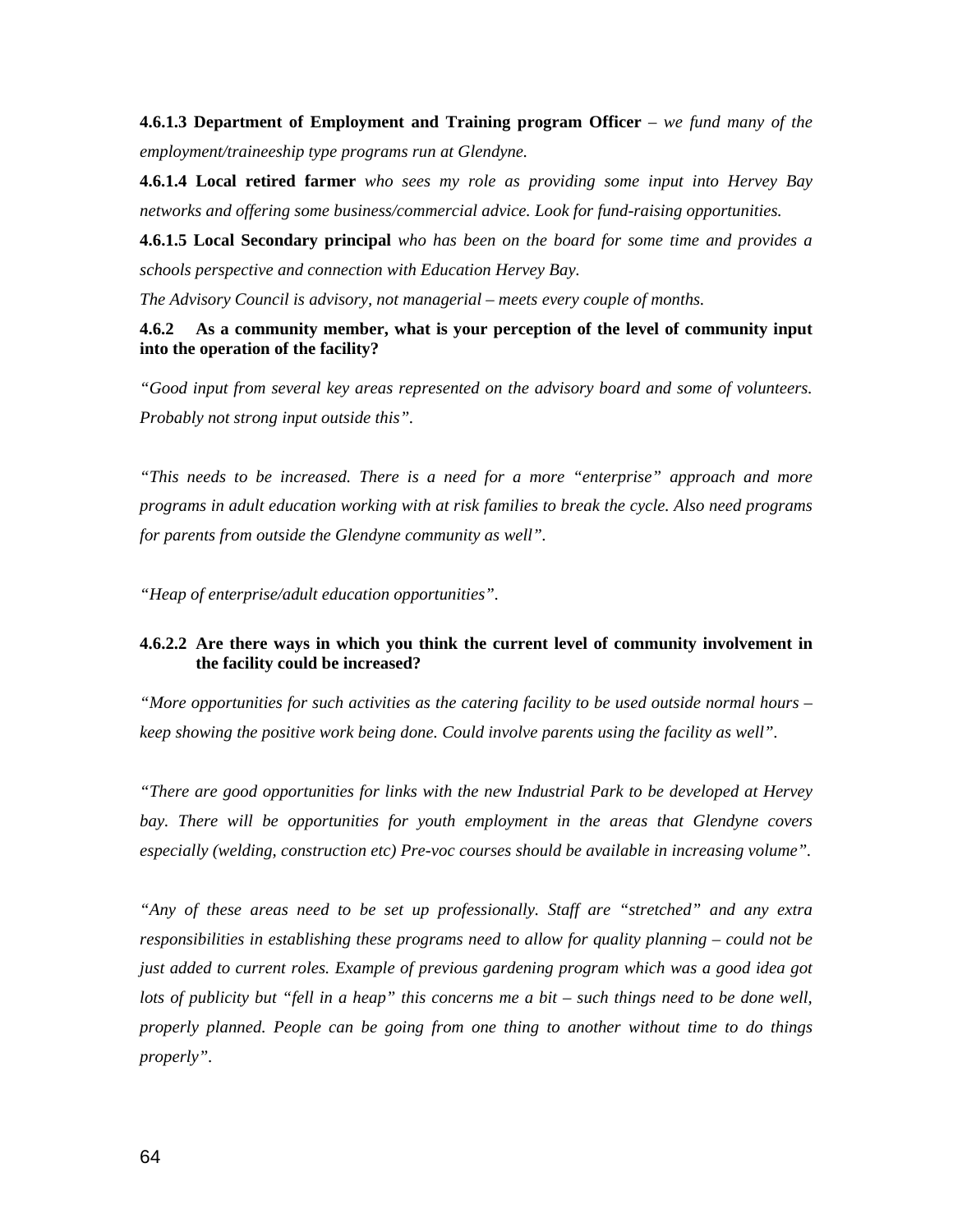**4.6.1.3 Department of Employment and Training program Officer** – *we fund many of the employment/traineeship type programs run at Glendyne.*

**4.6.1.4 Local retired farmer** *who sees my role as providing some input into Hervey Bay networks and offering some business/commercial advice. Look for fund-raising opportunities.*

**4.6.1.5 Local Secondary principal** *who has been on the board for some time and provides a schools perspective and connection with Education Hervey Bay.*

*The Advisory Council is advisory, not managerial – meets every couple of months.*

### 4.6.2 As a community member, what is your perception of the level of community input into the operation of the facility?

*"Good input from several key areas represented on the advisory board and some of volunteers. Probably not strong input outside this".*

*"This needs to be increased. There is a need for a more "enterprise" approach and more programs in adult education working with at risk families to break the cycle. Also need programs for parents from outside the Glendyne community as well".*

*"Heap of enterprise/adult education opportunities".*

#### 4.6.2.2 Are there ways in which you think the current level of community involvement in the facility could be increased?

*"More opportunities for such activities as the catering facility to be used outside normal hours – keep showing the positive work being done. Could involve parents using the facility as well".*

*"There are good opportunities for links with the new Industrial Park to be developed at Hervey bay. There will be opportunities for youth employment in the areas that Glendyne covers especially (welding, construction etc) Pre-voc courses should be available in increasing volume".*

*"Any of these areas need to be set up professionally. Staff are "stretched" and any extra responsibilities in establishing these programs need to allow for quality planning – could not be just added to current roles. Example of previous gardening program which was a good idea got lots of publicity but "fell in a heap" this concerns me a bit – such things need to be done well, properly planned. People can be going from one thing to another without time to do things properly".*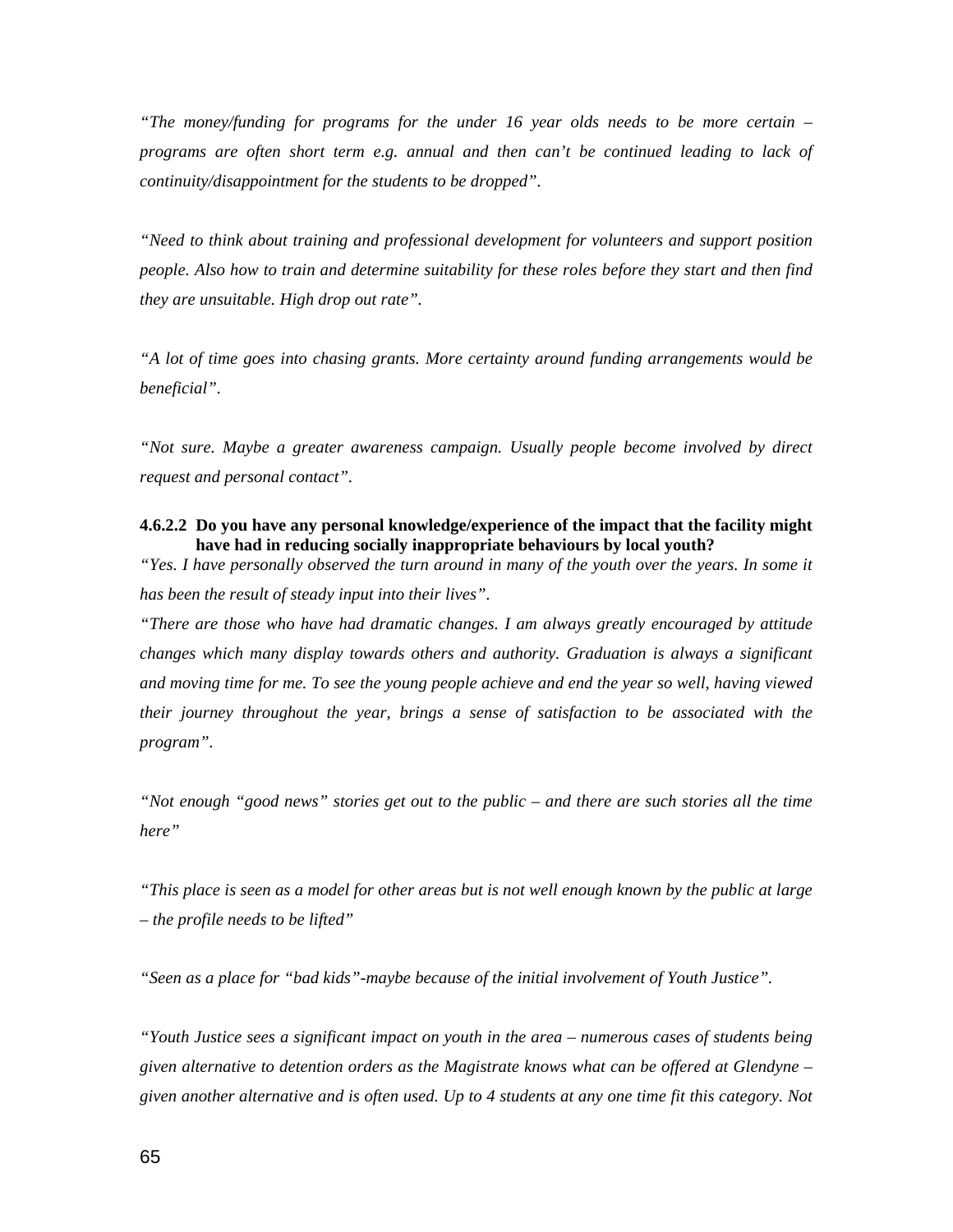*"The money/funding for programs for the under 16 year olds needs to be more certain – programs are often short term e.g. annual and then can't be continued leading to lack of continuity/disappointment for the students to be dropped".*

*"Need to think about training and professional development for volunteers and support position people. Also how to train and determine suitability for these roles before they start and then find they are unsuitable. High drop out rate".*

*"A lot of time goes into chasing grants. More certainty around funding arrangements would be beneficial".*

*"Not sure. Maybe a greater awareness campaign. Usually people become involved by direct request and personal contact".*

#### 4.6.2.2 Do you have any personal knowledge/experience of the impact that the facility might have had in reducing socially inappropriate behaviours by local youth?

*"Yes. I have personally observed the turn around in many of the youth over the years. In some it has been the result of steady input into their lives".*

*"There are those who have had dramatic changes. I am always greatly encouraged by attitude changes which many display towards others and authority. Graduation is always a significant and moving time for me. To see the young people achieve and end the year so well, having viewed their journey throughout the year, brings a sense of satisfaction to be associated with the program".*

*"Not enough "good news" stories get out to the public – and there are such stories all the time here"*

*"This place is seen as a model for other areas but is not well enough known by the public at large – the profile needs to be lifted"*

*"Seen as a place for "bad kids"-maybe because of the initial involvement of Youth Justice".*

*"Youth Justice sees a significant impact on youth in the area – numerous cases of students being given alternative to detention orders as the Magistrate knows what can be offered at Glendyne – given another alternative and is often used. Up to 4 students at any one time fit this category. Not*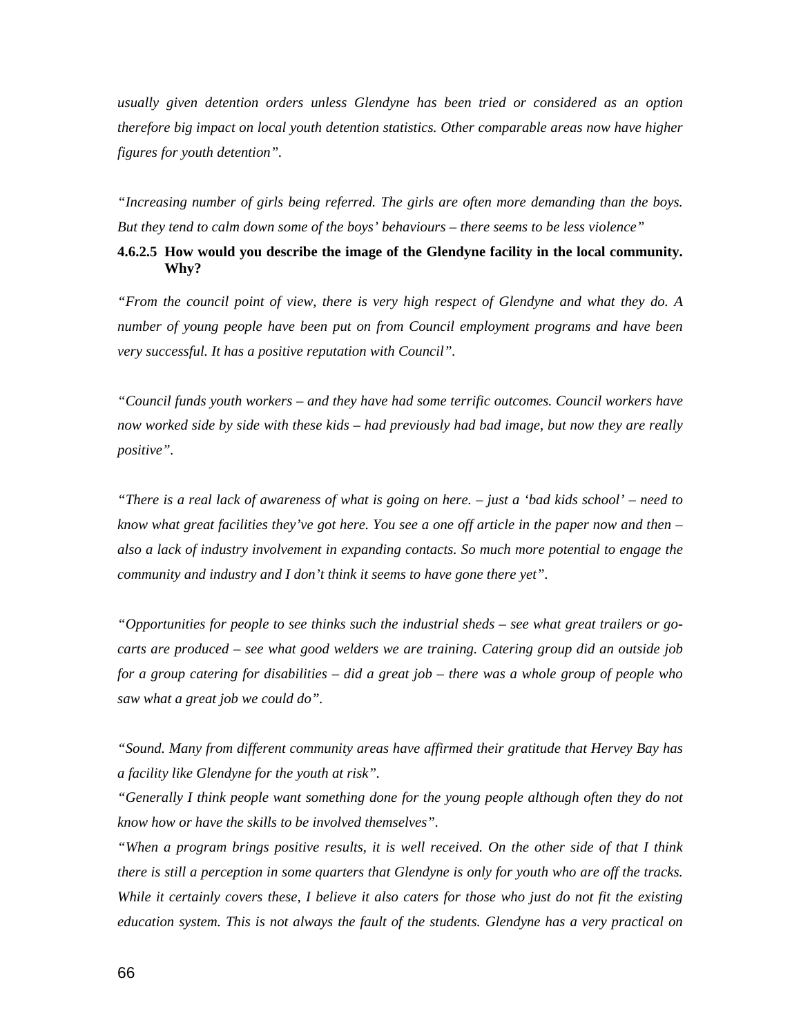*usually given detention orders unless Glendyne has been tried or considered as an option therefore big impact on local youth detention statistics. Other comparable areas now have higher figures for youth detention".*

*"Increasing number of girls being referred. The girls are often more demanding than the boys. But they tend to calm down some of the boys' behaviours – there seems to be less violence"*

#### 4.6.2.5 How would you describe the image of the Glendyne facility in the local community. Why?

*"From the council point of view, there is very high respect of Glendyne and what they do. A number of young people have been put on from Council employment programs and have been very successful. It has a positive reputation with Council".*

*"Council funds youth workers – and they have had some terrific outcomes. Council workers have now worked side by side with these kids – had previously had bad image, but now they are really positive".*

*"There is a real lack of awareness of what is going on here. – just a 'bad kids school' – need to know what great facilities they've got here. You see a one off article in the paper now and then – also a lack of industry involvement in expanding contacts. So much more potential to engage the community and industry and I don't think it seems to have gone there yet".*

*"Opportunities for people to see thinks such the industrial sheds – see what great trailers or go-carts are produced – see what good welders we are training. Catering group did an outside job for a group catering for disabilities – did a great job – there was a whole group of people who saw what a great job we could do".*

*"Sound. Many from different community areas have affirmed their gratitude that Hervey Bay has a facility like Glendyne for the youth at risk".*

*"Generally I think people want something done for the young people although often they do not know how or have the skills to be involved themselves".*

*"When a program brings positive results, it is well received. On the other side of that I think there is still a perception in some quarters that Glendyne is only for youth who are off the tracks. While it certainly covers these, I believe it also caters for those who just do not fit the existing education system. This is not always the fault of the students. Glendyne has a very practical on*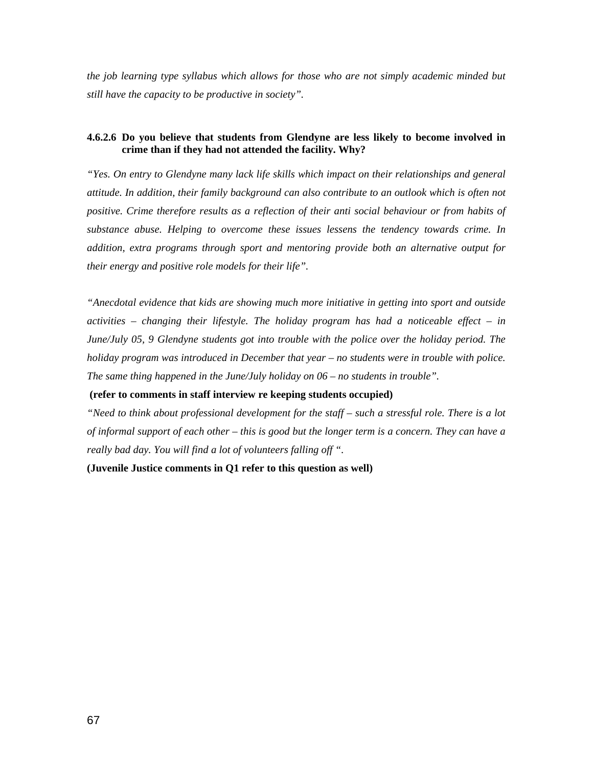*the job learning type syllabus which allows for those who are not simply academic minded but still have the capacity to be productive in society".*

#### 4.6.2.6 Do you believe that students from Glendyne are less likely to become involved in crime than if they had not attended the facility. Why?

*"Yes. On entry to Glendyne many lack life skills which impact on their relationships and general attitude. In addition, their family background can also contribute to an outlook which is often not positive. Crime therefore results as a reflection of their anti social behaviour or from habits of substance abuse. Helping to overcome these issues lessens the tendency towards crime. In addition, extra programs through sport and mentoring provide both an alternative output for their energy and positive role models for their life".*

*"Anecdotal evidence that kids are showing much more initiative in getting into sport and outside activities – changing their lifestyle. The holiday program has had a noticeable effect – in June/July 05, 9 Glendyne students got into trouble with the police over the holiday period. The holiday program was introduced in December that year – no students were in trouble with police. The same thing happened in the June/July holiday on 06 – no students in trouble".*

**(refer to comments in staff interview re keeping students occupied)**

*"Need to think about professional development for the staff – such a stressful role. There is a lot of informal support of each other – this is good but the longer term is a concern. They can have a really bad day. You will find a lot of volunteers falling off ".*

**(Juvenile Justice comments in Q1 refer to this question as well)**